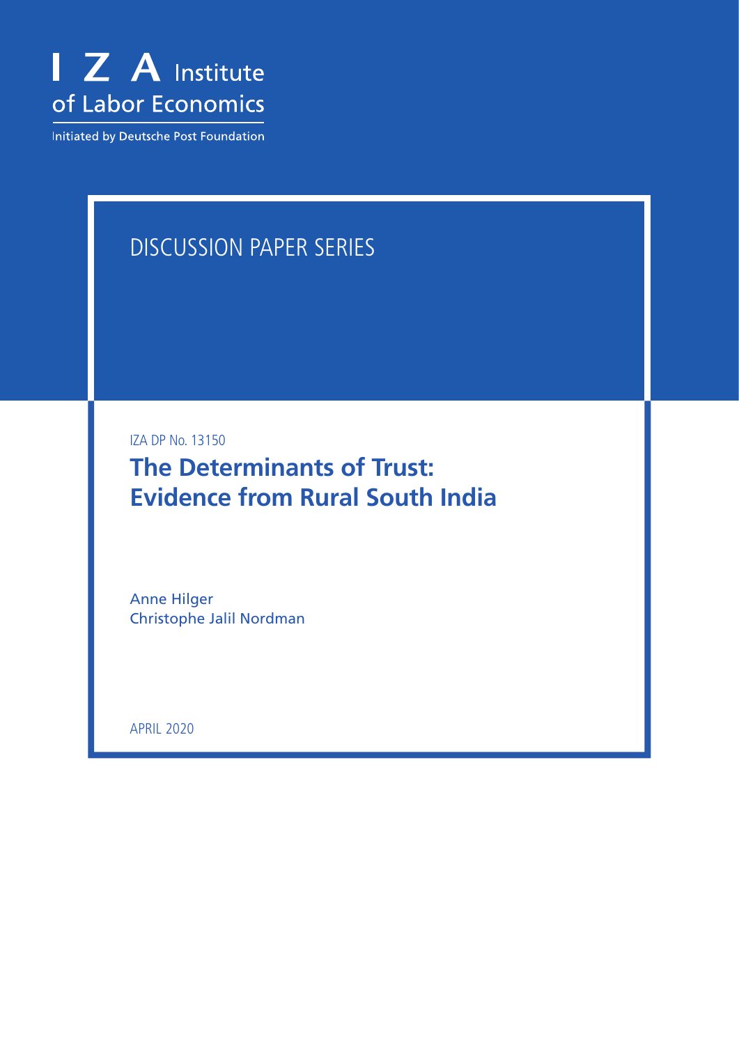I Z A Institute of Labor Economics

Initiated by Deutsche Post Foundation

DISCUSSION PAPER SERIES

IZA DP No. 13150

# The Determinants of Trust: Evidence from Rural South India

Anne Hilger
Christophe Jalil Nordman

APRIL 2020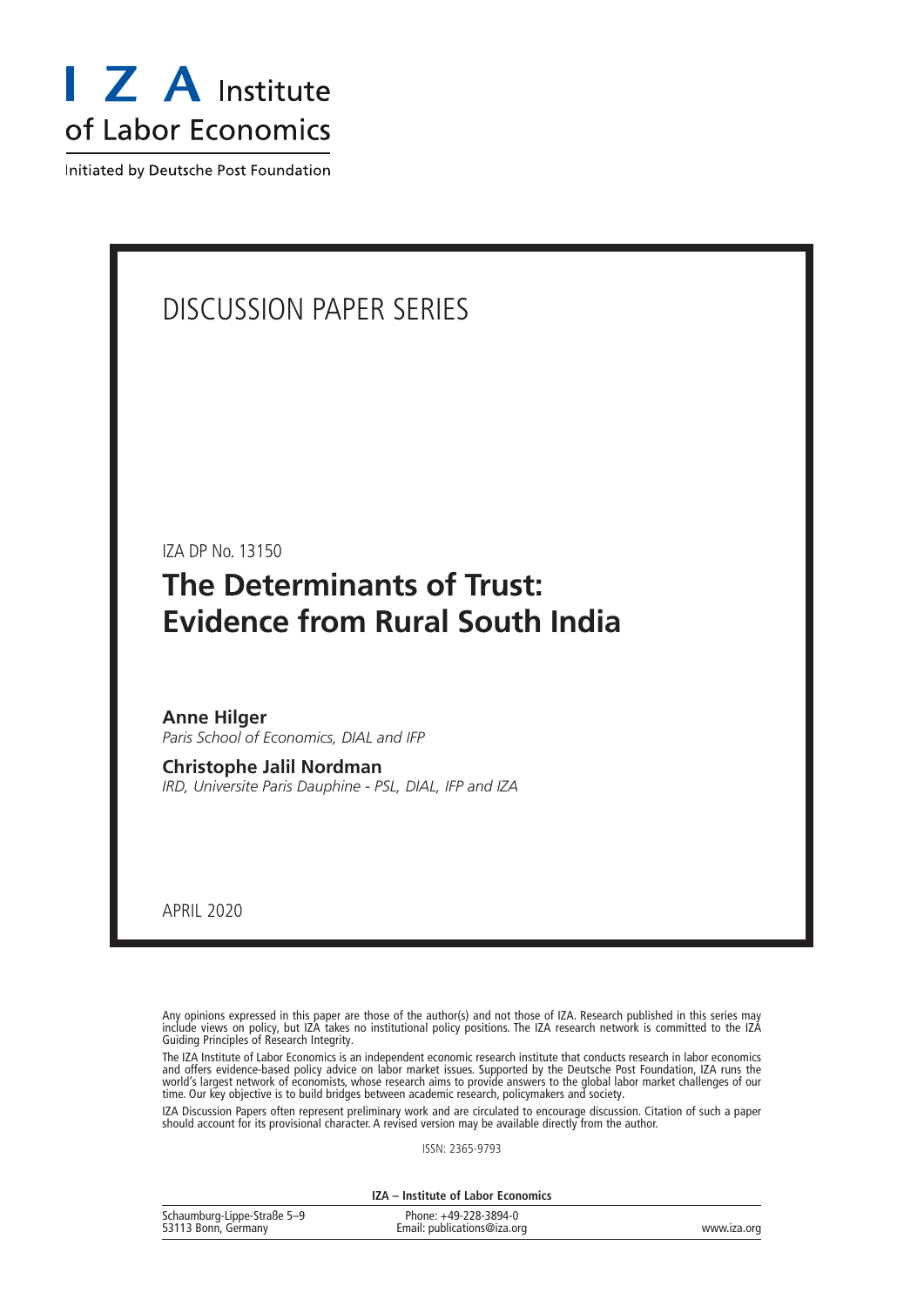I Z A Institute of Labor Economics

Initiated by Deutsche Post Foundation

DISCUSSION PAPER SERIES

IZA DP No. 13150

# The Determinants of Trust: Evidence from Rural South India

**Anne Hilger**
*Paris School of Economics, DIAL and IFP*

**Christophe Jalil Nordman**
*IRD, Universite Paris Dauphine - PSL, DIAL, IFP and IZA*

APRIL 2020

Any opinions expressed in this paper are those of the author(s) and not those of IZA. Research published in this series may include views on policy, but IZA takes no institutional policy positions. The IZA research network is committed to the IZA Guiding Principles of Research Integrity.

The IZA Institute of Labor Economics is an independent economic research institute that conducts research in labor economics and offers evidence-based policy advice on labor market issues. Supported by the Deutsche Post Foundation, IZA runs the world's largest network of economists, whose research aims to provide answers to the global labor market challenges of our time. Our key objective is to build bridges between academic research, policymakers and society.

IZA Discussion Papers often represent preliminary work and are circulated to encourage discussion. Citation of such a paper should account for its provisional character. A revised version may be available directly from the author.

ISSN: 2365-9793

**IZA – Institute of Labor Economics**

Schaumburg-Lippe-Straße 5–9
53113 Bonn, Germany

Phone: +49-228-3894-0
Email: publications@iza.org

www.iza.org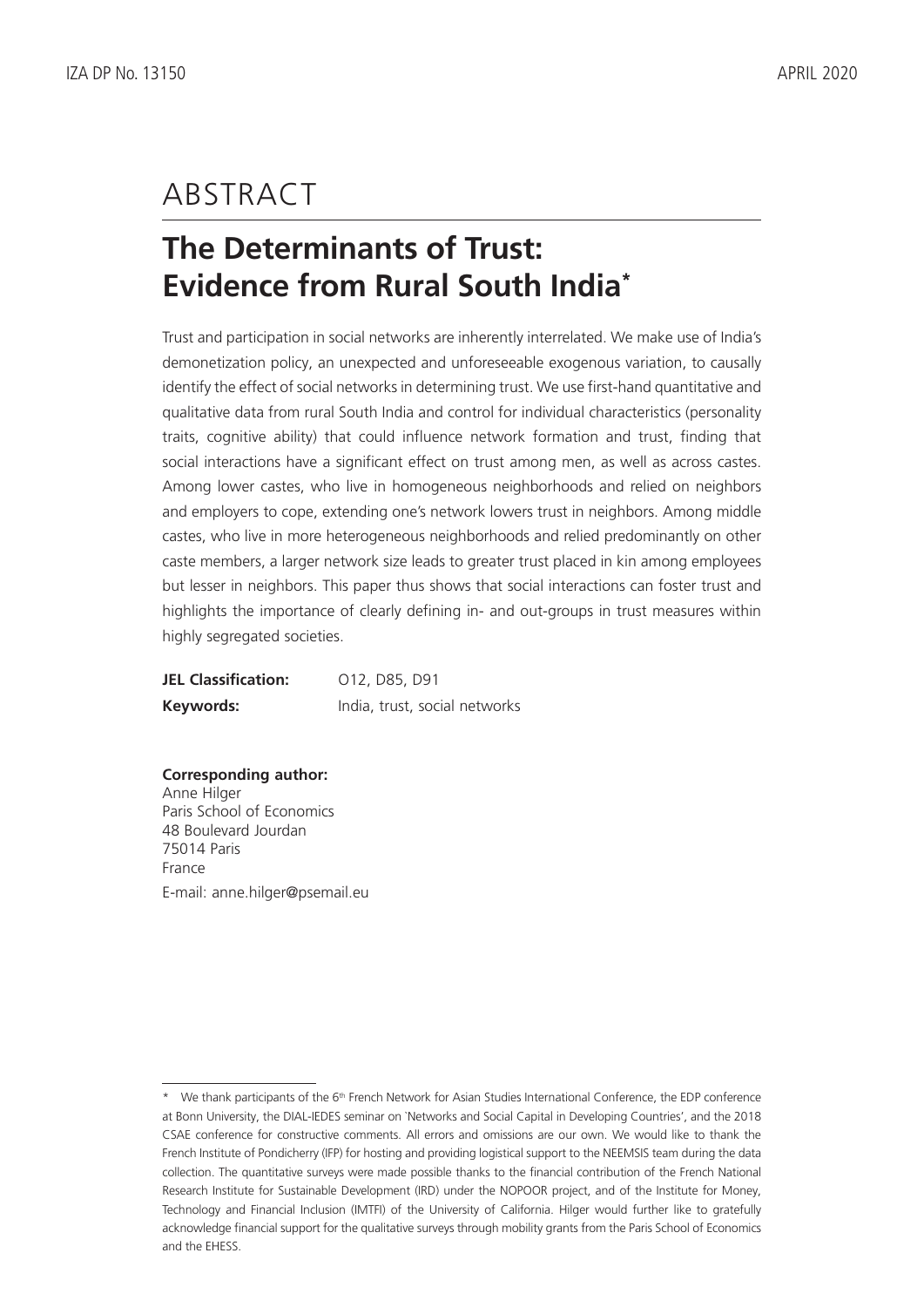# ABSTRACT

## The Determinants of Trust: Evidence from Rural South India*

Trust and participation in social networks are inherently interrelated. We make use of India's demonetization policy, an unexpected and unforeseeable exogenous variation, to causally identify the effect of social networks in determining trust. We use first-hand quantitative and qualitative data from rural South India and control for individual characteristics (personality traits, cognitive ability) that could influence network formation and trust, finding that social interactions have a significant effect on trust among men, as well as across castes. Among lower castes, who live in homogeneous neighborhoods and relied on neighbors and employers to cope, extending one's network lowers trust in neighbors. Among middle castes, who live in more heterogeneous neighborhoods and relied predominantly on other caste members, a larger network size leads to greater trust placed in kin among employees but lesser in neighbors. This paper thus shows that social interactions can foster trust and highlights the importance of clearly defining in- and out-groups in trust measures within highly segregated societies.

**JEL Classification:** O12, D85, D91

**Keywords:** India, trust, social networks

**Corresponding author:**
Anne Hilger
Paris School of Economics
48 Boulevard Jourdan
75014 Paris
France
E-mail: anne.hilger@psemail.eu

---

\* We thank participants of the 6th French Network for Asian Studies International Conference, the EDP conference at Bonn University, the DIAL-IEDES seminar on 'Networks and Social Capital in Developing Countries', and the 2018 CSAE conference for constructive comments. All errors and omissions are our own. We would like to thank the French Institute of Pondicherry (IFP) for hosting and providing logistical support to the NEEMSIS team during the data collection. The quantitative surveys were made possible thanks to the financial contribution of the French National Research Institute for Sustainable Development (IRD) under the NOPOOR project, and of the Institute for Money, Technology and Financial Inclusion (IMTFI) of the University of California. Hilger would further like to gratefully acknowledge financial support for the qualitative surveys through mobility grants from the Paris School of Economics and the EHESS.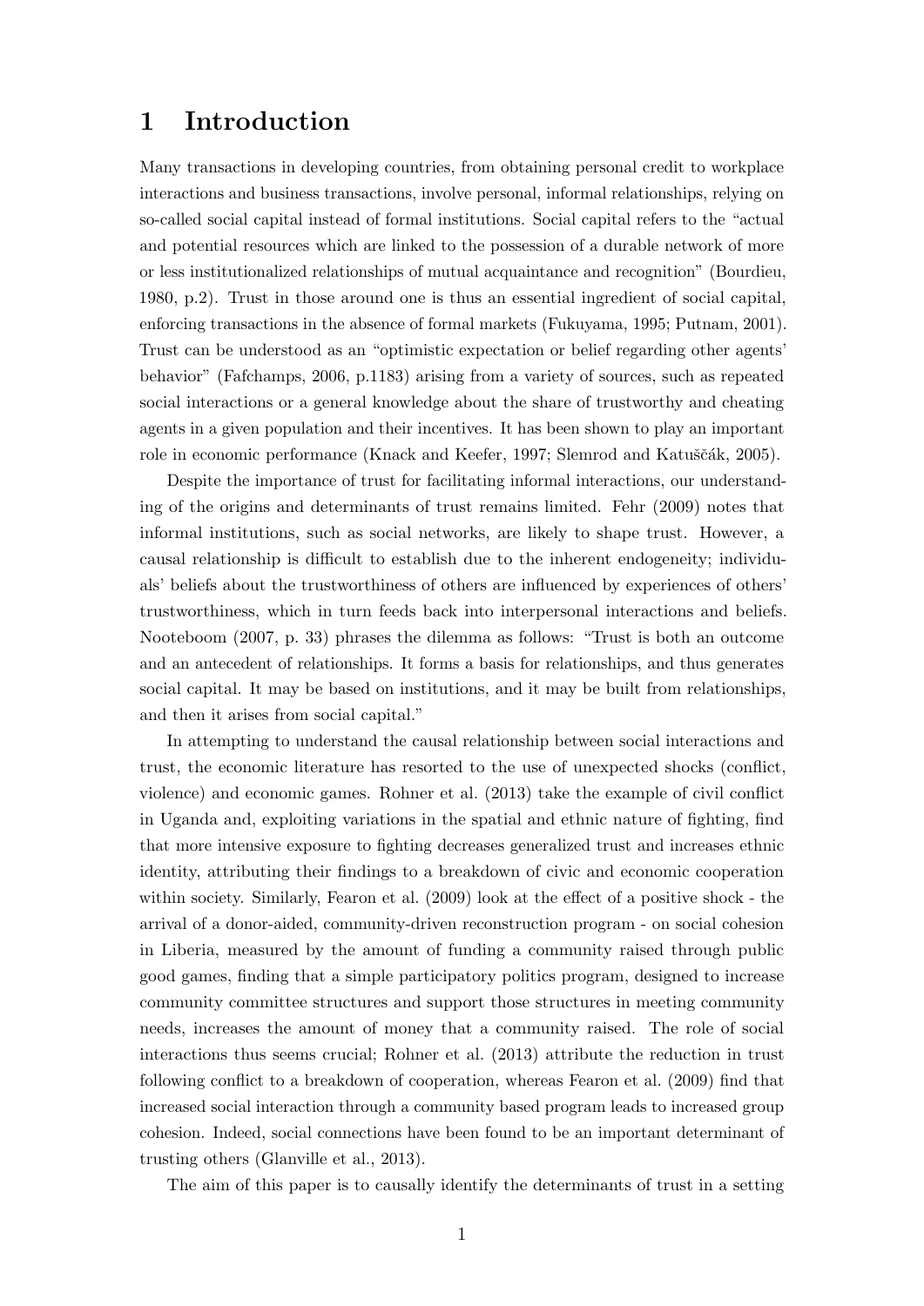# 1 Introduction

Many transactions in developing countries, from obtaining personal credit to workplace interactions and business transactions, involve personal, informal relationships, relying on so-called social capital instead of formal institutions. Social capital refers to the "actual and potential resources which are linked to the possession of a durable network of more or less institutionalized relationships of mutual acquaintance and recognition" (Bourdieu, 1980, p.2). Trust in those around one is thus an essential ingredient of social capital, enforcing transactions in the absence of formal markets (Fukuyama, 1995; Putnam, 2001). Trust can be understood as an "optimistic expectation or belief regarding other agents' behavior" (Fafchamps, 2006, p.1183) arising from a variety of sources, such as repeated social interactions or a general knowledge about the share of trustworthy and cheating agents in a given population and their incentives. It has been shown to play an important role in economic performance (Knack and Keefer, 1997; Slemrod and Katuščák, 2005).

Despite the importance of trust for facilitating informal interactions, our understanding of the origins and determinants of trust remains limited. Fehr (2009) notes that informal institutions, such as social networks, are likely to shape trust. However, a causal relationship is difficult to establish due to the inherent endogeneity; individuals' beliefs about the trustworthiness of others are influenced by experiences of others' trustworthiness, which in turn feeds back into interpersonal interactions and beliefs. Nooteboom (2007, p. 33) phrases the dilemma as follows: "Trust is both an outcome and an antecedent of relationships. It forms a basis for relationships, and thus generates social capital. It may be based on institutions, and it may be built from relationships, and then it arises from social capital."

In attempting to understand the causal relationship between social interactions and trust, the economic literature has resorted to the use of unexpected shocks (conflict, violence) and economic games. Rohner et al. (2013) take the example of civil conflict in Uganda and, exploiting variations in the spatial and ethnic nature of fighting, find that more intensive exposure to fighting decreases generalized trust and increases ethnic identity, attributing their findings to a breakdown of civic and economic cooperation within society. Similarly, Fearon et al. (2009) look at the effect of a positive shock - the arrival of a donor-aided, community-driven reconstruction program - on social cohesion in Liberia, measured by the amount of funding a community raised through public good games, finding that a simple participatory politics program, designed to increase community committee structures and support those structures in meeting community needs, increases the amount of money that a community raised. The role of social interactions thus seems crucial; Rohner et al. (2013) attribute the reduction in trust following conflict to a breakdown of cooperation, whereas Fearon et al. (2009) find that increased social interaction through a community based program leads to increased group cohesion. Indeed, social connections have been found to be an important determinant of trusting others (Glanville et al., 2013).

The aim of this paper is to causally identify the determinants of trust in a setting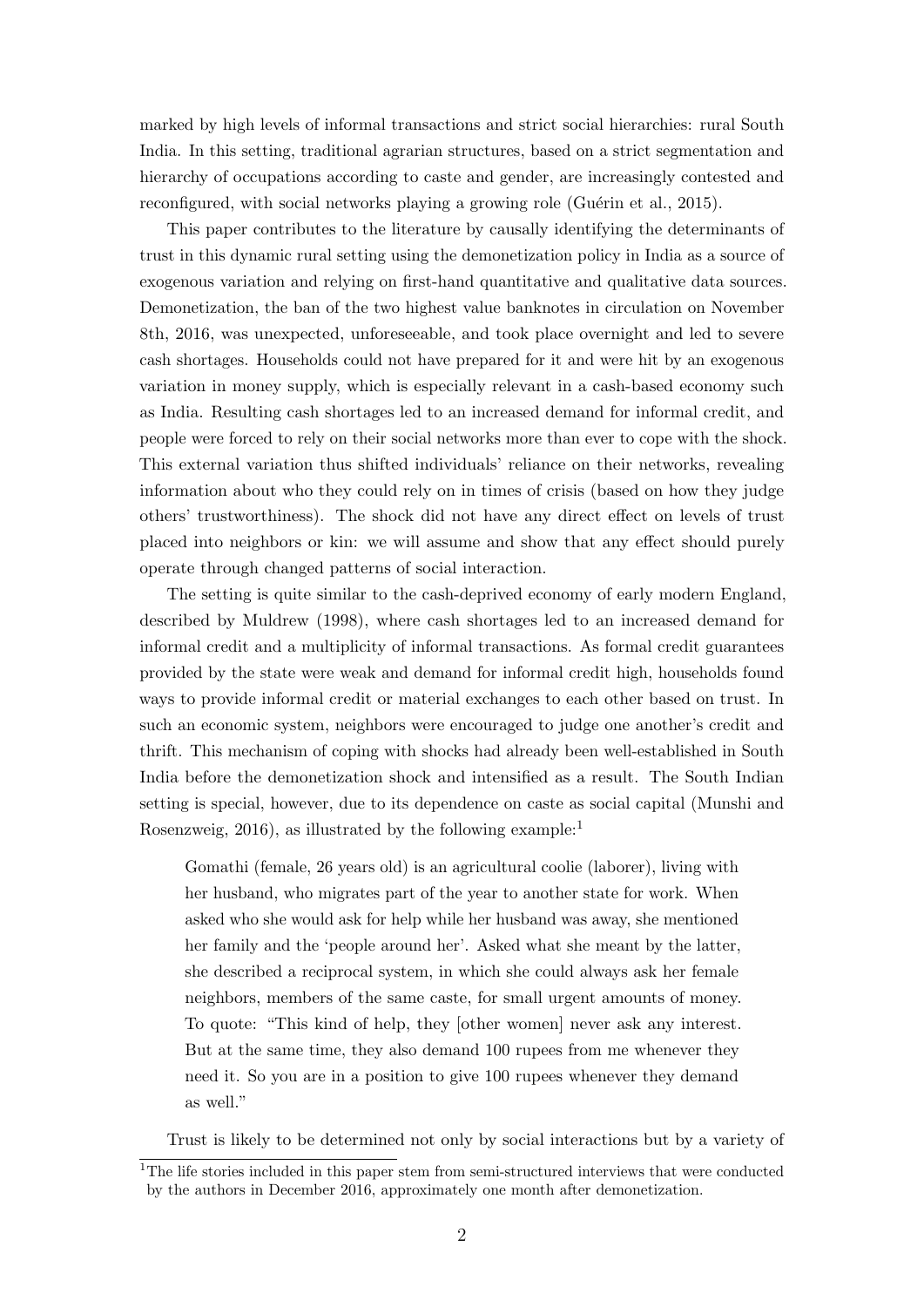marked by high levels of informal transactions and strict social hierarchies: rural South India. In this setting, traditional agrarian structures, based on a strict segmentation and hierarchy of occupations according to caste and gender, are increasingly contested and reconfigured, with social networks playing a growing role (Guérin et al., 2015).

This paper contributes to the literature by causally identifying the determinants of trust in this dynamic rural setting using the demonetization policy in India as a source of exogenous variation and relying on first-hand quantitative and qualitative data sources. Demonetization, the ban of the two highest value banknotes in circulation on November 8th, 2016, was unexpected, unforeseeable, and took place overnight and led to severe cash shortages. Households could not have prepared for it and were hit by an exogenous variation in money supply, which is especially relevant in a cash-based economy such as India. Resulting cash shortages led to an increased demand for informal credit, and people were forced to rely on their social networks more than ever to cope with the shock. This external variation thus shifted individuals' reliance on their networks, revealing information about who they could rely on in times of crisis (based on how they judge others' trustworthiness). The shock did not have any direct effect on levels of trust placed into neighbors or kin: we will assume and show that any effect should purely operate through changed patterns of social interaction.

The setting is quite similar to the cash-deprived economy of early modern England, described by Muldrew (1998), where cash shortages led to an increased demand for informal credit and a multiplicity of informal transactions. As formal credit guarantees provided by the state were weak and demand for informal credit high, households found ways to provide informal credit or material exchanges to each other based on trust. In such an economic system, neighbors were encouraged to judge one another's credit and thrift. This mechanism of coping with shocks had already been well-established in South India before the demonetization shock and intensified as a result. The South Indian setting is special, however, due to its dependence on caste as social capital (Munshi and Rosenzweig, 2016), as illustrated by the following example:[1]

> Gomathi (female, 26 years old) is an agricultural coolie (laborer), living with her husband, who migrates part of the year to another state for work. When asked who she would ask for help while her husband was away, she mentioned her family and the 'people around her'. Asked what she meant by the latter, she described a reciprocal system, in which she could always ask her female neighbors, members of the same caste, for small urgent amounts of money. To quote: "This kind of help, they [other women] never ask any interest. But at the same time, they also demand 100 rupees from me whenever they need it. So you are in a position to give 100 rupees whenever they demand as well."

Trust is likely to be determined not only by social interactions but by a variety of

[1] The life stories included in this paper stem from semi-structured interviews that were conducted by the authors in December 2016, approximately one month after demonetization.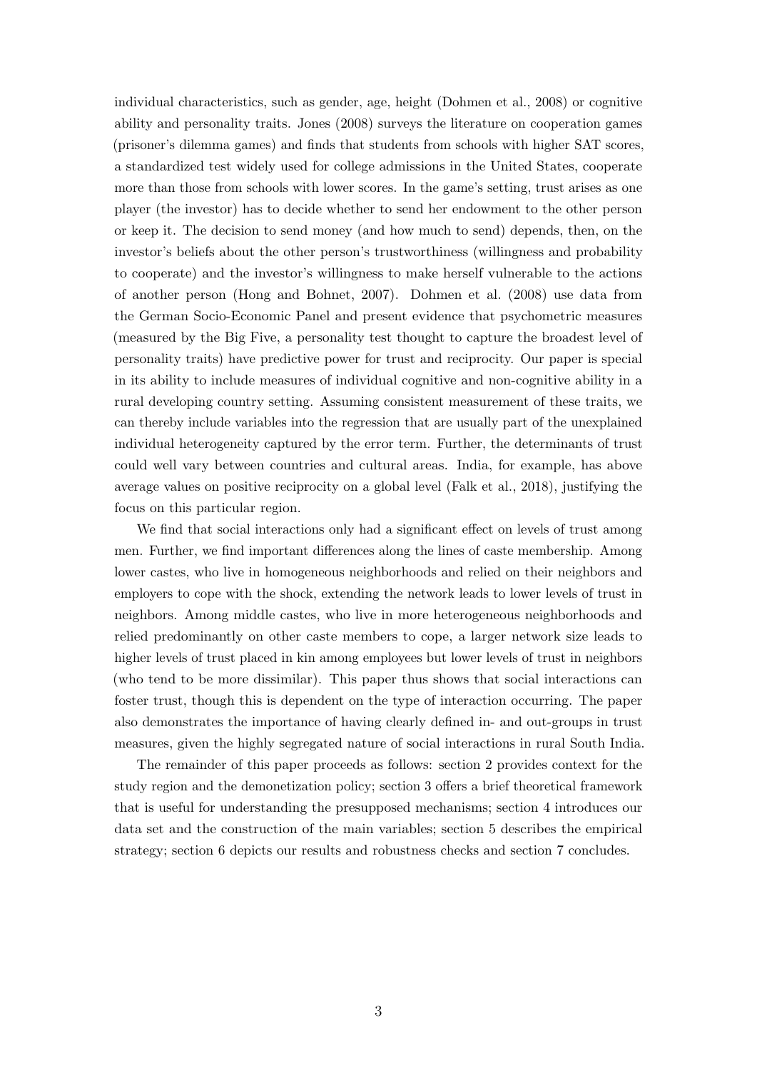individual characteristics, such as gender, age, height (Dohmen et al., 2008) or cognitive ability and personality traits. Jones (2008) surveys the literature on cooperation games (prisoner's dilemma games) and finds that students from schools with higher SAT scores, a standardized test widely used for college admissions in the United States, cooperate more than those from schools with lower scores. In the game's setting, trust arises as one player (the investor) has to decide whether to send her endowment to the other person or keep it. The decision to send money (and how much to send) depends, then, on the investor's beliefs about the other person's trustworthiness (willingness and probability to cooperate) and the investor's willingness to make herself vulnerable to the actions of another person (Hong and Bohnet, 2007). Dohmen et al. (2008) use data from the German Socio-Economic Panel and present evidence that psychometric measures (measured by the Big Five, a personality test thought to capture the broadest level of personality traits) have predictive power for trust and reciprocity. Our paper is special in its ability to include measures of individual cognitive and non-cognitive ability in a rural developing country setting. Assuming consistent measurement of these traits, we can thereby include variables into the regression that are usually part of the unexplained individual heterogeneity captured by the error term. Further, the determinants of trust could well vary between countries and cultural areas. India, for example, has above average values on positive reciprocity on a global level (Falk et al., 2018), justifying the focus on this particular region.

We find that social interactions only had a significant effect on levels of trust among men. Further, we find important differences along the lines of caste membership. Among lower castes, who live in homogeneous neighborhoods and relied on their neighbors and employers to cope with the shock, extending the network leads to lower levels of trust in neighbors. Among middle castes, who live in more heterogeneous neighborhoods and relied predominantly on other caste members to cope, a larger network size leads to higher levels of trust placed in kin among employees but lower levels of trust in neighbors (who tend to be more dissimilar). This paper thus shows that social interactions can foster trust, though this is dependent on the type of interaction occurring. The paper also demonstrates the importance of having clearly defined in- and out-groups in trust measures, given the highly segregated nature of social interactions in rural South India.

The remainder of this paper proceeds as follows: section 2 provides context for the study region and the demonetization policy; section 3 offers a brief theoretical framework that is useful for understanding the presupposed mechanisms; section 4 introduces our data set and the construction of the main variables; section 5 describes the empirical strategy; section 6 depicts our results and robustness checks and section 7 concludes.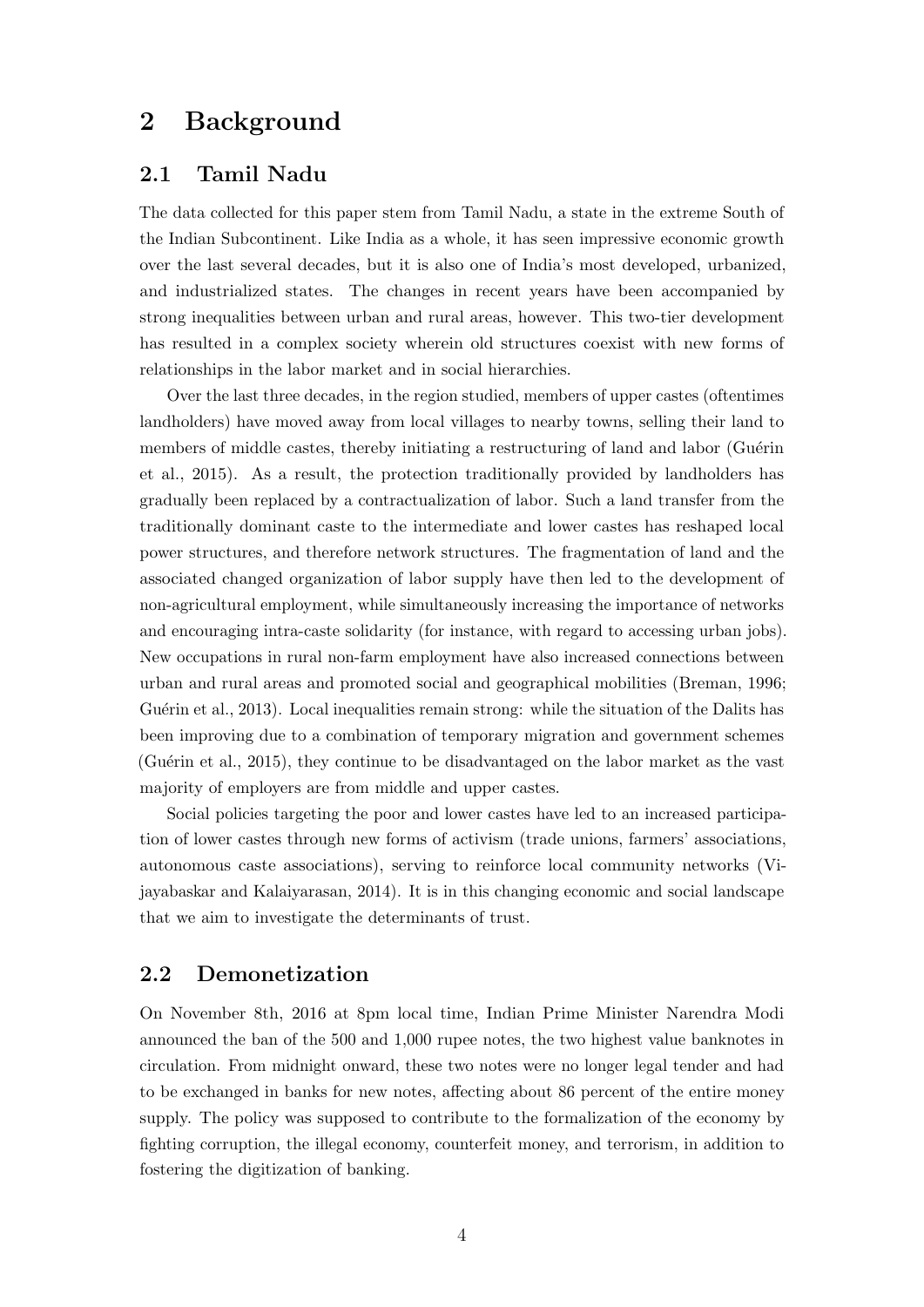# 2 Background

## 2.1 Tamil Nadu

The data collected for this paper stem from Tamil Nadu, a state in the extreme South of the Indian Subcontinent. Like India as a whole, it has seen impressive economic growth over the last several decades, but it is also one of India's most developed, urbanized, and industrialized states. The changes in recent years have been accompanied by strong inequalities between urban and rural areas, however. This two-tier development has resulted in a complex society wherein old structures coexist with new forms of relationships in the labor market and in social hierarchies.

Over the last three decades, in the region studied, members of upper castes (oftentimes landholders) have moved away from local villages to nearby towns, selling their land to members of middle castes, thereby initiating a restructuring of land and labor (Guérin et al., 2015). As a result, the protection traditionally provided by landholders has gradually been replaced by a contractualization of labor. Such a land transfer from the traditionally dominant caste to the intermediate and lower castes has reshaped local power structures, and therefore network structures. The fragmentation of land and the associated changed organization of labor supply have then led to the development of non-agricultural employment, while simultaneously increasing the importance of networks and encouraging intra-caste solidarity (for instance, with regard to accessing urban jobs). New occupations in rural non-farm employment have also increased connections between urban and rural areas and promoted social and geographical mobilities (Breman, 1996; Guérin et al., 2013). Local inequalities remain strong: while the situation of the Dalits has been improving due to a combination of temporary migration and government schemes (Guérin et al., 2015), they continue to be disadvantaged on the labor market as the vast majority of employers are from middle and upper castes.

Social policies targeting the poor and lower castes have led to an increased participation of lower castes through new forms of activism (trade unions, farmers' associations, autonomous caste associations), serving to reinforce local community networks (Vijayabaskar and Kalaiyarasan, 2014). It is in this changing economic and social landscape that we aim to investigate the determinants of trust.

## 2.2 Demonetization

On November 8th, 2016 at 8pm local time, Indian Prime Minister Narendra Modi announced the ban of the 500 and 1,000 rupee notes, the two highest value banknotes in circulation. From midnight onward, these two notes were no longer legal tender and had to be exchanged in banks for new notes, affecting about 86 percent of the entire money supply. The policy was supposed to contribute to the formalization of the economy by fighting corruption, the illegal economy, counterfeit money, and terrorism, in addition to fostering the digitization of banking.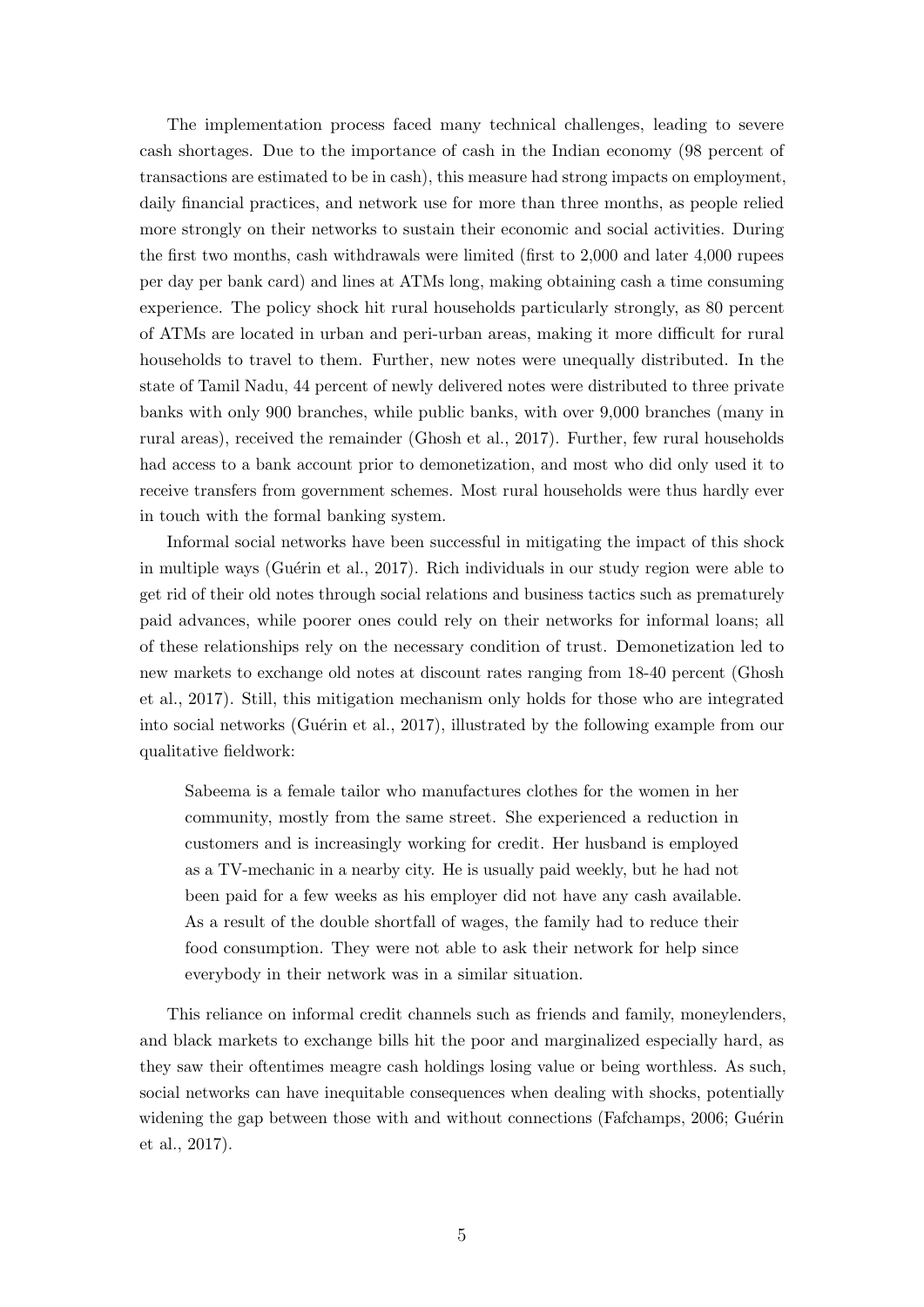The implementation process faced many technical challenges, leading to severe cash shortages. Due to the importance of cash in the Indian economy (98 percent of transactions are estimated to be in cash), this measure had strong impacts on employment, daily financial practices, and network use for more than three months, as people relied more strongly on their networks to sustain their economic and social activities. During the first two months, cash withdrawals were limited (first to 2,000 and later 4,000 rupees per day per bank card) and lines at ATMs long, making obtaining cash a time consuming experience. The policy shock hit rural households particularly strongly, as 80 percent of ATMs are located in urban and peri-urban areas, making it more difficult for rural households to travel to them. Further, new notes were unequally distributed. In the state of Tamil Nadu, 44 percent of newly delivered notes were distributed to three private banks with only 900 branches, while public banks, with over 9,000 branches (many in rural areas), received the remainder (Ghosh et al., 2017). Further, few rural households had access to a bank account prior to demonetization, and most who did only used it to receive transfers from government schemes. Most rural households were thus hardly ever in touch with the formal banking system.

Informal social networks have been successful in mitigating the impact of this shock in multiple ways (Guérin et al., 2017). Rich individuals in our study region were able to get rid of their old notes through social relations and business tactics such as prematurely paid advances, while poorer ones could rely on their networks for informal loans; all of these relationships rely on the necessary condition of trust. Demonetization led to new markets to exchange old notes at discount rates ranging from 18-40 percent (Ghosh et al., 2017). Still, this mitigation mechanism only holds for those who are integrated into social networks (Guérin et al., 2017), illustrated by the following example from our qualitative fieldwork:

> Sabeema is a female tailor who manufactures clothes for the women in her community, mostly from the same street. She experienced a reduction in customers and is increasingly working for credit. Her husband is employed as a TV-mechanic in a nearby city. He is usually paid weekly, but he had not been paid for a few weeks as his employer did not have any cash available. As a result of the double shortfall of wages, the family had to reduce their food consumption. They were not able to ask their network for help since everybody in their network was in a similar situation.

This reliance on informal credit channels such as friends and family, moneylenders, and black markets to exchange bills hit the poor and marginalized especially hard, as they saw their oftentimes meagre cash holdings losing value or being worthless. As such, social networks can have inequitable consequences when dealing with shocks, potentially widening the gap between those with and without connections (Fafchamps, 2006; Guérin et al., 2017).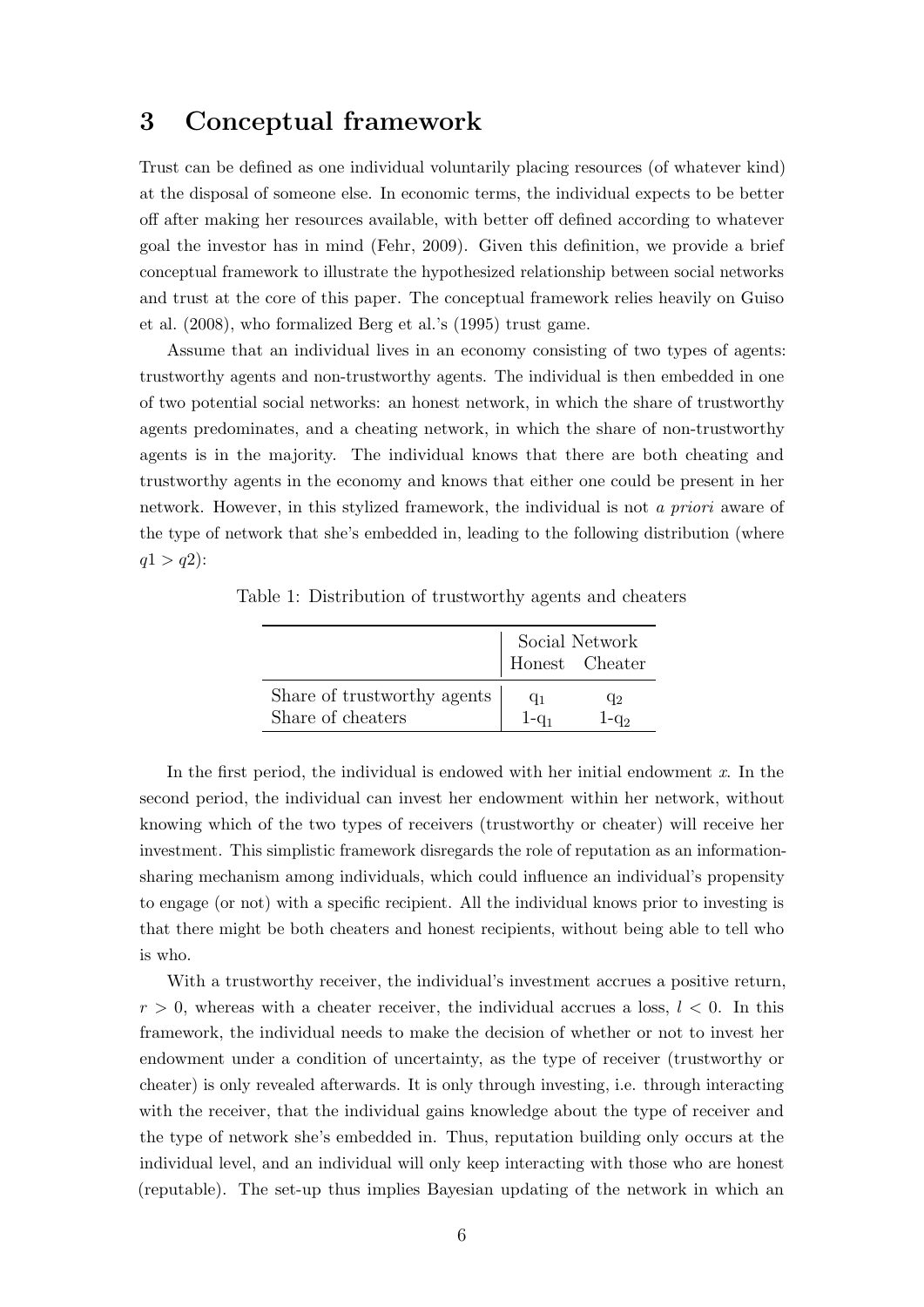## 3 Conceptual framework

Trust can be defined as one individual voluntarily placing resources (of whatever kind) at the disposal of someone else. In economic terms, the individual expects to be better off after making her resources available, with better off defined according to whatever goal the investor has in mind (Fehr, 2009). Given this definition, we provide a brief conceptual framework to illustrate the hypothesized relationship between social networks and trust at the core of this paper. The conceptual framework relies heavily on Guiso et al. (2008), who formalized Berg et al.'s (1995) trust game.

Assume that an individual lives in an economy consisting of two types of agents: trustworthy agents and non-trustworthy agents. The individual is then embedded in one of two potential social networks: an honest network, in which the share of trustworthy agents predominates, and a cheating network, in which the share of non-trustworthy agents is in the majority. The individual knows that there are both cheating and trustworthy agents in the economy and knows that either one could be present in her network. However, in this stylized framework, the individual is not *a priori* aware of the type of network that she's embedded in, leading to the following distribution (where $q1 > q2$):

Table 1: Distribution of trustworthy agents and cheaters

| | Social Network | |
|---|---|---|
| | Honest | Cheater |
| Share of trustworthy agents | $q_1$ | $q_2$ |
| Share of cheaters | $1-q_1$ | $1-q_2$ |

In the first period, the individual is endowed with her initial endowment $x$. In the second period, the individual can invest her endowment within her network, without knowing which of the two types of receivers (trustworthy or cheater) will receive her investment. This simplistic framework disregards the role of reputation as an information-sharing mechanism among individuals, which could influence an individual's propensity to engage (or not) with a specific recipient. All the individual knows prior to investing is that there might be both cheaters and honest recipients, without being able to tell who is who.

With a trustworthy receiver, the individual's investment accrues a positive return, $r > 0$, whereas with a cheater receiver, the individual accrues a loss, $l < 0$. In this framework, the individual needs to make the decision of whether or not to invest her endowment under a condition of uncertainty, as the type of receiver (trustworthy or cheater) is only revealed afterwards. It is only through investing, i.e. through interacting with the receiver, that the individual gains knowledge about the type of receiver and the type of network she's embedded in. Thus, reputation building only occurs at the individual level, and an individual will only keep interacting with those who are honest (reputable). The set-up thus implies Bayesian updating of the network in which an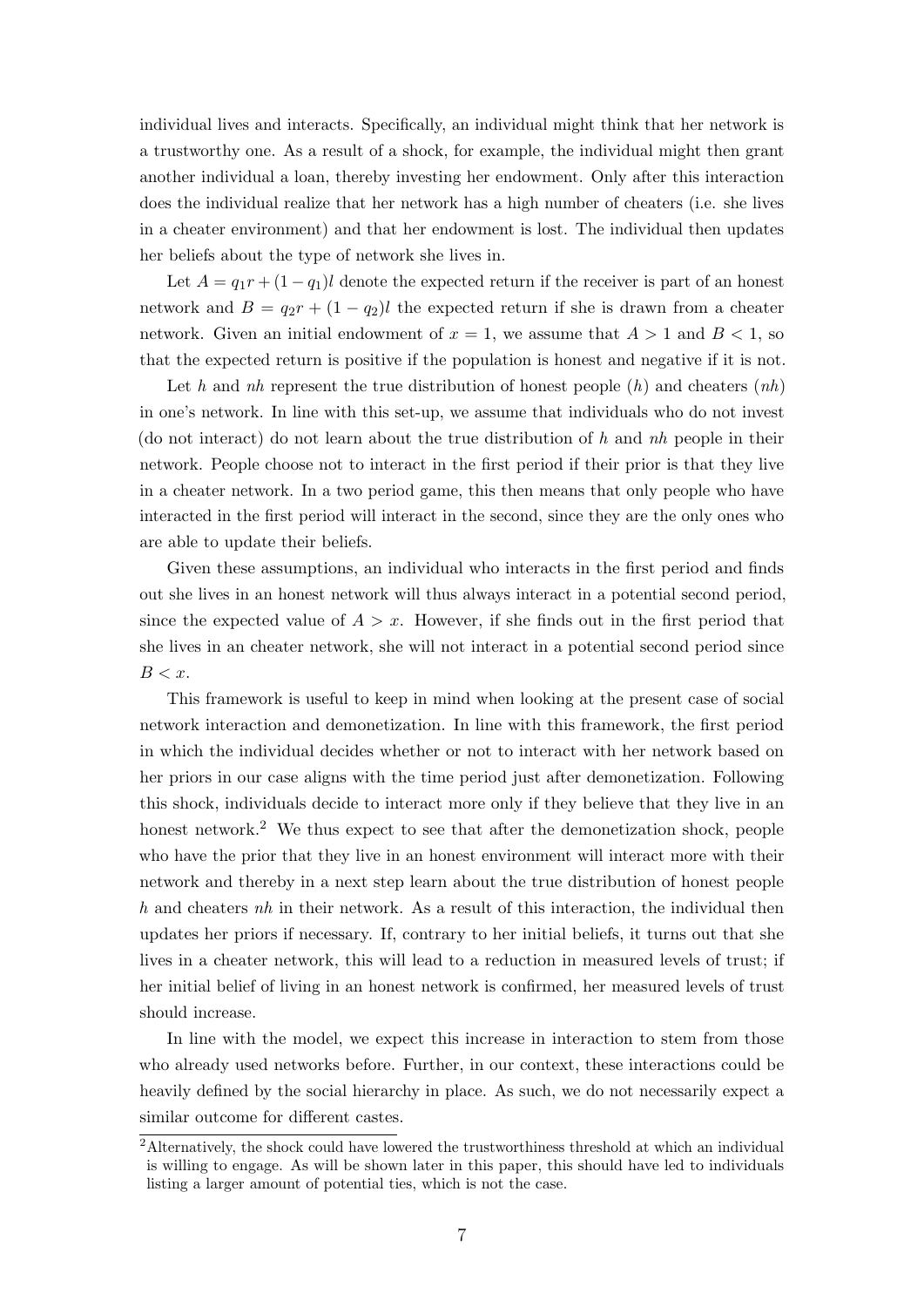individual lives and interacts. Specifically, an individual might think that her network is a trustworthy one. As a result of a shock, for example, the individual might then grant another individual a loan, thereby investing her endowment. Only after this interaction does the individual realize that her network has a high number of cheaters (i.e. she lives in a cheater environment) and that her endowment is lost. The individual then updates her beliefs about the type of network she lives in.

Let $A = q_1 r + (1 - q_1)l$ denote the expected return if the receiver is part of an honest network and $B = q_2 r + (1 - q_2)l$ the expected return if she is drawn from a cheater network. Given an initial endowment of $x = 1$, we assume that $A > 1$ and $B < 1$, so that the expected return is positive if the population is honest and negative if it is not.

Let $h$ and $nh$ represent the true distribution of honest people ($h$) and cheaters ($nh$) in one's network. In line with this set-up, we assume that individuals who do not invest (do not interact) do not learn about the true distribution of $h$ and $nh$ people in their network. People choose not to interact in the first period if their prior is that they live in a cheater network. In a two period game, this then means that only people who have interacted in the first period will interact in the second, since they are the only ones who are able to update their beliefs.

Given these assumptions, an individual who interacts in the first period and finds out she lives in an honest network will thus always interact in a potential second period, since the expected value of $A > x$. However, if she finds out in the first period that she lives in an cheater network, she will not interact in a potential second period since $B < x$.

This framework is useful to keep in mind when looking at the present case of social network interaction and demonetization. In line with this framework, the first period in which the individual decides whether or not to interact with her network based on her priors in our case aligns with the time period just after demonetization. Following this shock, individuals decide to interact more only if they believe that they live in an honest network.[2] We thus expect to see that after the demonetization shock, people who have the prior that they live in an honest environment will interact more with their network and thereby in a next step learn about the true distribution of honest people $h$ and cheaters $nh$ in their network. As a result of this interaction, the individual then updates her priors if necessary. If, contrary to her initial beliefs, it turns out that she lives in a cheater network, this will lead to a reduction in measured levels of trust; if her initial belief of living in an honest network is confirmed, her measured levels of trust should increase.

In line with the model, we expect this increase in interaction to stem from those who already used networks before. Further, in our context, these interactions could be heavily defined by the social hierarchy in place. As such, we do not necessarily expect a similar outcome for different castes.

[2] Alternatively, the shock could have lowered the trustworthiness threshold at which an individual is willing to engage. As will be shown later in this paper, this should have led to individuals listing a larger amount of potential ties, which is not the case.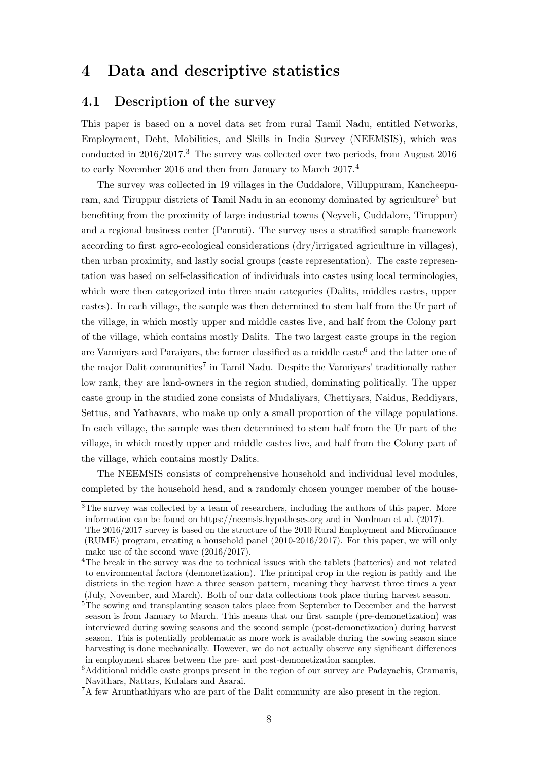# 4 Data and descriptive statistics

## 4.1 Description of the survey

This paper is based on a novel data set from rural Tamil Nadu, entitled Networks, Employment, Debt, Mobilities, and Skills in India Survey (NEEMSIS), which was conducted in 2016/2017.[3] The survey was collected over two periods, from August 2016 to early November 2016 and then from January to March 2017.[4]

The survey was collected in 19 villages in the Cuddalore, Villuppuram, Kancheepuram, and Tiruppur districts of Tamil Nadu in an economy dominated by agriculture[5] but benefiting from the proximity of large industrial towns (Neyveli, Cuddalore, Tiruppur) and a regional business center (Panruti). The survey uses a stratified sample framework according to first agro-ecological considerations (dry/irrigated agriculture in villages), then urban proximity, and lastly social groups (caste representation). The caste representation was based on self-classification of individuals into castes using local terminologies, which were then categorized into three main categories (Dalits, middles castes, upper castes). In each village, the sample was then determined to stem half from the Ur part of the village, in which mostly upper and middle castes live, and half from the Colony part of the village, which contains mostly Dalits. The two largest caste groups in the region are Vanniyars and Paraiyars, the former classified as a middle caste[6] and the latter one of the major Dalit communities[7] in Tamil Nadu. Despite the Vanniyars' traditionally rather low rank, they are land-owners in the region studied, dominating politically. The upper caste group in the studied zone consists of Mudaliyars, Chettiyars, Naidus, Reddiyars, Settus, and Yathavars, who make up only a small proportion of the village populations. In each village, the sample was then determined to stem half from the Ur part of the village, in which mostly upper and middle castes live, and half from the Colony part of the village, which contains mostly Dalits.

The NEEMSIS consists of comprehensive household and individual level modules, completed by the household head, and a randomly chosen younger member of the house-

---

[3] The survey was collected by a team of researchers, including the authors of this paper. More information can be found on https://neemsis.hypotheses.org and in Nordman et al. (2017). The 2016/2017 survey is based on the structure of the 2010 Rural Employment and Microfinance (RUME) program, creating a household panel (2010-2016/2017). For this paper, we will only make use of the second wave (2016/2017).

[4] The break in the survey was due to technical issues with the tablets (batteries) and not related to environmental factors (demonetization). The principal crop in the region is paddy and the districts in the region have a three season pattern, meaning they harvest three times a year (July, November, and March). Both of our data collections took place during harvest season.

[5] The sowing and transplanting season takes place from September to December and the harvest season is from January to March. This means that our first sample (pre-demonetization) was interviewed during sowing seasons and the second sample (post-demonetization) during harvest season. This is potentially problematic as more work is available during the sowing season since harvesting is done mechanically. However, we do not actually observe any significant differences in employment shares between the pre- and post-demonetization samples.

[6] Additional middle caste groups present in the region of our survey are Padayachis, Gramanis, Navithars, Nattars, Kulalars and Asarai.

[7] A few Arunthathiyars who are part of the Dalit community are also present in the region.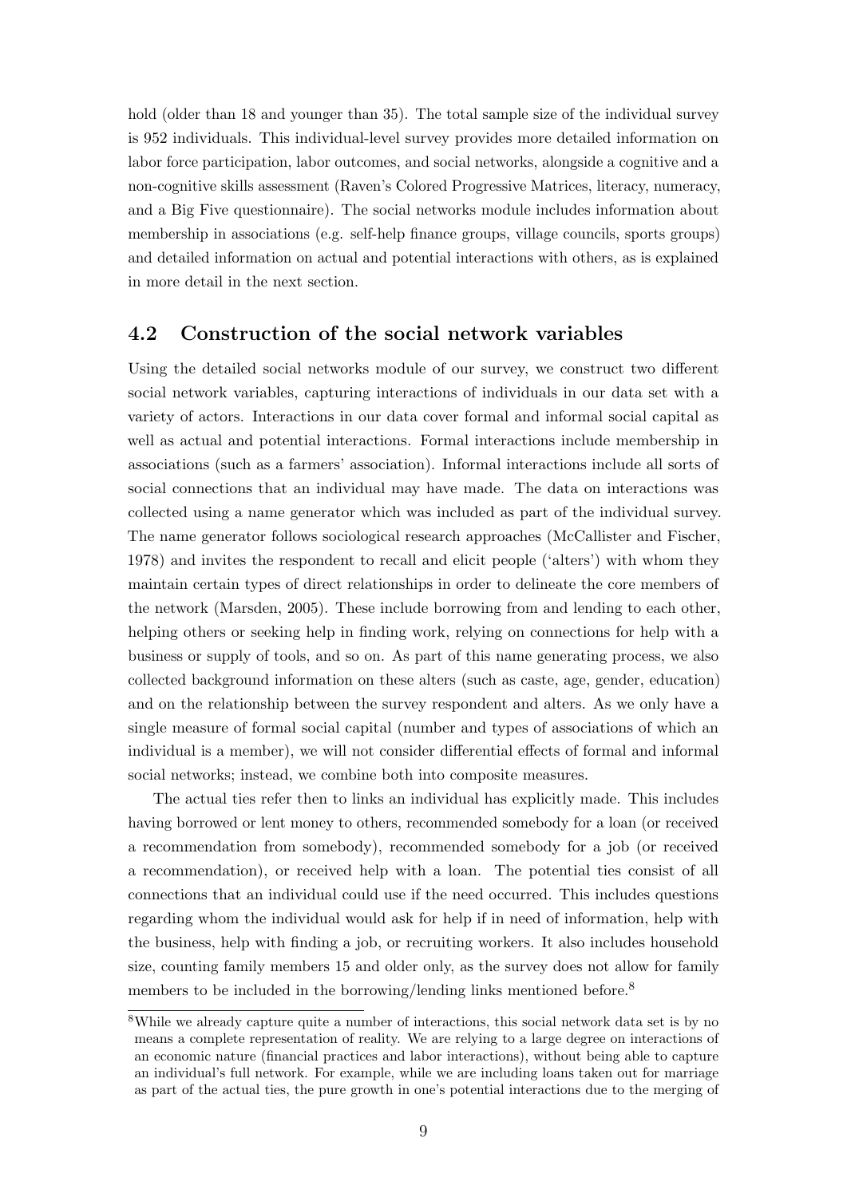hold (older than 18 and younger than 35). The total sample size of the individual survey is 952 individuals. This individual-level survey provides more detailed information on labor force participation, labor outcomes, and social networks, alongside a cognitive and a non-cognitive skills assessment (Raven's Colored Progressive Matrices, literacy, numeracy, and a Big Five questionnaire). The social networks module includes information about membership in associations (e.g. self-help finance groups, village councils, sports groups) and detailed information on actual and potential interactions with others, as is explained in more detail in the next section.

## 4.2 Construction of the social network variables

Using the detailed social networks module of our survey, we construct two different social network variables, capturing interactions of individuals in our data set with a variety of actors. Interactions in our data cover formal and informal social capital as well as actual and potential interactions. Formal interactions include membership in associations (such as a farmers' association). Informal interactions include all sorts of social connections that an individual may have made. The data on interactions was collected using a name generator which was included as part of the individual survey. The name generator follows sociological research approaches (McCallister and Fischer, 1978) and invites the respondent to recall and elicit people ('alters') with whom they maintain certain types of direct relationships in order to delineate the core members of the network (Marsden, 2005). These include borrowing from and lending to each other, helping others or seeking help in finding work, relying on connections for help with a business or supply of tools, and so on. As part of this name generating process, we also collected background information on these alters (such as caste, age, gender, education) and on the relationship between the survey respondent and alters. As we only have a single measure of formal social capital (number and types of associations of which an individual is a member), we will not consider differential effects of formal and informal social networks; instead, we combine both into composite measures.

The actual ties refer then to links an individual has explicitly made. This includes having borrowed or lent money to others, recommended somebody for a loan (or received a recommendation from somebody), recommended somebody for a job (or received a recommendation), or received help with a loan. The potential ties consist of all connections that an individual could use if the need occurred. This includes questions regarding whom the individual would ask for help if in need of information, help with the business, help with finding a job, or recruiting workers. It also includes household size, counting family members 15 and older only, as the survey does not allow for family members to be included in the borrowing/lending links mentioned before.[8]

[8] While we already capture quite a number of interactions, this social network data set is by no means a complete representation of reality. We are relying to a large degree on interactions of an economic nature (financial practices and labor interactions), without being able to capture an individual's full network. For example, while we are including loans taken out for marriage as part of the actual ties, the pure growth in one's potential interactions due to the merging of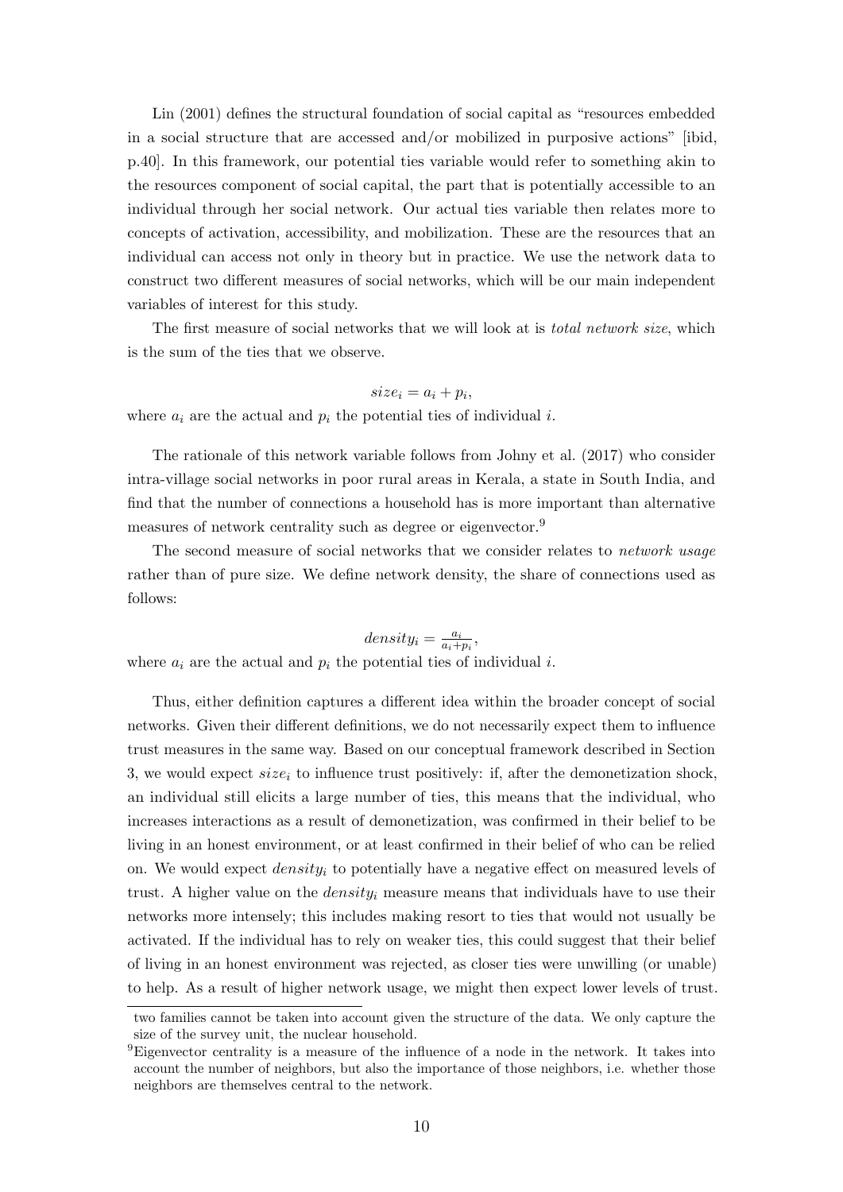Lin (2001) defines the structural foundation of social capital as "resources embedded in a social structure that are accessed and/or mobilized in purposive actions" [ibid, p.40]. In this framework, our potential ties variable would refer to something akin to the resources component of social capital, the part that is potentially accessible to an individual through her social network. Our actual ties variable then relates more to concepts of activation, accessibility, and mobilization. These are the resources that an individual can access not only in theory but in practice. We use the network data to construct two different measures of social networks, which will be our main independent variables of interest for this study.

The first measure of social networks that we will look at is *total network size*, which is the sum of the ties that we observe.

$$size_i = a_i + p_i,$$

where $a_i$ are the actual and $p_i$ the potential ties of individual $i$.

The rationale of this network variable follows from Johny et al. (2017) who consider intra-village social networks in poor rural areas in Kerala, a state in South India, and find that the number of connections a household has is more important than alternative measures of network centrality such as degree or eigenvector.[9]

The second measure of social networks that we consider relates to *network usage* rather than of pure size. We define network density, the share of connections used as follows:

$$density_i = \frac{a_i}{a_i + p_i},$$

where $a_i$ are the actual and $p_i$ the potential ties of individual $i$.

Thus, either definition captures a different idea within the broader concept of social networks. Given their different definitions, we do not necessarily expect them to influence trust measures in the same way. Based on our conceptual framework described in Section 3, we would expect $size_i$ to influence trust positively: if, after the demonetization shock, an individual still elicits a large number of ties, this means that the individual, who increases interactions as a result of demonetization, was confirmed in their belief to be living in an honest environment, or at least confirmed in their belief of who can be relied on. We would expect $density_i$ to potentially have a negative effect on measured levels of trust. A higher value on the $density_i$ measure means that individuals have to use their networks more intensely; this includes making resort to ties that would not usually be activated. If the individual has to rely on weaker ties, this could suggest that their belief of living in an honest environment was rejected, as closer ties were unwilling (or unable) to help. As a result of higher network usage, we might then expect lower levels of trust.

two families cannot be taken into account given the structure of the data. We only capture the size of the survey unit, the nuclear household.

[9] Eigenvector centrality is a measure of the influence of a node in the network. It takes into account the number of neighbors, but also the importance of those neighbors, i.e. whether those neighbors are themselves central to the network.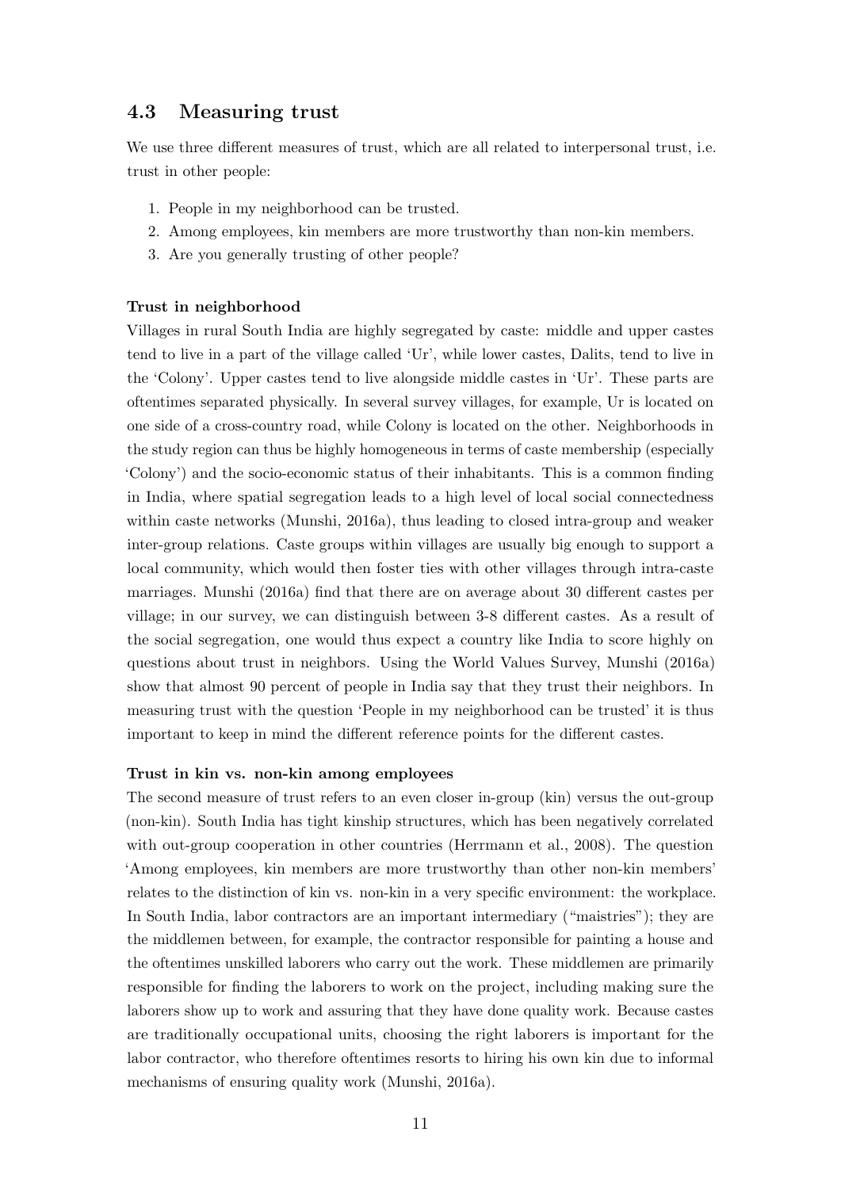## 4.3 Measuring trust

We use three different measures of trust, which are all related to interpersonal trust, i.e. trust in other people:

1. People in my neighborhood can be trusted.
2. Among employees, kin members are more trustworthy than non-kin members.
3. Are you generally trusting of other people?

**Trust in neighborhood**

Villages in rural South India are highly segregated by caste: middle and upper castes tend to live in a part of the village called 'Ur', while lower castes, Dalits, tend to live in the 'Colony'. Upper castes tend to live alongside middle castes in 'Ur'. These parts are oftentimes separated physically. In several survey villages, for example, Ur is located on one side of a cross-country road, while Colony is located on the other. Neighborhoods in the study region can thus be highly homogeneous in terms of caste membership (especially 'Colony') and the socio-economic status of their inhabitants. This is a common finding in India, where spatial segregation leads to a high level of local social connectedness within caste networks (Munshi, 2016a), thus leading to closed intra-group and weaker inter-group relations. Caste groups within villages are usually big enough to support a local community, which would then foster ties with other villages through intra-caste marriages. Munshi (2016a) find that there are on average about 30 different castes per village; in our survey, we can distinguish between 3-8 different castes. As a result of the social segregation, one would thus expect a country like India to score highly on questions about trust in neighbors. Using the World Values Survey, Munshi (2016a) show that almost 90 percent of people in India say that they trust their neighbors. In measuring trust with the question 'People in my neighborhood can be trusted' it is thus important to keep in mind the different reference points for the different castes.

**Trust in kin vs. non-kin among employees**

The second measure of trust refers to an even closer in-group (kin) versus the out-group (non-kin). South India has tight kinship structures, which has been negatively correlated with out-group cooperation in other countries (Herrmann et al., 2008). The question 'Among employees, kin members are more trustworthy than other non-kin members' relates to the distinction of kin vs. non-kin in a very specific environment: the workplace. In South India, labor contractors are an important intermediary ("maistries"); they are the middlemen between, for example, the contractor responsible for painting a house and the oftentimes unskilled laborers who carry out the work. These middlemen are primarily responsible for finding the laborers to work on the project, including making sure the laborers show up to work and assuring that they have done quality work. Because castes are traditionally occupational units, choosing the right laborers is important for the labor contractor, who therefore oftentimes resorts to hiring his own kin due to informal mechanisms of ensuring quality work (Munshi, 2016a).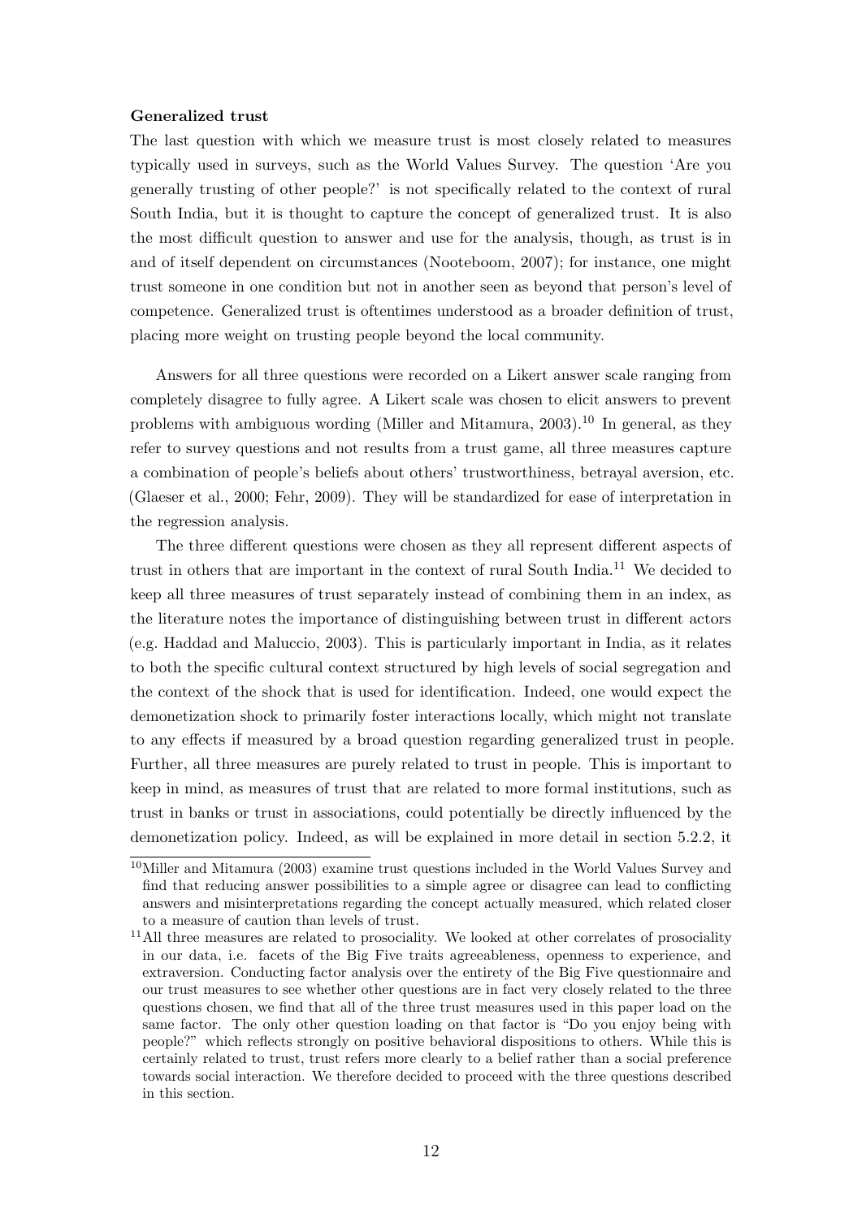**Generalized trust**

The last question with which we measure trust is most closely related to measures typically used in surveys, such as the World Values Survey. The question 'Are you generally trusting of other people?' is not specifically related to the context of rural South India, but it is thought to capture the concept of generalized trust. It is also the most difficult question to answer and use for the analysis, though, as trust is in and of itself dependent on circumstances (Nooteboom, 2007); for instance, one might trust someone in one condition but not in another seen as beyond that person's level of competence. Generalized trust is oftentimes understood as a broader definition of trust, placing more weight on trusting people beyond the local community.

Answers for all three questions were recorded on a Likert answer scale ranging from completely disagree to fully agree. A Likert scale was chosen to elicit answers to prevent problems with ambiguous wording (Miller and Mitamura, 2003).[10] In general, as they refer to survey questions and not results from a trust game, all three measures capture a combination of people's beliefs about others' trustworthiness, betrayal aversion, etc. (Glaeser et al., 2000; Fehr, 2009). They will be standardized for ease of interpretation in the regression analysis.

The three different questions were chosen as they all represent different aspects of trust in others that are important in the context of rural South India.[11] We decided to keep all three measures of trust separately instead of combining them in an index, as the literature notes the importance of distinguishing between trust in different actors (e.g. Haddad and Maluccio, 2003). This is particularly important in India, as it relates to both the specific cultural context structured by high levels of social segregation and the context of the shock that is used for identification. Indeed, one would expect the demonetization shock to primarily foster interactions locally, which might not translate to any effects if measured by a broad question regarding generalized trust in people. Further, all three measures are purely related to trust in people. This is important to keep in mind, as measures of trust that are related to more formal institutions, such as trust in banks or trust in associations, could potentially be directly influenced by the demonetization policy. Indeed, as will be explained in more detail in section 5.2.2, it

[10] Miller and Mitamura (2003) examine trust questions included in the World Values Survey and find that reducing answer possibilities to a simple agree or disagree can lead to conflicting answers and misinterpretations regarding the concept actually measured, which related closer to a measure of caution than levels of trust.

[11] All three measures are related to prosociality. We looked at other correlates of prosociality in our data, i.e. facets of the Big Five traits agreeableness, openness to experience, and extraversion. Conducting factor analysis over the entirety of the Big Five questionnaire and our trust measures to see whether other questions are in fact very closely related to the three questions chosen, we find that all of the three trust measures used in this paper load on the same factor. The only other question loading on that factor is "Do you enjoy being with people?" which reflects strongly on positive behavioral dispositions to others. While this is certainly related to trust, trust refers more clearly to a belief rather than a social preference towards social interaction. We therefore decided to proceed with the three questions described in this section.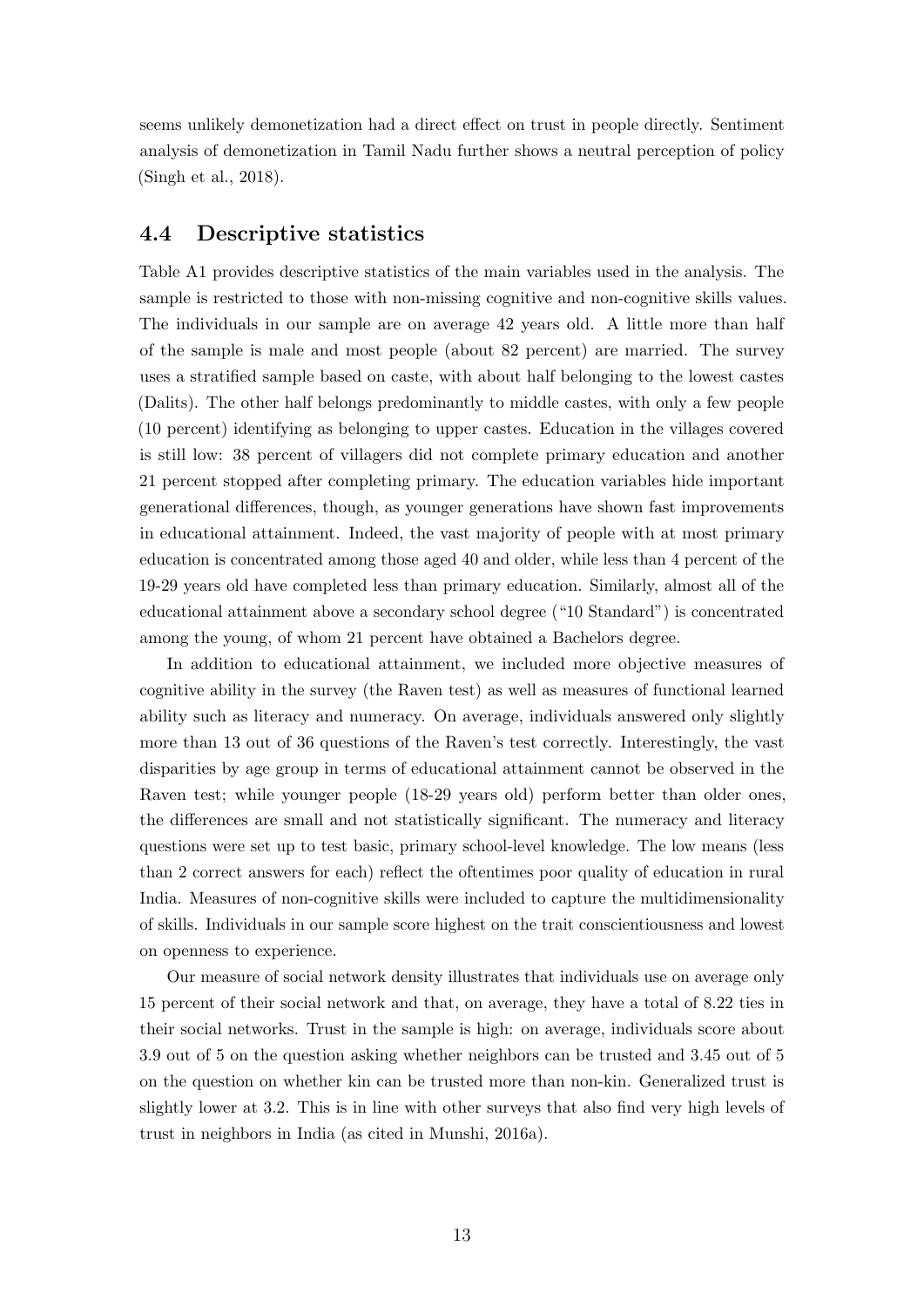seems unlikely demonetization had a direct effect on trust in people directly. Sentiment analysis of demonetization in Tamil Nadu further shows a neutral perception of policy (Singh et al., 2018).

### 4.4 Descriptive statistics

Table A1 provides descriptive statistics of the main variables used in the analysis. The sample is restricted to those with non-missing cognitive and non-cognitive skills values. The individuals in our sample are on average 42 years old. A little more than half of the sample is male and most people (about 82 percent) are married. The survey uses a stratified sample based on caste, with about half belonging to the lowest castes (Dalits). The other half belongs predominantly to middle castes, with only a few people (10 percent) identifying as belonging to upper castes. Education in the villages covered is still low: 38 percent of villagers did not complete primary education and another 21 percent stopped after completing primary. The education variables hide important generational differences, though, as younger generations have shown fast improvements in educational attainment. Indeed, the vast majority of people with at most primary education is concentrated among those aged 40 and older, while less than 4 percent of the 19-29 years old have completed less than primary education. Similarly, almost all of the educational attainment above a secondary school degree ("10 Standard") is concentrated among the young, of whom 21 percent have obtained a Bachelors degree.

In addition to educational attainment, we included more objective measures of cognitive ability in the survey (the Raven test) as well as measures of functional learned ability such as literacy and numeracy. On average, individuals answered only slightly more than 13 out of 36 questions of the Raven's test correctly. Interestingly, the vast disparities by age group in terms of educational attainment cannot be observed in the Raven test; while younger people (18-29 years old) perform better than older ones, the differences are small and not statistically significant. The numeracy and literacy questions were set up to test basic, primary school-level knowledge. The low means (less than 2 correct answers for each) reflect the oftentimes poor quality of education in rural India. Measures of non-cognitive skills were included to capture the multidimensionality of skills. Individuals in our sample score highest on the trait conscientiousness and lowest on openness to experience.

Our measure of social network density illustrates that individuals use on average only 15 percent of their social network and that, on average, they have a total of 8.22 ties in their social networks. Trust in the sample is high: on average, individuals score about 3.9 out of 5 on the question asking whether neighbors can be trusted and 3.45 out of 5 on the question on whether kin can be trusted more than non-kin. Generalized trust is slightly lower at 3.2. This is in line with other surveys that also find very high levels of trust in neighbors in India (as cited in Munshi, 2016a).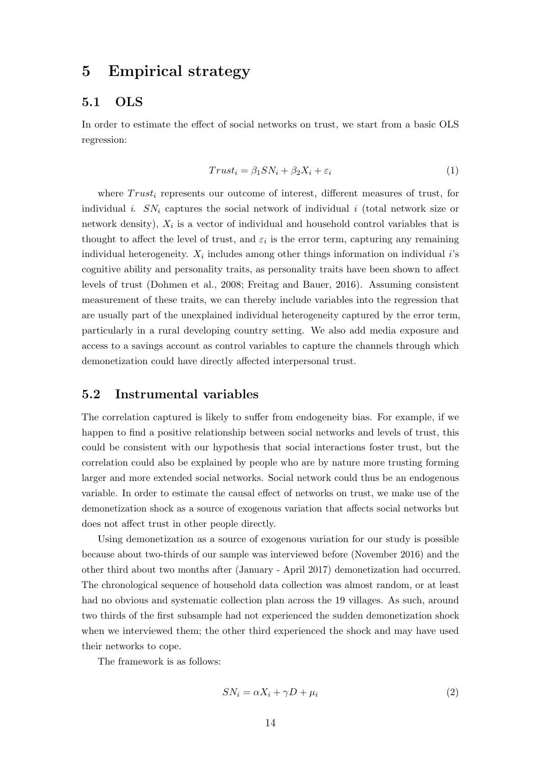# 5 Empirical strategy

## 5.1 OLS

In order to estimate the effect of social networks on trust, we start from a basic OLS regression:

$$Trust_i = \beta_1 SN_i + \beta_2 X_i + \varepsilon_i \tag{1}$$

where $Trust_i$ represents our outcome of interest, different measures of trust, for individual $i$. $SN_i$ captures the social network of individual $i$ (total network size or network density), $X_i$ is a vector of individual and household control variables that is thought to affect the level of trust, and $\varepsilon_i$ is the error term, capturing any remaining individual heterogeneity. $X_i$ includes among other things information on individual $i$'s cognitive ability and personality traits, as personality traits have been shown to affect levels of trust (Dohmen et al., 2008; Freitag and Bauer, 2016). Assuming consistent measurement of these traits, we can thereby include variables into the regression that are usually part of the unexplained individual heterogeneity captured by the error term, particularly in a rural developing country setting. We also add media exposure and access to a savings account as control variables to capture the channels through which demonetization could have directly affected interpersonal trust.

## 5.2 Instrumental variables

The correlation captured is likely to suffer from endogeneity bias. For example, if we happen to find a positive relationship between social networks and levels of trust, this could be consistent with our hypothesis that social interactions foster trust, but the correlation could also be explained by people who are by nature more trusting forming larger and more extended social networks. Social network could thus be an endogenous variable. In order to estimate the causal effect of networks on trust, we make use of the demonetization shock as a source of exogenous variation that affects social networks but does not affect trust in other people directly.

Using demonetization as a source of exogenous variation for our study is possible because about two-thirds of our sample was interviewed before (November 2016) and the other third about two months after (January - April 2017) demonetization had occurred. The chronological sequence of household data collection was almost random, or at least had no obvious and systematic collection plan across the 19 villages. As such, around two thirds of the first subsample had not experienced the sudden demonetization shock when we interviewed them; the other third experienced the shock and may have used their networks to cope.

The framework is as follows:

$$SN_i = \alpha X_i + \gamma D + \mu_i \tag{2}$$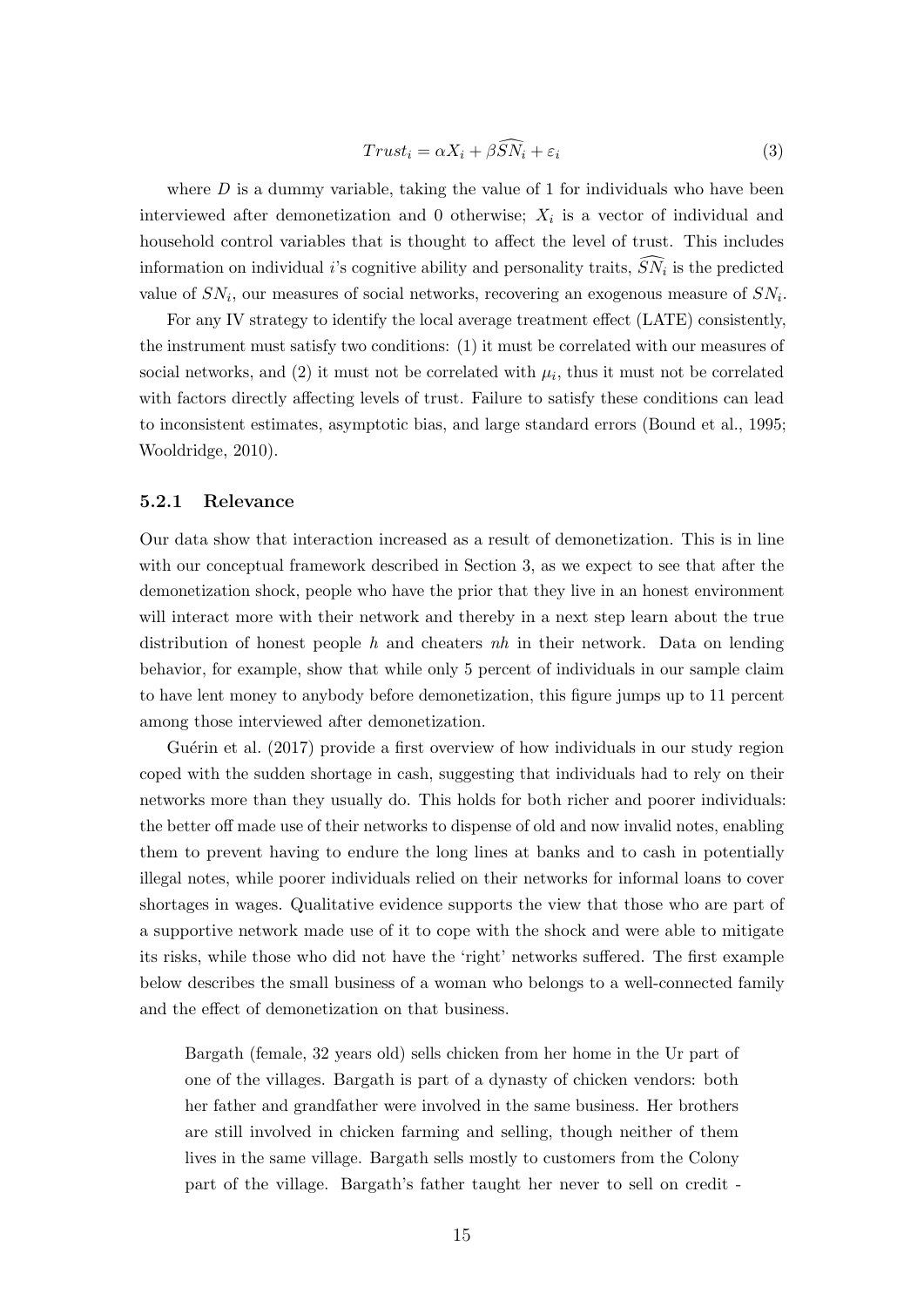$$Trust_i = \alpha X_i + \beta \widehat{SN_i} + \varepsilon_i \tag{3}$$

where $D$ is a dummy variable, taking the value of 1 for individuals who have been interviewed after demonetization and 0 otherwise; $X_i$ is a vector of individual and household control variables that is thought to affect the level of trust. This includes information on individual $i$'s cognitive ability and personality traits, $\widehat{SN_i}$ is the predicted value of $SN_i$, our measures of social networks, recovering an exogenous measure of $SN_i$.

For any IV strategy to identify the local average treatment effect (LATE) consistently, the instrument must satisfy two conditions: (1) it must be correlated with our measures of social networks, and (2) it must not be correlated with $\mu_i$, thus it must not be correlated with factors directly affecting levels of trust. Failure to satisfy these conditions can lead to inconsistent estimates, asymptotic bias, and large standard errors (Bound et al., 1995; Wooldridge, 2010).

### 5.2.1 Relevance

Our data show that interaction increased as a result of demonetization. This is in line with our conceptual framework described in Section 3, as we expect to see that after the demonetization shock, people who have the prior that they live in an honest environment will interact more with their network and thereby in a next step learn about the true distribution of honest people $h$ and cheaters $nh$ in their network. Data on lending behavior, for example, show that while only 5 percent of individuals in our sample claim to have lent money to anybody before demonetization, this figure jumps up to 11 percent among those interviewed after demonetization.

Guérin et al. (2017) provide a first overview of how individuals in our study region coped with the sudden shortage in cash, suggesting that individuals had to rely on their networks more than they usually do. This holds for both richer and poorer individuals: the better off made use of their networks to dispense of old and now invalid notes, enabling them to prevent having to endure the long lines at banks and to cash in potentially illegal notes, while poorer individuals relied on their networks for informal loans to cover shortages in wages. Qualitative evidence supports the view that those who are part of a supportive network made use of it to cope with the shock and were able to mitigate its risks, while those who did not have the 'right' networks suffered. The first example below describes the small business of a woman who belongs to a well-connected family and the effect of demonetization on that business.

> Bargath (female, 32 years old) sells chicken from her home in the Ur part of one of the villages. Bargath is part of a dynasty of chicken vendors: both her father and grandfather were involved in the same business. Her brothers are still involved in chicken farming and selling, though neither of them lives in the same village. Bargath sells mostly to customers from the Colony part of the village. Bargath's father taught her never to sell on credit -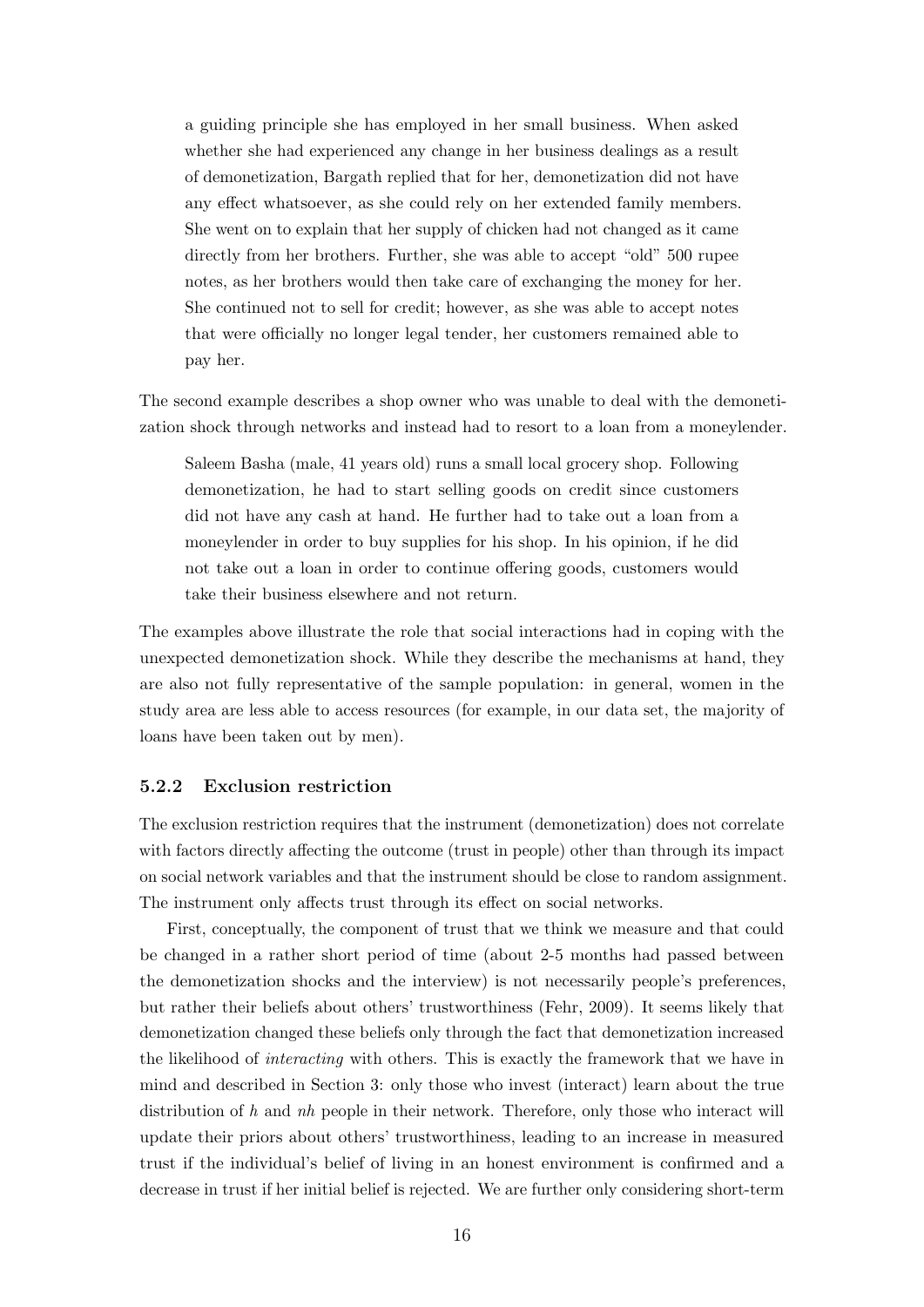> a guiding principle she has employed in her small business. When asked whether she had experienced any change in her business dealings as a result of demonetization, Bargath replied that for her, demonetization did not have any effect whatsoever, as she could rely on her extended family members. She went on to explain that her supply of chicken had not changed as it came directly from her brothers. Further, she was able to accept "old" 500 rupee notes, as her brothers would then take care of exchanging the money for her. She continued not to sell for credit; however, as she was able to accept notes that were officially no longer legal tender, her customers remained able to pay her.

The second example describes a shop owner who was unable to deal with the demonetization shock through networks and instead had to resort to a loan from a moneylender.

> Saleem Basha (male, 41 years old) runs a small local grocery shop. Following demonetization, he had to start selling goods on credit since customers did not have any cash at hand. He further had to take out a loan from a moneylender in order to buy supplies for his shop. In his opinion, if he did not take out a loan in order to continue offering goods, customers would take their business elsewhere and not return.

The examples above illustrate the role that social interactions had in coping with the unexpected demonetization shock. While they describe the mechanisms at hand, they are also not fully representative of the sample population: in general, women in the study area are less able to access resources (for example, in our data set, the majority of loans have been taken out by men).

### 5.2.2 Exclusion restriction

The exclusion restriction requires that the instrument (demonetization) does not correlate with factors directly affecting the outcome (trust in people) other than through its impact on social network variables and that the instrument should be close to random assignment. The instrument only affects trust through its effect on social networks.

First, conceptually, the component of trust that we think we measure and that could be changed in a rather short period of time (about 2-5 months had passed between the demonetization shocks and the interview) is not necessarily people's preferences, but rather their beliefs about others' trustworthiness (Fehr, 2009). It seems likely that demonetization changed these beliefs only through the fact that demonetization increased the likelihood of *interacting* with others. This is exactly the framework that we have in mind and described in Section 3: only those who invest (interact) learn about the true distribution of $h$ and $nh$ people in their network. Therefore, only those who interact will update their priors about others' trustworthiness, leading to an increase in measured trust if the individual's belief of living in an honest environment is confirmed and a decrease in trust if her initial belief is rejected. We are further only considering short-term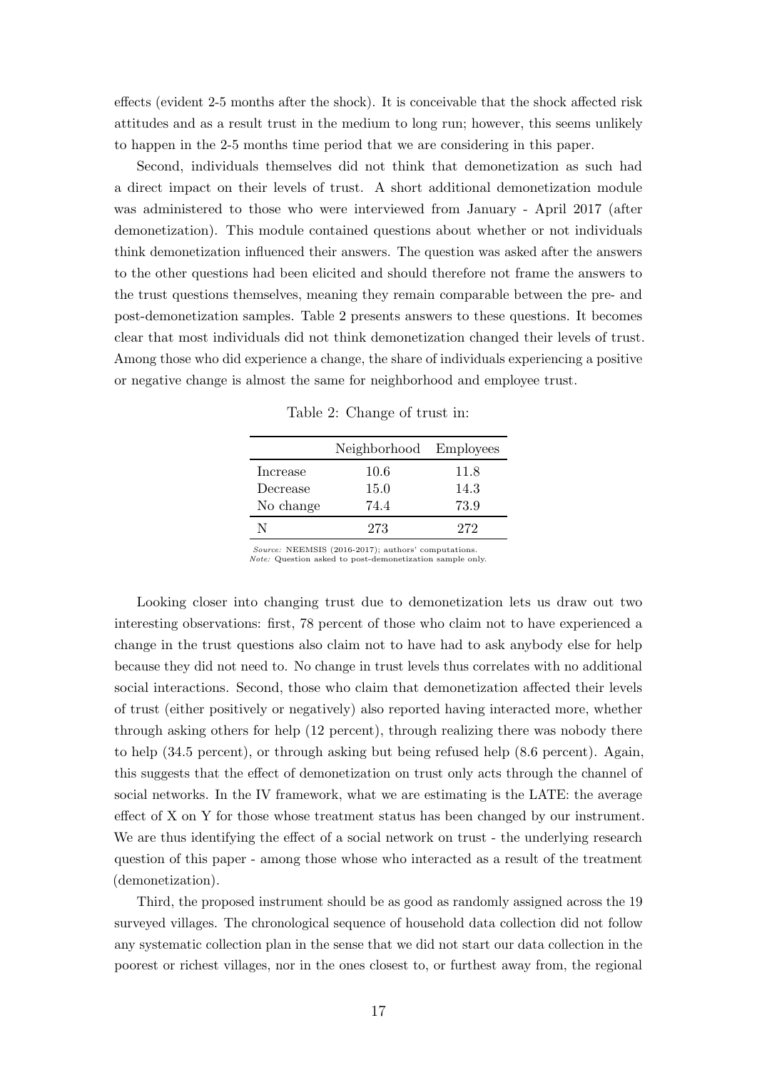effects (evident 2-5 months after the shock). It is conceivable that the shock affected risk attitudes and as a result trust in the medium to long run; however, this seems unlikely to happen in the 2-5 months time period that we are considering in this paper.

Second, individuals themselves did not think that demonetization as such had a direct impact on their levels of trust. A short additional demonetization module was administered to those who were interviewed from January - April 2017 (after demonetization). This module contained questions about whether or not individuals think demonetization influenced their answers. The question was asked after the answers to the other questions had been elicited and should therefore not frame the answers to the trust questions themselves, meaning they remain comparable between the pre- and post-demonetization samples. Table 2 presents answers to these questions. It becomes clear that most individuals did not think demonetization changed their levels of trust. Among those who did experience a change, the share of individuals experiencing a positive or negative change is almost the same for neighborhood and employee trust.

Table 2: Change of trust in:

| | Neighborhood | Employees |
|---|---|---|
| Increase | 10.6 | 11.8 |
| Decrease | 15.0 | 14.3 |
| No change | 74.4 | 73.9 |
| N | 273 | 272 |

*Source:* NEEMSIS (2016-2017); authors' computations.
*Note:* Question asked to post-demonetization sample only.

Looking closer into changing trust due to demonetization lets us draw out two interesting observations: first, 78 percent of those who claim not to have experienced a change in the trust questions also claim not to have had to ask anybody else for help because they did not need to. No change in trust levels thus correlates with no additional social interactions. Second, those who claim that demonetization affected their levels of trust (either positively or negatively) also reported having interacted more, whether through asking others for help (12 percent), through realizing there was nobody there to help (34.5 percent), or through asking but being refused help (8.6 percent). Again, this suggests that the effect of demonetization on trust only acts through the channel of social networks. In the IV framework, what we are estimating is the LATE: the average effect of X on Y for those whose treatment status has been changed by our instrument. We are thus identifying the effect of a social network on trust - the underlying research question of this paper - among those whose who interacted as a result of the treatment (demonetization).

Third, the proposed instrument should be as good as randomly assigned across the 19 surveyed villages. The chronological sequence of household data collection did not follow any systematic collection plan in the sense that we did not start our data collection in the poorest or richest villages, nor in the ones closest to, or furthest away from, the regional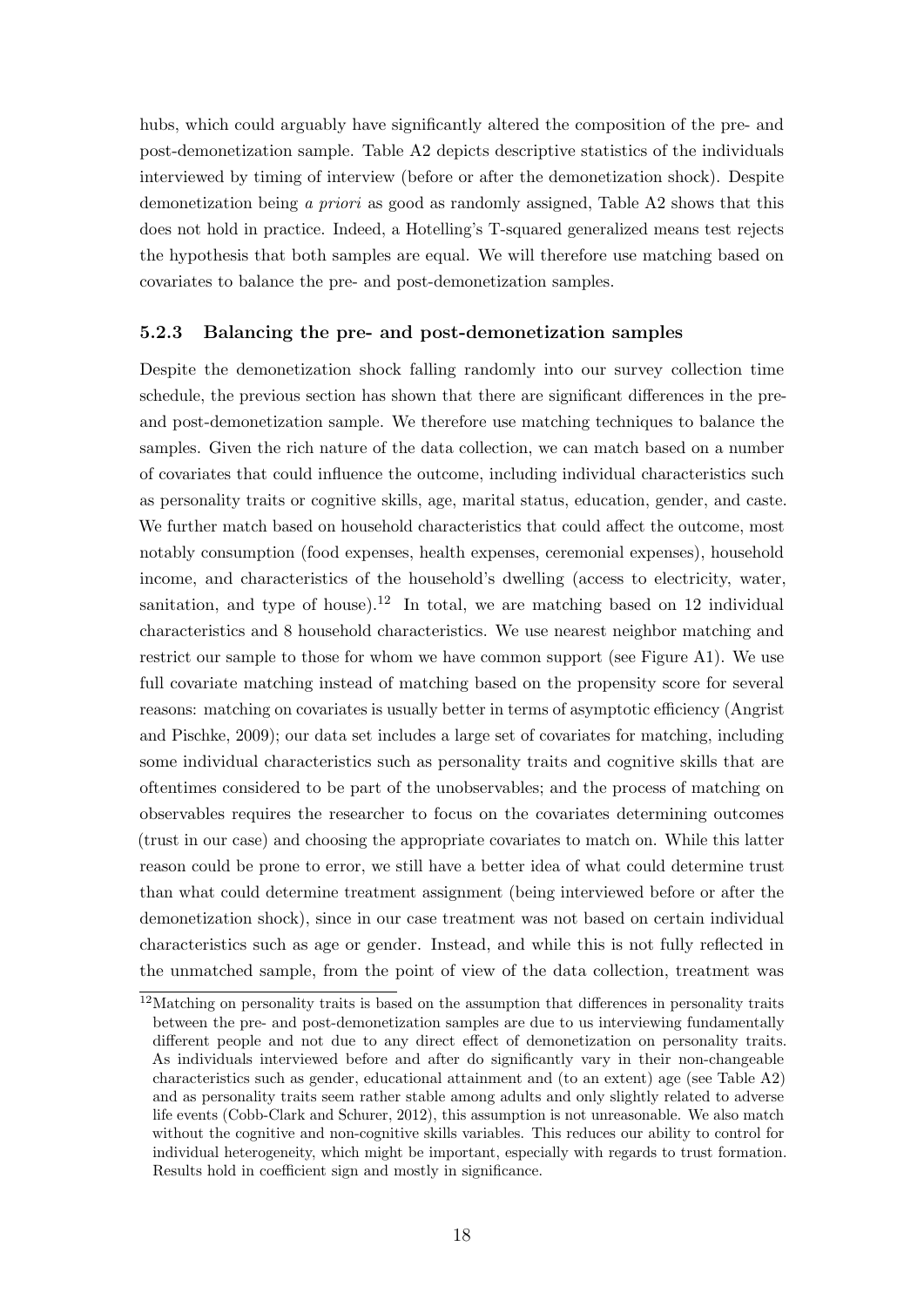hubs, which could arguably have significantly altered the composition of the pre- and post-demonetization sample. Table A2 depicts descriptive statistics of the individuals interviewed by timing of interview (before or after the demonetization shock). Despite demonetization being *a priori* as good as randomly assigned, Table A2 shows that this does not hold in practice. Indeed, a Hotelling's T-squared generalized means test rejects the hypothesis that both samples are equal. We will therefore use matching based on covariates to balance the pre- and post-demonetization samples.

### 5.2.3 Balancing the pre- and post-demonetization samples

Despite the demonetization shock falling randomly into our survey collection time schedule, the previous section has shown that there are significant differences in the pre- and post-demonetization sample. We therefore use matching techniques to balance the samples. Given the rich nature of the data collection, we can match based on a number of covariates that could influence the outcome, including individual characteristics such as personality traits or cognitive skills, age, marital status, education, gender, and caste. We further match based on household characteristics that could affect the outcome, most notably consumption (food expenses, health expenses, ceremonial expenses), household income, and characteristics of the household's dwelling (access to electricity, water, sanitation, and type of house).[12] In total, we are matching based on 12 individual characteristics and 8 household characteristics. We use nearest neighbor matching and restrict our sample to those for whom we have common support (see Figure A1). We use full covariate matching instead of matching based on the propensity score for several reasons: matching on covariates is usually better in terms of asymptotic efficiency (Angrist and Pischke, 2009); our data set includes a large set of covariates for matching, including some individual characteristics such as personality traits and cognitive skills that are oftentimes considered to be part of the unobservables; and the process of matching on observables requires the researcher to focus on the covariates determining outcomes (trust in our case) and choosing the appropriate covariates to match on. While this latter reason could be prone to error, we still have a better idea of what could determine trust than what could determine treatment assignment (being interviewed before or after the demonetization shock), since in our case treatment was not based on certain individual characteristics such as age or gender. Instead, and while this is not fully reflected in the unmatched sample, from the point of view of the data collection, treatment was

[12] Matching on personality traits is based on the assumption that differences in personality traits between the pre- and post-demonetization samples are due to us interviewing fundamentally different people and not due to any direct effect of demonetization on personality traits. As individuals interviewed before and after do significantly vary in their non-changeable characteristics such as gender, educational attainment and (to an extent) age (see Table A2) and as personality traits seem rather stable among adults and only slightly related to adverse life events (Cobb-Clark and Schurer, 2012), this assumption is not unreasonable. We also match without the cognitive and non-cognitive skills variables. This reduces our ability to control for individual heterogeneity, which might be important, especially with regards to trust formation. Results hold in coefficient sign and mostly in significance.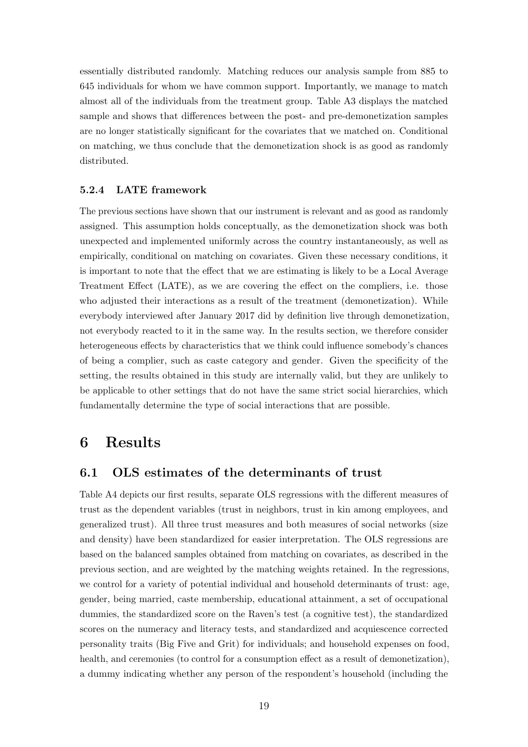essentially distributed randomly. Matching reduces our analysis sample from 885 to 645 individuals for whom we have common support. Importantly, we manage to match almost all of the individuals from the treatment group. Table A3 displays the matched sample and shows that differences between the post- and pre-demonetization samples are no longer statistically significant for the covariates that we matched on. Conditional on matching, we thus conclude that the demonetization shock is as good as randomly distributed.

#### 5.2.4 LATE framework

The previous sections have shown that our instrument is relevant and as good as randomly assigned. This assumption holds conceptually, as the demonetization shock was both unexpected and implemented uniformly across the country instantaneously, as well as empirically, conditional on matching on covariates. Given these necessary conditions, it is important to note that the effect that we are estimating is likely to be a Local Average Treatment Effect (LATE), as we are covering the effect on the compliers, i.e. those who adjusted their interactions as a result of the treatment (demonetization). While everybody interviewed after January 2017 did by definition live through demonetization, not everybody reacted to it in the same way. In the results section, we therefore consider heterogeneous effects by characteristics that we think could influence somebody's chances of being a complier, such as caste category and gender. Given the specificity of the setting, the results obtained in this study are internally valid, but they are unlikely to be applicable to other settings that do not have the same strict social hierarchies, which fundamentally determine the type of social interactions that are possible.

# 6 Results

## 6.1 OLS estimates of the determinants of trust

Table A4 depicts our first results, separate OLS regressions with the different measures of trust as the dependent variables (trust in neighbors, trust in kin among employees, and generalized trust). All three trust measures and both measures of social networks (size and density) have been standardized for easier interpretation. The OLS regressions are based on the balanced samples obtained from matching on covariates, as described in the previous section, and are weighted by the matching weights retained. In the regressions, we control for a variety of potential individual and household determinants of trust: age, gender, being married, caste membership, educational attainment, a set of occupational dummies, the standardized score on the Raven's test (a cognitive test), the standardized scores on the numeracy and literacy tests, and standardized and acquiescence corrected personality traits (Big Five and Grit) for individuals; and household expenses on food, health, and ceremonies (to control for a consumption effect as a result of demonetization), a dummy indicating whether any person of the respondent's household (including the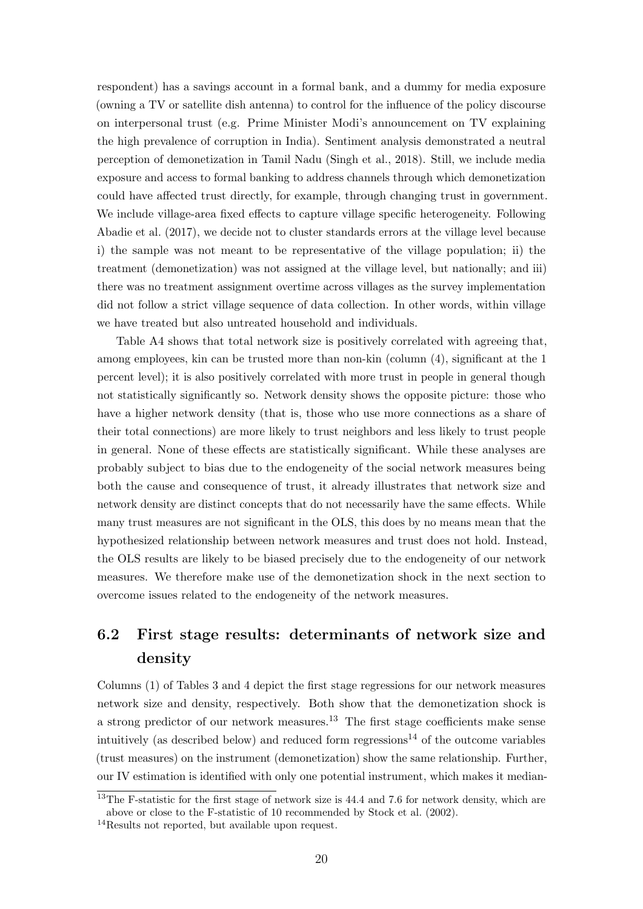respondent) has a savings account in a formal bank, and a dummy for media exposure (owning a TV or satellite dish antenna) to control for the influence of the policy discourse on interpersonal trust (e.g. Prime Minister Modi's announcement on TV explaining the high prevalence of corruption in India). Sentiment analysis demonstrated a neutral perception of demonetization in Tamil Nadu (Singh et al., 2018). Still, we include media exposure and access to formal banking to address channels through which demonetization could have affected trust directly, for example, through changing trust in government. We include village-area fixed effects to capture village specific heterogeneity. Following Abadie et al. (2017), we decide not to cluster standards errors at the village level because i) the sample was not meant to be representative of the village population; ii) the treatment (demonetization) was not assigned at the village level, but nationally; and iii) there was no treatment assignment overtime across villages as the survey implementation did not follow a strict village sequence of data collection. In other words, within village we have treated but also untreated household and individuals.

Table A4 shows that total network size is positively correlated with agreeing that, among employees, kin can be trusted more than non-kin (column (4), significant at the 1 percent level); it is also positively correlated with more trust in people in general though not statistically significantly so. Network density shows the opposite picture: those who have a higher network density (that is, those who use more connections as a share of their total connections) are more likely to trust neighbors and less likely to trust people in general. None of these effects are statistically significant. While these analyses are probably subject to bias due to the endogeneity of the social network measures being both the cause and consequence of trust, it already illustrates that network size and network density are distinct concepts that do not necessarily have the same effects. While many trust measures are not significant in the OLS, this does by no means mean that the hypothesized relationship between network measures and trust does not hold. Instead, the OLS results are likely to be biased precisely due to the endogeneity of our network measures. We therefore make use of the demonetization shock in the next section to overcome issues related to the endogeneity of the network measures.

## 6.2 First stage results: determinants of network size and density

Columns (1) of Tables 3 and 4 depict the first stage regressions for our network measures network size and density, respectively. Both show that the demonetization shock is a strong predictor of our network measures.[13] The first stage coefficients make sense intuitively (as described below) and reduced form regressions[14] of the outcome variables (trust measures) on the instrument (demonetization) show the same relationship. Further, our IV estimation is identified with only one potential instrument, which makes it median-

[13] The F-statistic for the first stage of network size is 44.4 and 7.6 for network density, which are above or close to the F-statistic of 10 recommended by Stock et al. (2002).

[14] Results not reported, but available upon request.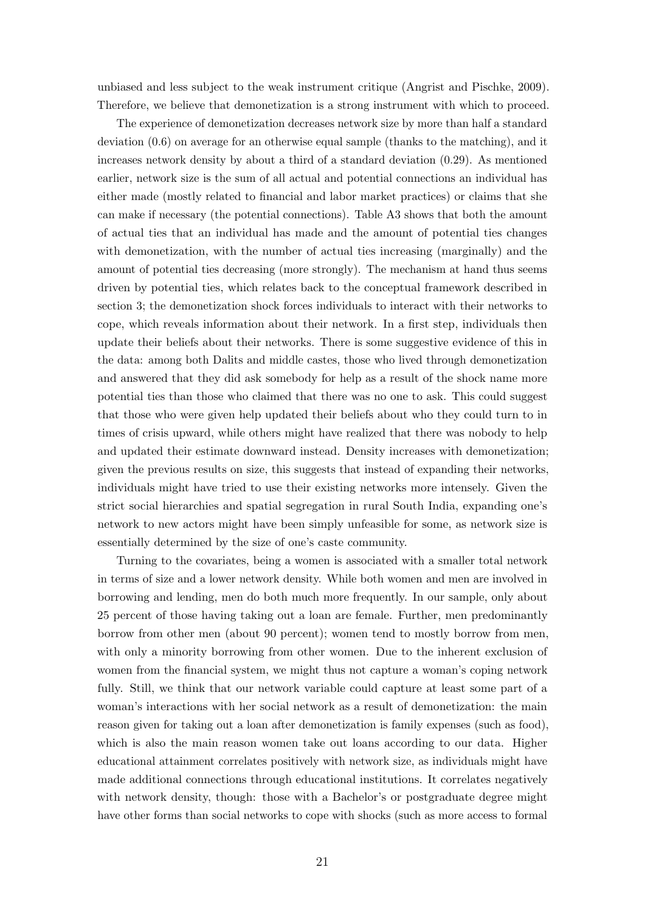unbiased and less subject to the weak instrument critique (Angrist and Pischke, 2009). Therefore, we believe that demonetization is a strong instrument with which to proceed.

The experience of demonetization decreases network size by more than half a standard deviation (0.6) on average for an otherwise equal sample (thanks to the matching), and it increases network density by about a third of a standard deviation (0.29). As mentioned earlier, network size is the sum of all actual and potential connections an individual has either made (mostly related to financial and labor market practices) or claims that she can make if necessary (the potential connections). Table A3 shows that both the amount of actual ties that an individual has made and the amount of potential ties changes with demonetization, with the number of actual ties increasing (marginally) and the amount of potential ties decreasing (more strongly). The mechanism at hand thus seems driven by potential ties, which relates back to the conceptual framework described in section 3; the demonetization shock forces individuals to interact with their networks to cope, which reveals information about their network. In a first step, individuals then update their beliefs about their networks. There is some suggestive evidence of this in the data: among both Dalits and middle castes, those who lived through demonetization and answered that they did ask somebody for help as a result of the shock name more potential ties than those who claimed that there was no one to ask. This could suggest that those who were given help updated their beliefs about who they could turn to in times of crisis upward, while others might have realized that there was nobody to help and updated their estimate downward instead. Density increases with demonetization; given the previous results on size, this suggests that instead of expanding their networks, individuals might have tried to use their existing networks more intensely. Given the strict social hierarchies and spatial segregation in rural South India, expanding one's network to new actors might have been simply unfeasible for some, as network size is essentially determined by the size of one's caste community.

Turning to the covariates, being a women is associated with a smaller total network in terms of size and a lower network density. While both women and men are involved in borrowing and lending, men do both much more frequently. In our sample, only about 25 percent of those having taking out a loan are female. Further, men predominantly borrow from other men (about 90 percent); women tend to mostly borrow from men, with only a minority borrowing from other women. Due to the inherent exclusion of women from the financial system, we might thus not capture a woman's coping network fully. Still, we think that our network variable could capture at least some part of a woman's interactions with her social network as a result of demonetization: the main reason given for taking out a loan after demonetization is family expenses (such as food), which is also the main reason women take out loans according to our data. Higher educational attainment correlates positively with network size, as individuals might have made additional connections through educational institutions. It correlates negatively with network density, though: those with a Bachelor's or postgraduate degree might have other forms than social networks to cope with shocks (such as more access to formal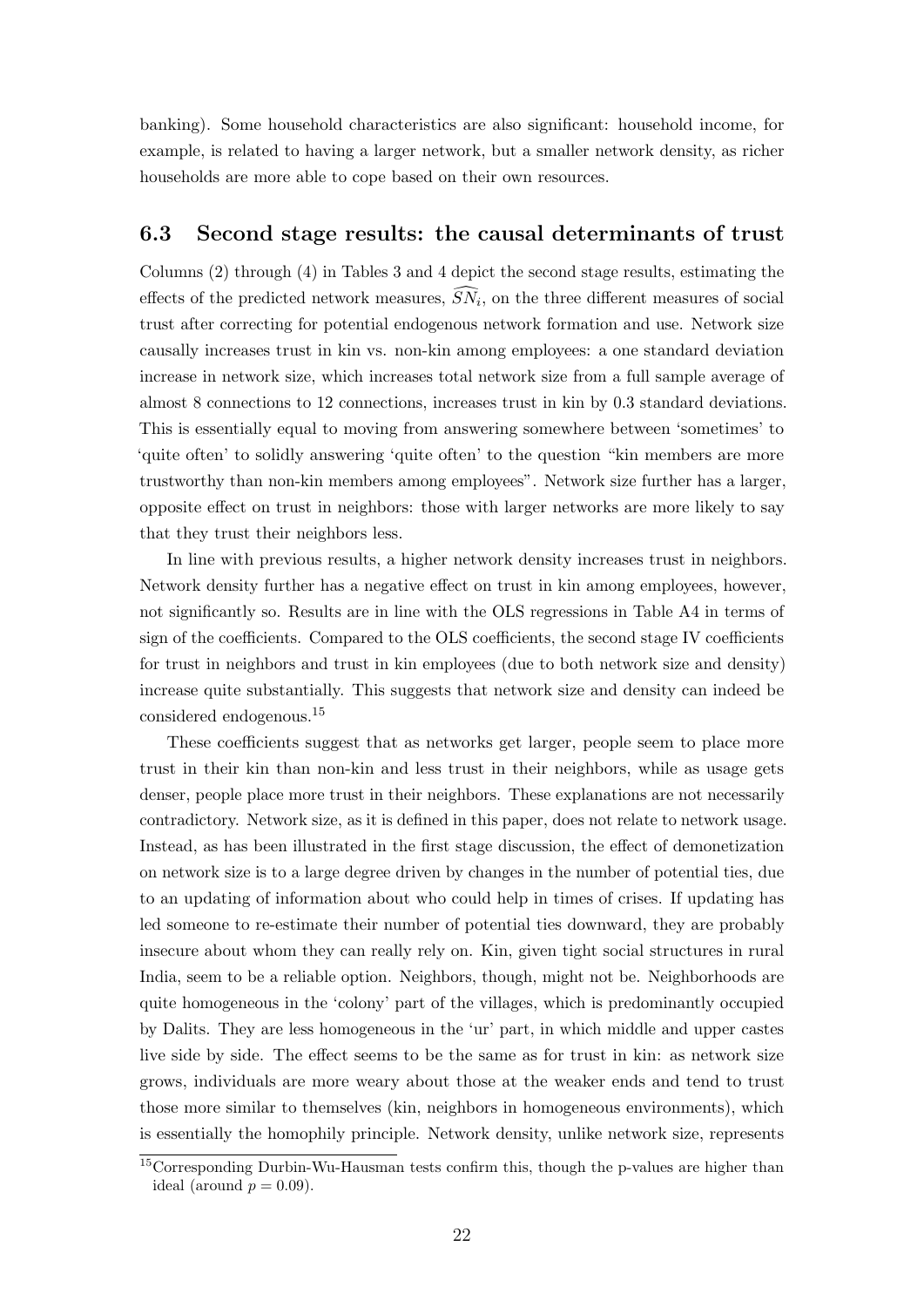banking). Some household characteristics are also significant: household income, for example, is related to having a larger network, but a smaller network density, as richer households are more able to cope based on their own resources.

### 6.3 Second stage results: the causal determinants of trust

Columns (2) through (4) in Tables 3 and 4 depict the second stage results, estimating the effects of the predicted network measures, $\widehat{SN_i}$, on the three different measures of social trust after correcting for potential endogenous network formation and use. Network size causally increases trust in kin vs. non-kin among employees: a one standard deviation increase in network size, which increases total network size from a full sample average of almost 8 connections to 12 connections, increases trust in kin by 0.3 standard deviations. This is essentially equal to moving from answering somewhere between 'sometimes' to 'quite often' to solidly answering 'quite often' to the question "kin members are more trustworthy than non-kin members among employees". Network size further has a larger, opposite effect on trust in neighbors: those with larger networks are more likely to say that they trust their neighbors less.

In line with previous results, a higher network density increases trust in neighbors. Network density further has a negative effect on trust in kin among employees, however, not significantly so. Results are in line with the OLS regressions in Table A4 in terms of sign of the coefficients. Compared to the OLS coefficients, the second stage IV coefficients for trust in neighbors and trust in kin employees (due to both network size and density) increase quite substantially. This suggests that network size and density can indeed be considered endogenous.[15]

These coefficients suggest that as networks get larger, people seem to place more trust in their kin than non-kin and less trust in their neighbors, while as usage gets denser, people place more trust in their neighbors. These explanations are not necessarily contradictory. Network size, as it is defined in this paper, does not relate to network usage. Instead, as has been illustrated in the first stage discussion, the effect of demonetization on network size is to a large degree driven by changes in the number of potential ties, due to an updating of information about who could help in times of crises. If updating has led someone to re-estimate their number of potential ties downward, they are probably insecure about whom they can really rely on. Kin, given tight social structures in rural India, seem to be a reliable option. Neighbors, though, might not be. Neighborhoods are quite homogeneous in the 'colony' part of the villages, which is predominantly occupied by Dalits. They are less homogeneous in the 'ur' part, in which middle and upper castes live side by side. The effect seems to be the same as for trust in kin: as network size grows, individuals are more weary about those at the weaker ends and tend to trust those more similar to themselves (kin, neighbors in homogeneous environments), which is essentially the homophily principle. Network density, unlike network size, represents

[15] Corresponding Durbin-Wu-Hausman tests confirm this, though the p-values are higher than ideal (around $p = 0.09$).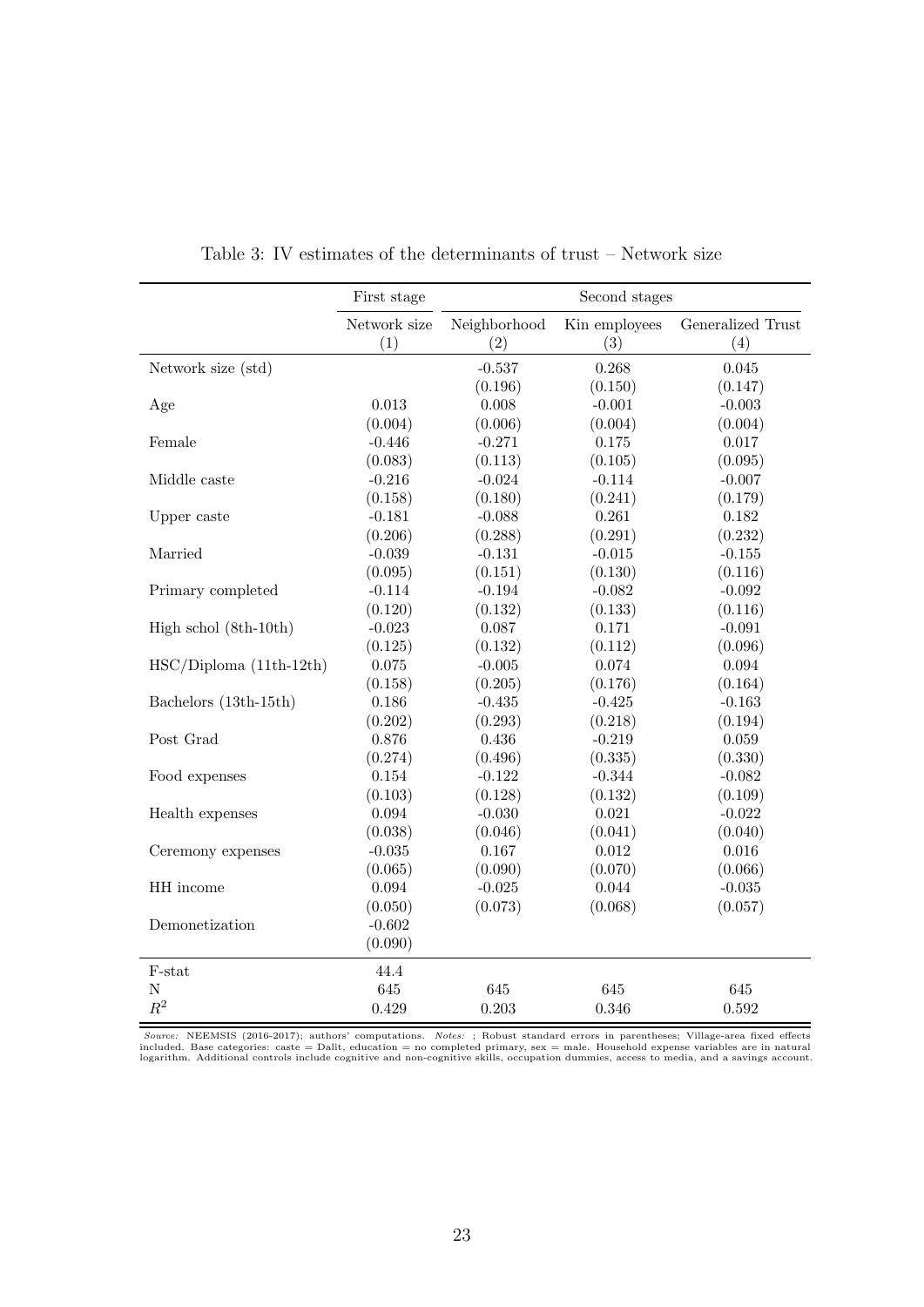Table 3: IV estimates of the determinants of trust – Network size

| | First stage | Second stages | | |
|---|---|---|---|---|
| | Network size (1) | Neighborhood (2) | Kin employees (3) | Generalized Trust (4) |
| Network size (std) | | -0.537 | 0.268 | 0.045 |
| | | (0.196) | (0.150) | (0.147) |
| Age | 0.013 | 0.008 | -0.001 | -0.003 |
| | (0.004) | (0.006) | (0.004) | (0.004) |
| Female | -0.446 | -0.271 | 0.175 | 0.017 |
| | (0.083) | (0.113) | (0.105) | (0.095) |
| Middle caste | -0.216 | -0.024 | -0.114 | -0.007 |
| | (0.158) | (0.180) | (0.241) | (0.179) |
| Upper caste | -0.181 | -0.088 | 0.261 | 0.182 |
| | (0.206) | (0.288) | (0.291) | (0.232) |
| Married | -0.039 | -0.131 | -0.015 | -0.155 |
| | (0.095) | (0.151) | (0.130) | (0.116) |
| Primary completed | -0.114 | -0.194 | -0.082 | -0.092 |
| | (0.120) | (0.132) | (0.133) | (0.116) |
| High schol (8th-10th) | -0.023 | 0.087 | 0.171 | -0.091 |
| | (0.125) | (0.132) | (0.112) | (0.096) |
| HSC/Diploma (11th-12th) | 0.075 | -0.005 | 0.074 | 0.094 |
| | (0.158) | (0.205) | (0.176) | (0.164) |
| Bachelors (13th-15th) | 0.186 | -0.435 | -0.425 | -0.163 |
| | (0.202) | (0.293) | (0.218) | (0.194) |
| Post Grad | 0.876 | 0.436 | -0.219 | 0.059 |
| | (0.274) | (0.496) | (0.335) | (0.330) |
| Food expenses | 0.154 | -0.122 | -0.344 | -0.082 |
| | (0.103) | (0.128) | (0.132) | (0.109) |
| Health expenses | 0.094 | -0.030 | 0.021 | -0.022 |
| | (0.038) | (0.046) | (0.041) | (0.040) |
| Ceremony expenses | -0.035 | 0.167 | 0.012 | 0.016 |
| | (0.065) | (0.090) | (0.070) | (0.066) |
| HH income | 0.094 | -0.025 | 0.044 | -0.035 |
| | (0.050) | (0.073) | (0.068) | (0.057) |
| Demonetization | -0.602 | | | |
| | (0.090) | | | |
| F-stat | 44.4 | | | |
| N | 645 | 645 | 645 | 645 |
| $R^2$ | 0.429 | 0.203 | 0.346 | 0.592 |

*Source:* NEEMSIS (2016-2017); authors' computations. *Notes:* ; Robust standard errors in parentheses; Village-area fixed effects included. Base categories: caste = Dalit, education = no completed primary, sex = male. Household expense variables are in natural logarithm. Additional controls include cognitive and non-cognitive skills, occupation dummies, access to media, and a savings account.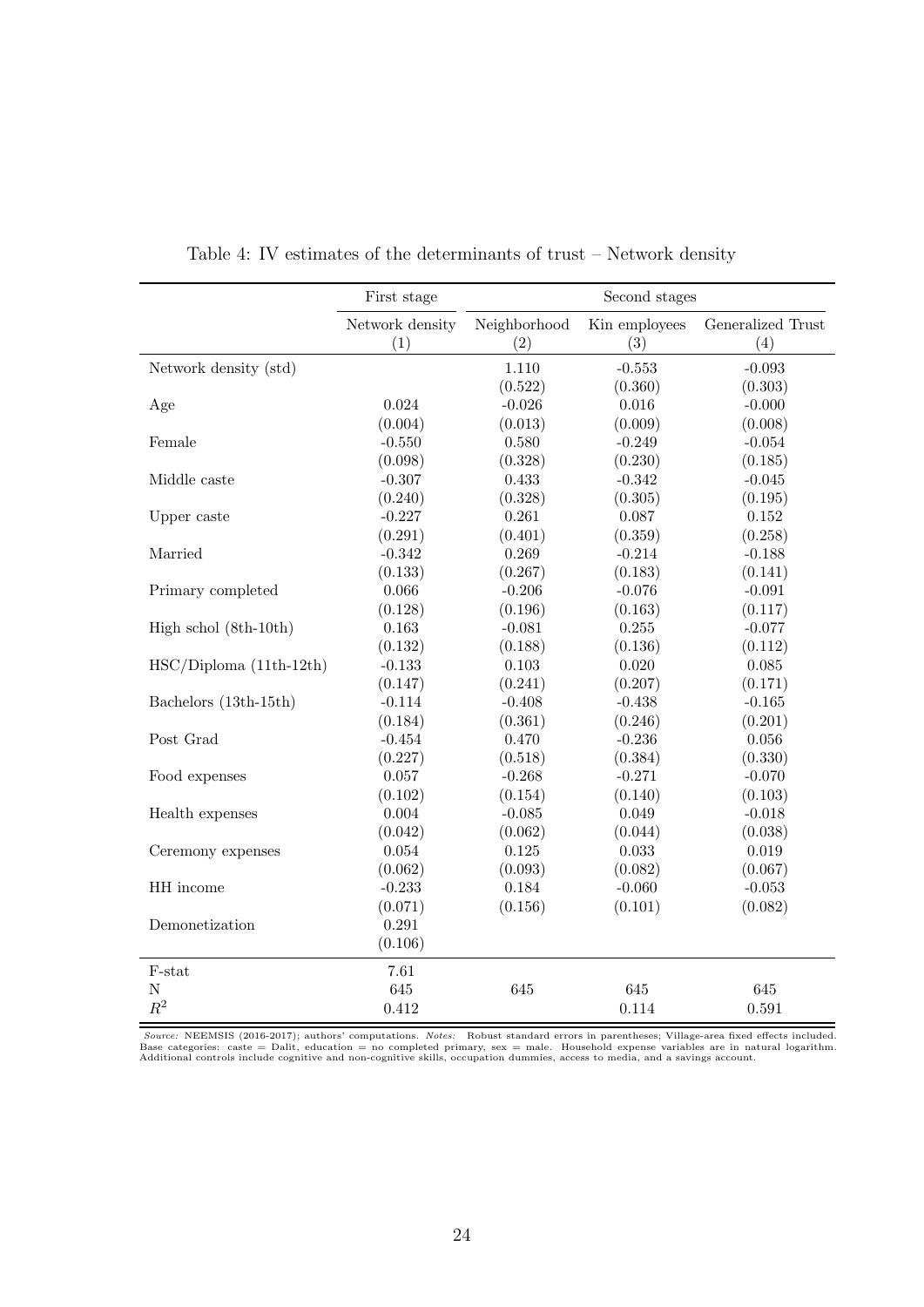Table 4: IV estimates of the determinants of trust – Network density

| | First stage | Second stages | | |
|---|---|---|---|---|
| | Network density (1) | Neighborhood (2) | Kin employees (3) | Generalized Trust (4) |
| Network density (std) | | 1.110 | -0.553 | -0.093 |
| | | (0.522) | (0.360) | (0.303) |
| Age | 0.024 | -0.026 | 0.016 | -0.000 |
| | (0.004) | (0.013) | (0.009) | (0.008) |
| Female | -0.550 | 0.580 | -0.249 | -0.054 |
| | (0.098) | (0.328) | (0.230) | (0.185) |
| Middle caste | -0.307 | 0.433 | -0.342 | -0.045 |
| | (0.240) | (0.328) | (0.305) | (0.195) |
| Upper caste | -0.227 | 0.261 | 0.087 | 0.152 |
| | (0.291) | (0.401) | (0.359) | (0.258) |
| Married | -0.342 | 0.269 | -0.214 | -0.188 |
| | (0.133) | (0.267) | (0.183) | (0.141) |
| Primary completed | 0.066 | -0.206 | -0.076 | -0.091 |
| | (0.128) | (0.196) | (0.163) | (0.117) |
| High schol (8th-10th) | 0.163 | -0.081 | 0.255 | -0.077 |
| | (0.132) | (0.188) | (0.136) | (0.112) |
| HSC/Diploma (11th-12th) | -0.133 | 0.103 | 0.020 | 0.085 |
| | (0.147) | (0.241) | (0.207) | (0.171) |
| Bachelors (13th-15th) | -0.114 | -0.408 | -0.438 | -0.165 |
| | (0.184) | (0.361) | (0.246) | (0.201) |
| Post Grad | -0.454 | 0.470 | -0.236 | 0.056 |
| | (0.227) | (0.518) | (0.384) | (0.330) |
| Food expenses | 0.057 | -0.268 | -0.271 | -0.070 |
| | (0.102) | (0.154) | (0.140) | (0.103) |
| Health expenses | 0.004 | -0.085 | 0.049 | -0.018 |
| | (0.042) | (0.062) | (0.044) | (0.038) |
| Ceremony expenses | 0.054 | 0.125 | 0.033 | 0.019 |
| | (0.062) | (0.093) | (0.082) | (0.067) |
| HH income | -0.233 | 0.184 | -0.060 | -0.053 |
| | (0.071) | (0.156) | (0.101) | (0.082) |
| Demonetization | 0.291 | | | |
| | (0.106) | | | |
| F-stat | 7.61 | | | |
| N | 645 | 645 | 645 | 645 |
| $R^2$ | 0.412 | | 0.114 | 0.591 |

*Source:* NEEMSIS (2016-2017); authors' computations. *Notes:* Robust standard errors in parentheses; Village-area fixed effects included. Base categories: caste = Dalit, education = no completed primary, sex = male. Household expense variables are in natural logarithm. Additional controls include cognitive and non-cognitive skills, occupation dummies, access to media, and a savings account.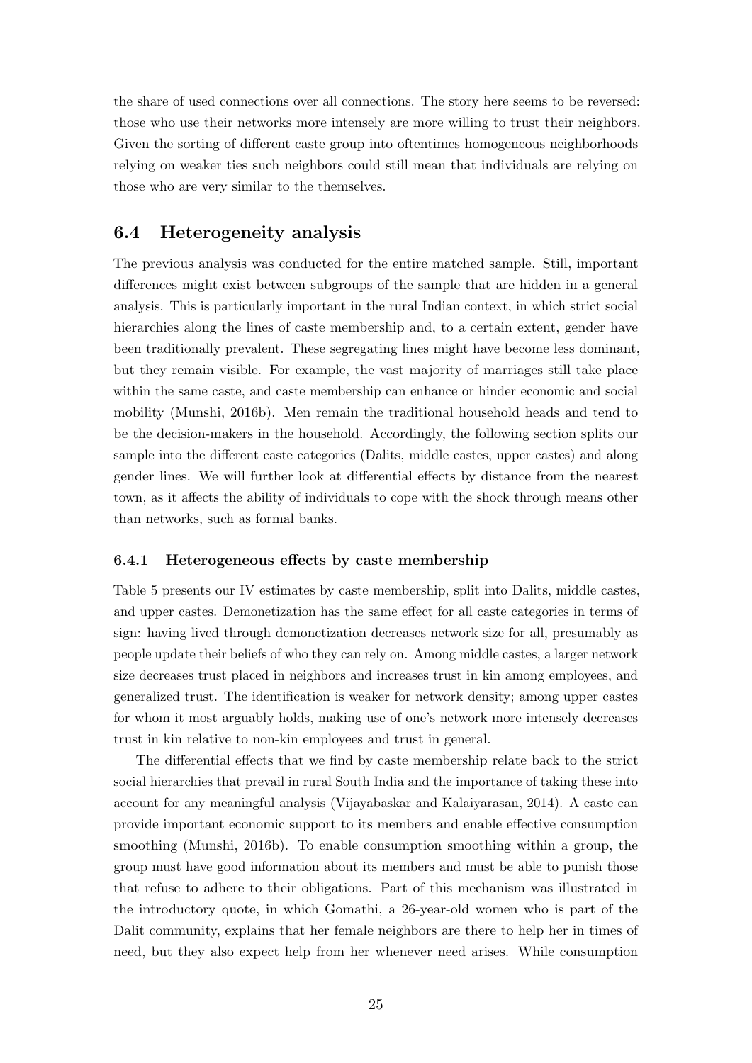the share of used connections over all connections. The story here seems to be reversed: those who use their networks more intensely are more willing to trust their neighbors. Given the sorting of different caste group into oftentimes homogeneous neighborhoods relying on weaker ties such neighbors could still mean that individuals are relying on those who are very similar to the themselves.

## 6.4 Heterogeneity analysis

The previous analysis was conducted for the entire matched sample. Still, important differences might exist between subgroups of the sample that are hidden in a general analysis. This is particularly important in the rural Indian context, in which strict social hierarchies along the lines of caste membership and, to a certain extent, gender have been traditionally prevalent. These segregating lines might have become less dominant, but they remain visible. For example, the vast majority of marriages still take place within the same caste, and caste membership can enhance or hinder economic and social mobility (Munshi, 2016b). Men remain the traditional household heads and tend to be the decision-makers in the household. Accordingly, the following section splits our sample into the different caste categories (Dalits, middle castes, upper castes) and along gender lines. We will further look at differential effects by distance from the nearest town, as it affects the ability of individuals to cope with the shock through means other than networks, such as formal banks.

### 6.4.1 Heterogeneous effects by caste membership

Table 5 presents our IV estimates by caste membership, split into Dalits, middle castes, and upper castes. Demonetization has the same effect for all caste categories in terms of sign: having lived through demonetization decreases network size for all, presumably as people update their beliefs of who they can rely on. Among middle castes, a larger network size decreases trust placed in neighbors and increases trust in kin among employees, and generalized trust. The identification is weaker for network density; among upper castes for whom it most arguably holds, making use of one's network more intensely decreases trust in kin relative to non-kin employees and trust in general.

The differential effects that we find by caste membership relate back to the strict social hierarchies that prevail in rural South India and the importance of taking these into account for any meaningful analysis (Vijayabaskar and Kalaiyarasan, 2014). A caste can provide important economic support to its members and enable effective consumption smoothing (Munshi, 2016b). To enable consumption smoothing within a group, the group must have good information about its members and must be able to punish those that refuse to adhere to their obligations. Part of this mechanism was illustrated in the introductory quote, in which Gomathi, a 26-year-old women who is part of the Dalit community, explains that her female neighbors are there to help her in times of need, but they also expect help from her whenever need arises. While consumption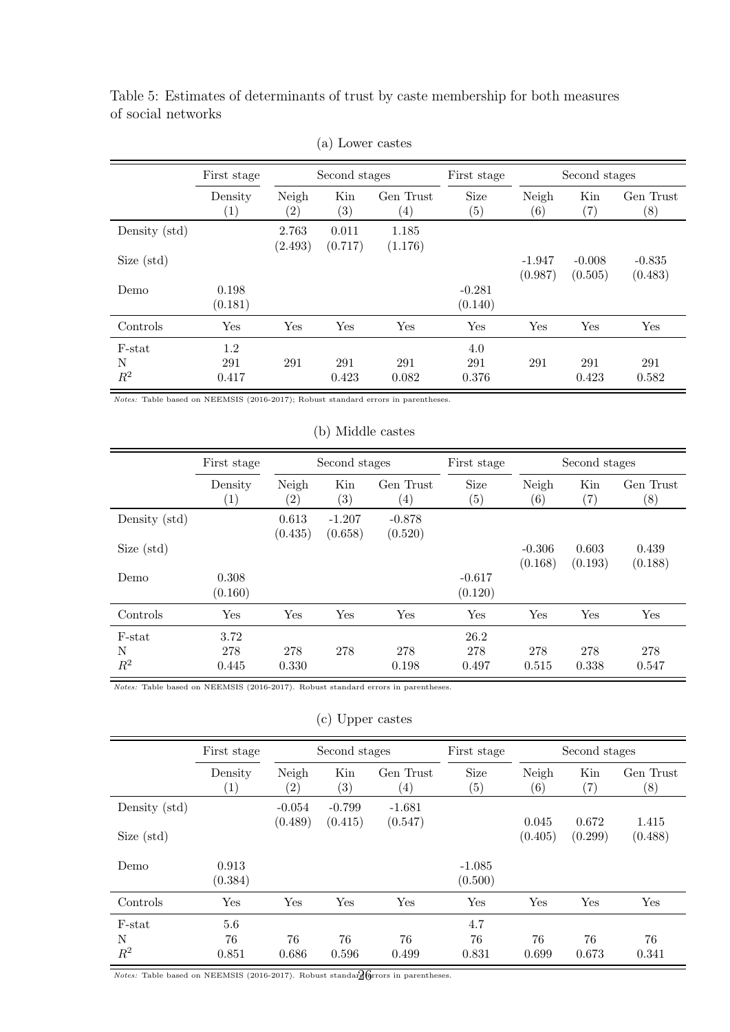Table 5: Estimates of determinants of trust by caste membership for both measures of social networks

(a) Lower castes

| | First stage | Second stages | | | First stage | Second stages | | |
|---|---|---|---|---|---|---|---|---|
| | Density (1) | Neigh (2) | Kin (3) | Gen Trust (4) | Size (5) | Neigh (6) | Kin (7) | Gen Trust (8) |
| Density (std) | | 2.763 (2.493) | 0.011 (0.717) | 1.185 (1.176) | | | | |
| Size (std) | | | | | | -1.947 (0.987) | -0.008 (0.505) | -0.835 (0.483) |
| Demo | 0.198 (0.181) | | | | -0.281 (0.140) | | | |
| Controls | Yes | Yes | Yes | Yes | Yes | Yes | Yes | Yes |
| F-stat | 1.2 | | | | 4.0 | | | |
| N | 291 | 291 | 291 | 291 | 291 | 291 | 291 | 291 |
| $R^2$ | 0.417 | | 0.423 | 0.082 | 0.376 | | 0.423 | 0.582 |

*Notes:* Table based on NEEMSIS (2016-2017); Robust standard errors in parentheses.

(b) Middle castes

| | First stage | Second stages | | | First stage | Second stages | | |
|---|---|---|---|---|---|---|---|---|
| | Density (1) | Neigh (2) | Kin (3) | Gen Trust (4) | Size (5) | Neigh (6) | Kin (7) | Gen Trust (8) |
| Density (std) | | 0.613 (0.435) | -1.207 (0.658) | -0.878 (0.520) | | | | |
| Size (std) | | | | | | -0.306 (0.168) | 0.603 (0.193) | 0.439 (0.188) |
| Demo | 0.308 (0.160) | | | | -0.617 (0.120) | | | |
| Controls | Yes | Yes | Yes | Yes | Yes | Yes | Yes | Yes |
| F-stat | 3.72 | | | | 26.2 | | | |
| N | 278 | 278 | 278 | 278 | 278 | 278 | 278 | 278 |
| $R^2$ | 0.445 | 0.330 | | 0.198 | 0.497 | 0.515 | 0.338 | 0.547 |

*Notes:* Table based on NEEMSIS (2016-2017). Robust standard errors in parentheses.

(c) Upper castes

| | First stage | Second stages | | | First stage | Second stages | | |
|---|---|---|---|---|---|---|---|---|
| | Density (1) | Neigh (2) | Kin (3) | Gen Trust (4) | Size (5) | Neigh (6) | Kin (7) | Gen Trust (8) |
| Density (std) | | -0.054 (0.489) | -0.799 (0.415) | -1.681 (0.547) | | | | |
| Size (std) | | | | | | 0.045 (0.405) | 0.672 (0.299) | 1.415 (0.488) |
| Demo | 0.913 (0.384) | | | | -1.085 (0.500) | | | |
| Controls | Yes | Yes | Yes | Yes | Yes | Yes | Yes | Yes |
| F-stat | 5.6 | | | | 4.7 | | | |
| N | 76 | 76 | 76 | 76 | 76 | 76 | 76 | 76 |
| $R^2$ | 0.851 | 0.686 | 0.596 | 0.499 | 0.831 | 0.699 | 0.673 | 0.341 |

*Notes:* Table based on NEEMSIS (2016-2017). Robust standard errors in parentheses.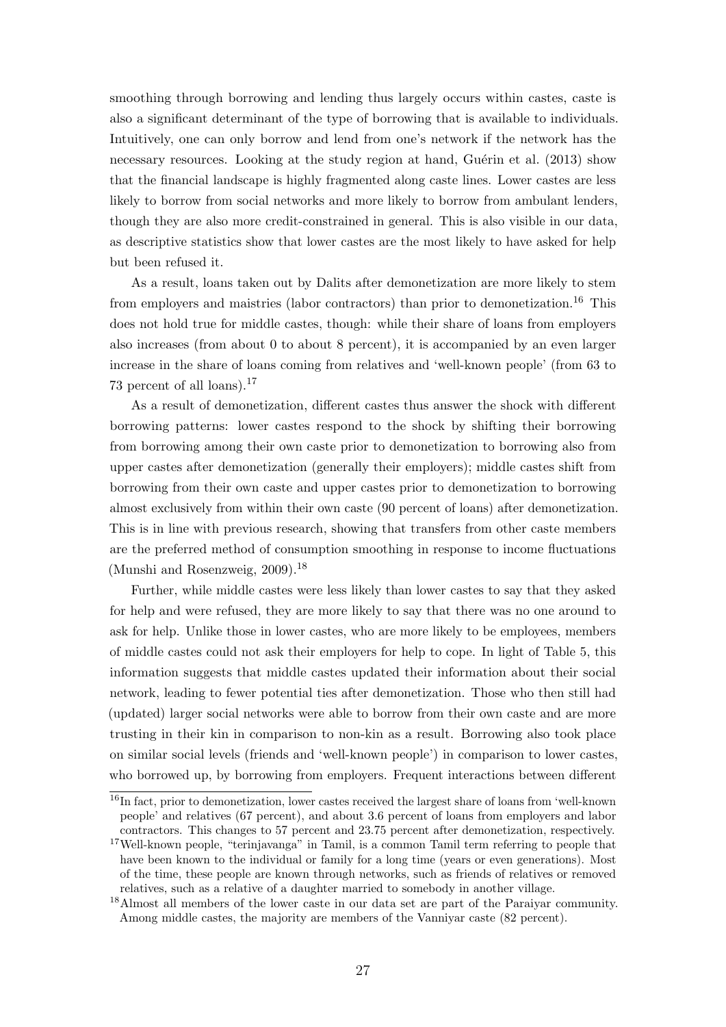smoothing through borrowing and lending thus largely occurs within castes, caste is also a significant determinant of the type of borrowing that is available to individuals. Intuitively, one can only borrow and lend from one's network if the network has the necessary resources. Looking at the study region at hand, Guérin et al. (2013) show that the financial landscape is highly fragmented along caste lines. Lower castes are less likely to borrow from social networks and more likely to borrow from ambulant lenders, though they are also more credit-constrained in general. This is also visible in our data, as descriptive statistics show that lower castes are the most likely to have asked for help but been refused it.

As a result, loans taken out by Dalits after demonetization are more likely to stem from employers and maistries (labor contractors) than prior to demonetization.[16] This does not hold true for middle castes, though: while their share of loans from employers also increases (from about 0 to about 8 percent), it is accompanied by an even larger increase in the share of loans coming from relatives and 'well-known people' (from 63 to 73 percent of all loans).[17]

As a result of demonetization, different castes thus answer the shock with different borrowing patterns: lower castes respond to the shock by shifting their borrowing from borrowing among their own caste prior to demonetization to borrowing also from upper castes after demonetization (generally their employers); middle castes shift from borrowing from their own caste and upper castes prior to demonetization to borrowing almost exclusively from within their own caste (90 percent of loans) after demonetization. This is in line with previous research, showing that transfers from other caste members are the preferred method of consumption smoothing in response to income fluctuations (Munshi and Rosenzweig, 2009).[18]

Further, while middle castes were less likely than lower castes to say that they asked for help and were refused, they are more likely to say that there was no one around to ask for help. Unlike those in lower castes, who are more likely to be employees, members of middle castes could not ask their employers for help to cope. In light of Table 5, this information suggests that middle castes updated their information about their social network, leading to fewer potential ties after demonetization. Those who then still had (updated) larger social networks were able to borrow from their own caste and are more trusting in their kin in comparison to non-kin as a result. Borrowing also took place on similar social levels (friends and 'well-known people') in comparison to lower castes, who borrowed up, by borrowing from employers. Frequent interactions between different

[16] In fact, prior to demonetization, lower castes received the largest share of loans from 'well-known people' and relatives (67 percent), and about 3.6 percent of loans from employers and labor contractors. This changes to 57 percent and 23.75 percent after demonetization, respectively.

[17] Well-known people, "terinjavanga" in Tamil, is a common Tamil term referring to people that have been known to the individual or family for a long time (years or even generations). Most of the time, these people are known through networks, such as friends of relatives or removed relatives, such as a relative of a daughter married to somebody in another village.

[18] Almost all members of the lower caste in our data set are part of the Paraiyar community. Among middle castes, the majority are members of the Vanniyar caste (82 percent).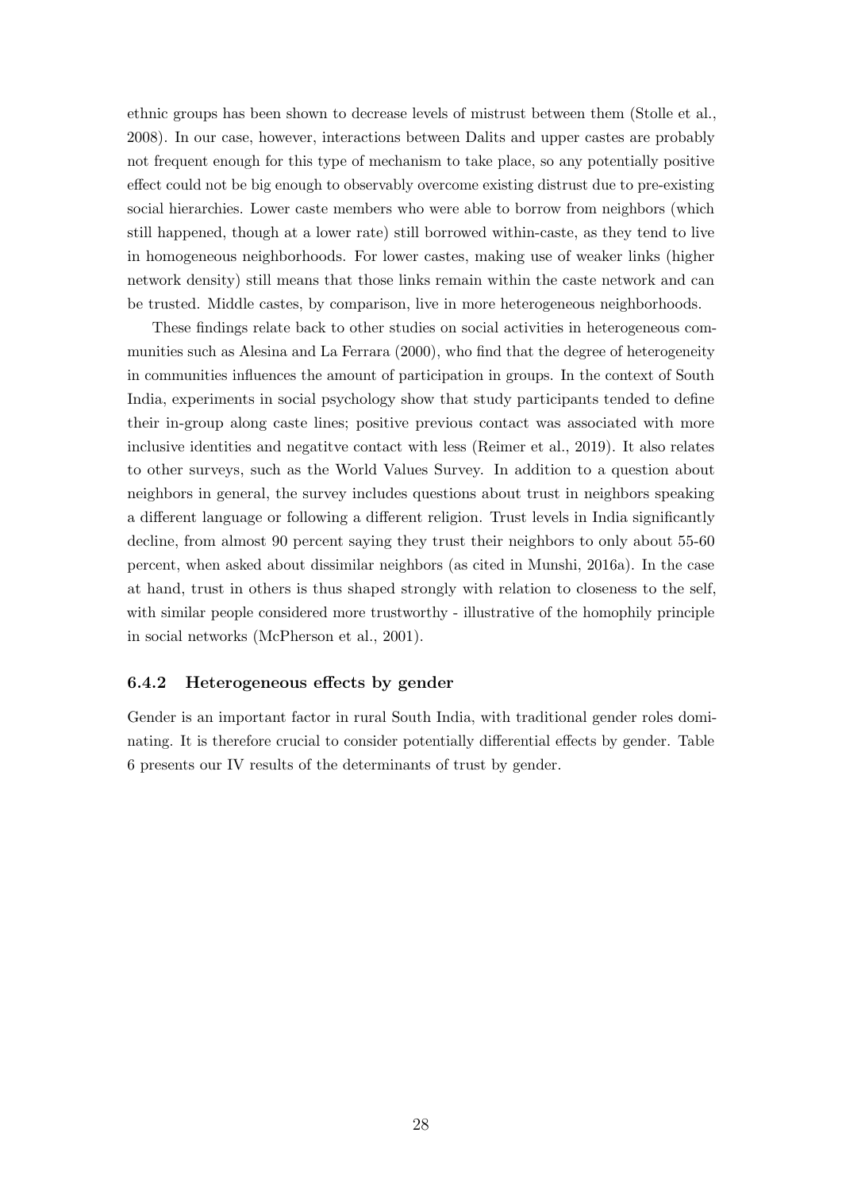ethnic groups has been shown to decrease levels of mistrust between them (Stolle et al., 2008). In our case, however, interactions between Dalits and upper castes are probably not frequent enough for this type of mechanism to take place, so any potentially positive effect could not be big enough to observably overcome existing distrust due to pre-existing social hierarchies. Lower caste members who were able to borrow from neighbors (which still happened, though at a lower rate) still borrowed within-caste, as they tend to live in homogeneous neighborhoods. For lower castes, making use of weaker links (higher network density) still means that those links remain within the caste network and can be trusted. Middle castes, by comparison, live in more heterogeneous neighborhoods.

These findings relate back to other studies on social activities in heterogeneous communities such as Alesina and La Ferrara (2000), who find that the degree of heterogeneity in communities influences the amount of participation in groups. In the context of South India, experiments in social psychology show that study participants tended to define their in-group along caste lines; positive previous contact was associated with more inclusive identities and negatitve contact with less (Reimer et al., 2019). It also relates to other surveys, such as the World Values Survey. In addition to a question about neighbors in general, the survey includes questions about trust in neighbors speaking a different language or following a different religion. Trust levels in India significantly decline, from almost 90 percent saying they trust their neighbors to only about 55-60 percent, when asked about dissimilar neighbors (as cited in Munshi, 2016a). In the case at hand, trust in others is thus shaped strongly with relation to closeness to the self, with similar people considered more trustworthy - illustrative of the homophily principle in social networks (McPherson et al., 2001).

### 6.4.2 Heterogeneous effects by gender

Gender is an important factor in rural South India, with traditional gender roles dominating. It is therefore crucial to consider potentially differential effects by gender. Table 6 presents our IV results of the determinants of trust by gender.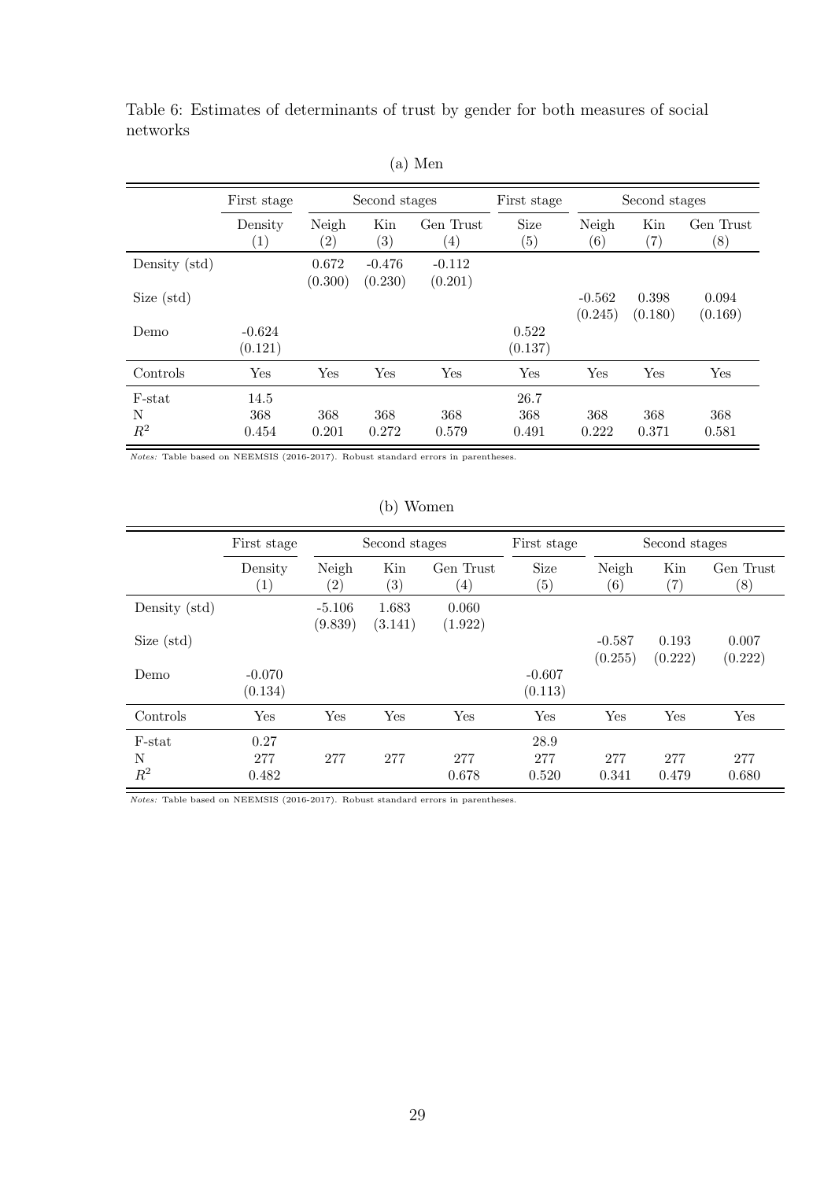Table 6: Estimates of determinants of trust by gender for both measures of social networks

(a) Men

| | First stage | Second stages | | | First stage | Second stages | | |
|---|---|---|---|---|---|---|---|---|
| | Density (1) | Neigh (2) | Kin (3) | Gen Trust (4) | Size (5) | Neigh (6) | Kin (7) | Gen Trust (8) |
| Density (std) | | 0.672 | -0.476 | -0.112 | | | | |
| | | (0.300) | (0.230) | (0.201) | | | | |
| Size (std) | | | | | | -0.562 | 0.398 | 0.094 |
| | | | | | | (0.245) | (0.180) | (0.169) |
| Demo | -0.624 | | | | 0.522 | | | |
| | (0.121) | | | | (0.137) | | | |
| Controls | Yes | Yes | Yes | Yes | Yes | Yes | Yes | Yes |
| F-stat | 14.5 | | | | 26.7 | | | |
| N | 368 | 368 | 368 | 368 | 368 | 368 | 368 | 368 |
| $R^2$ | 0.454 | 0.201 | 0.272 | 0.579 | 0.491 | 0.222 | 0.371 | 0.581 |

*Notes:* Table based on NEEMSIS (2016-2017). Robust standard errors in parentheses.

(b) Women

| | First stage | Second stages | | | First stage | Second stages | | |
|---|---|---|---|---|---|---|---|---|
| | Density (1) | Neigh (2) | Kin (3) | Gen Trust (4) | Size (5) | Neigh (6) | Kin (7) | Gen Trust (8) |
| Density (std) | | -5.106 | 1.683 | 0.060 | | | | |
| | | (9.839) | (3.141) | (1.922) | | | | |
| Size (std) | | | | | | -0.587 | 0.193 | 0.007 |
| | | | | | | (0.255) | (0.222) | (0.222) |
| Demo | -0.070 | | | | -0.607 | | | |
| | (0.134) | | | | (0.113) | | | |
| Controls | Yes | Yes | Yes | Yes | Yes | Yes | Yes | Yes |
| F-stat | 0.27 | | | | 28.9 | | | |
| N | 277 | 277 | 277 | 277 | 277 | 277 | 277 | 277 |
| $R^2$ | 0.482 | | | 0.678 | 0.520 | 0.341 | 0.479 | 0.680 |

*Notes:* Table based on NEEMSIS (2016-2017). Robust standard errors in parentheses.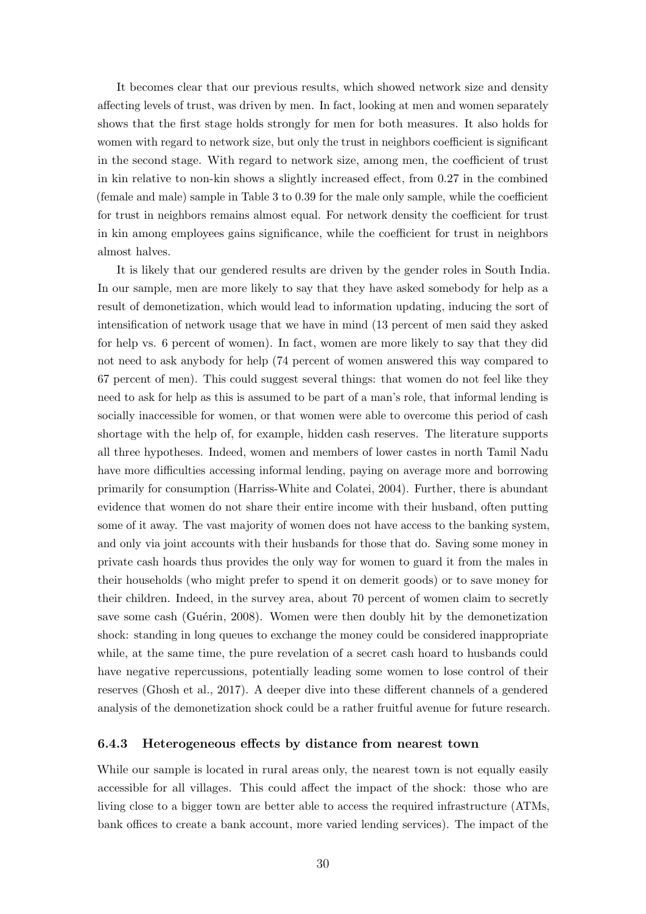It becomes clear that our previous results, which showed network size and density affecting levels of trust, was driven by men. In fact, looking at men and women separately shows that the first stage holds strongly for men for both measures. It also holds for women with regard to network size, but only the trust in neighbors coefficient is significant in the second stage. With regard to network size, among men, the coefficient of trust in kin relative to non-kin shows a slightly increased effect, from 0.27 in the combined (female and male) sample in Table 3 to 0.39 for the male only sample, while the coefficient for trust in neighbors remains almost equal. For network density the coefficient for trust in kin among employees gains significance, while the coefficient for trust in neighbors almost halves.

It is likely that our gendered results are driven by the gender roles in South India. In our sample, men are more likely to say that they have asked somebody for help as a result of demonetization, which would lead to information updating, inducing the sort of intensification of network usage that we have in mind (13 percent of men said they asked for help vs. 6 percent of women). In fact, women are more likely to say that they did not need to ask anybody for help (74 percent of women answered this way compared to 67 percent of men). This could suggest several things: that women do not feel like they need to ask for help as this is assumed to be part of a man's role, that informal lending is socially inaccessible for women, or that women were able to overcome this period of cash shortage with the help of, for example, hidden cash reserves. The literature supports all three hypotheses. Indeed, women and members of lower castes in north Tamil Nadu have more difficulties accessing informal lending, paying on average more and borrowing primarily for consumption (Harriss-White and Colatei, 2004). Further, there is abundant evidence that women do not share their entire income with their husband, often putting some of it away. The vast majority of women does not have access to the banking system, and only via joint accounts with their husbands for those that do. Saving some money in private cash hoards thus provides the only way for women to guard it from the males in their households (who might prefer to spend it on demerit goods) or to save money for their children. Indeed, in the survey area, about 70 percent of women claim to secretly save some cash (Guérin, 2008). Women were then doubly hit by the demonetization shock: standing in long queues to exchange the money could be considered inappropriate while, at the same time, the pure revelation of a secret cash hoard to husbands could have negative repercussions, potentially leading some women to lose control of their reserves (Ghosh et al., 2017). A deeper dive into these different channels of a gendered analysis of the demonetization shock could be a rather fruitful avenue for future research.

### 6.4.3 Heterogeneous effects by distance from nearest town

While our sample is located in rural areas only, the nearest town is not equally easily accessible for all villages. This could affect the impact of the shock: those who are living close to a bigger town are better able to access the required infrastructure (ATMs, bank offices to create a bank account, more varied lending services). The impact of the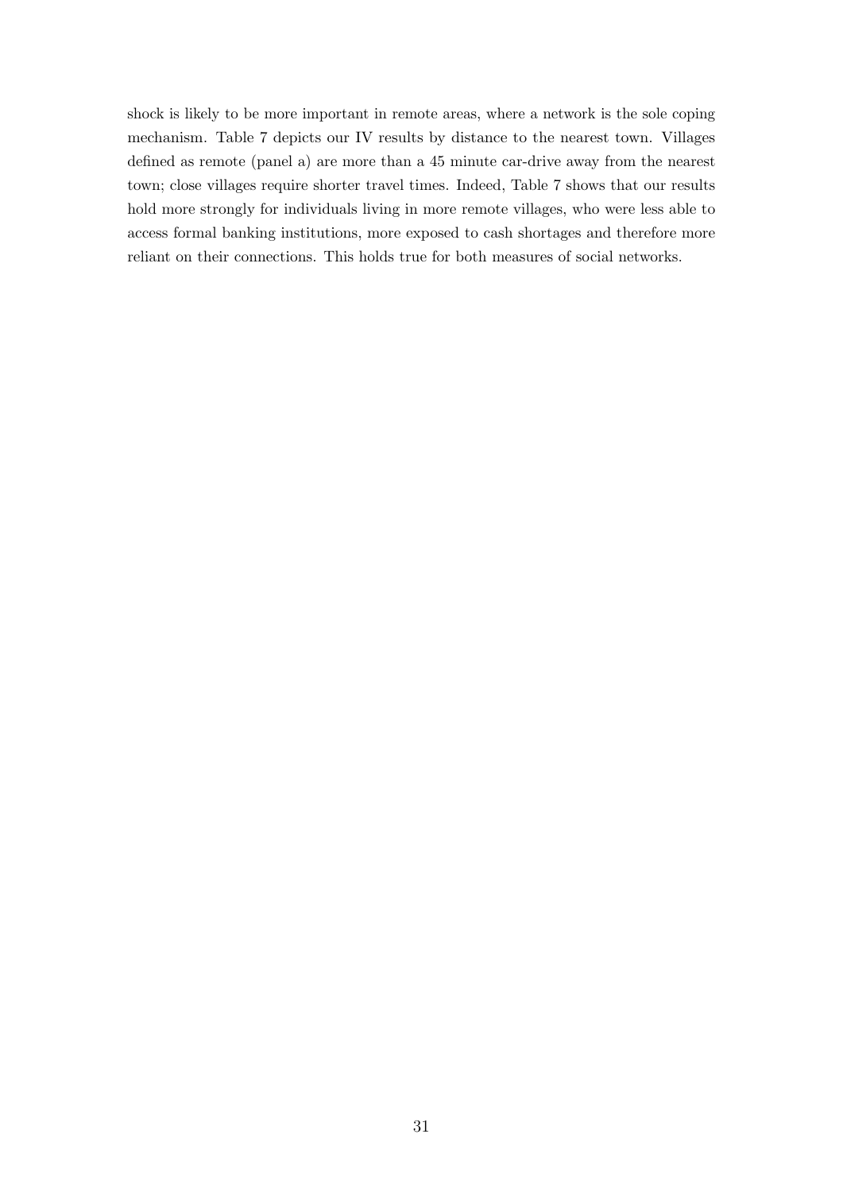shock is likely to be more important in remote areas, where a network is the sole coping mechanism. Table 7 depicts our IV results by distance to the nearest town. Villages defined as remote (panel a) are more than a 45 minute car-drive away from the nearest town; close villages require shorter travel times. Indeed, Table 7 shows that our results hold more strongly for individuals living in more remote villages, who were less able to access formal banking institutions, more exposed to cash shortages and therefore more reliant on their connections. This holds true for both measures of social networks.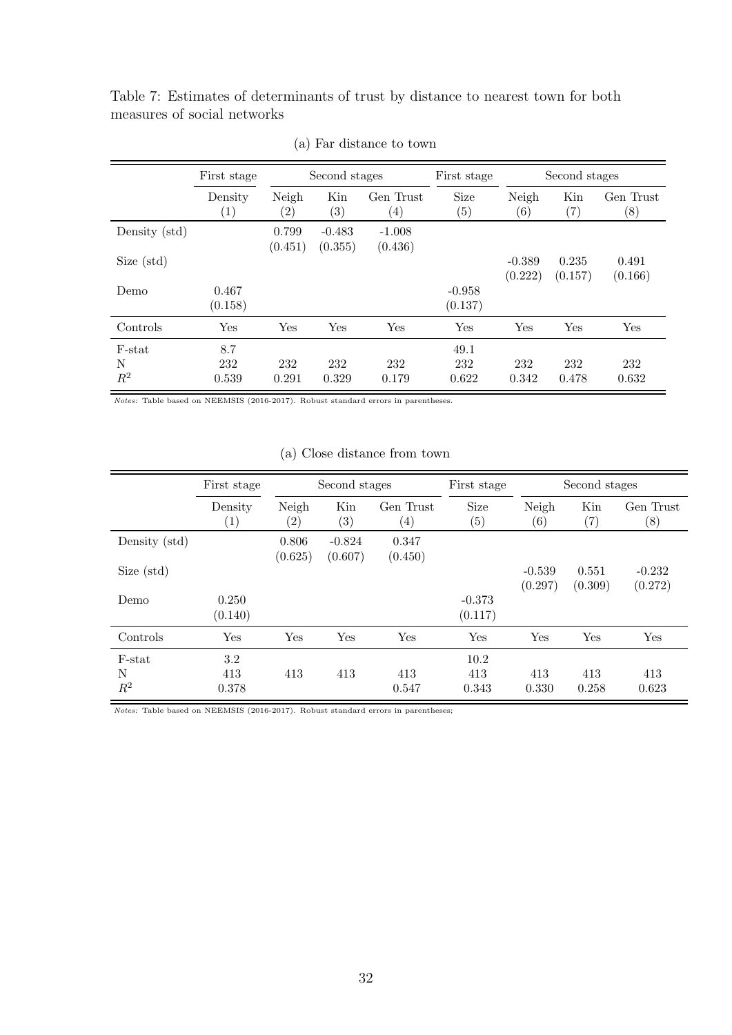Table 7: Estimates of determinants of trust by distance to nearest town for both measures of social networks

(a) Far distance to town

| | First stage | Second stages | | | First stage | Second stages | | |
|---|---|---|---|---|---|---|---|---|
| | Density (1) | Neigh (2) | Kin (3) | Gen Trust (4) | Size (5) | Neigh (6) | Kin (7) | Gen Trust (8) |
| Density (std) | | 0.799<br>(0.451) | -0.483<br>(0.355) | -1.008<br>(0.436) | | | | |
| Size (std) | | | | | | -0.389<br>(0.222) | 0.235<br>(0.157) | 0.491<br>(0.166) |
| Demo | 0.467<br>(0.158) | | | | -0.958<br>(0.137) | | | |
| Controls | Yes | Yes | Yes | Yes | Yes | Yes | Yes | Yes |
| F-stat | 8.7 | | | | 49.1 | | | |
| N | 232 | 232 | 232 | 232 | 232 | 232 | 232 | 232 |
| $R^2$ | 0.539 | 0.291 | 0.329 | 0.179 | 0.622 | 0.342 | 0.478 | 0.632 |

*Notes:* Table based on NEEMSIS (2016-2017). Robust standard errors in parentheses.

(a) Close distance from town

| | First stage | Second stages | | | First stage | Second stages | | |
|---|---|---|---|---|---|---|---|---|
| | Density (1) | Neigh (2) | Kin (3) | Gen Trust (4) | Size (5) | Neigh (6) | Kin (7) | Gen Trust (8) |
| Density (std) | | 0.806<br>(0.625) | -0.824<br>(0.607) | 0.347<br>(0.450) | | | | |
| Size (std) | | | | | | -0.539<br>(0.297) | 0.551<br>(0.309) | -0.232<br>(0.272) |
| Demo | 0.250<br>(0.140) | | | | -0.373<br>(0.117) | | | |
| Controls | Yes | Yes | Yes | Yes | Yes | Yes | Yes | Yes |
| F-stat | 3.2 | | | | 10.2 | | | |
| N | 413 | 413 | 413 | 413 | 413 | 413 | 413 | 413 |
| $R^2$ | 0.378 | | | 0.547 | 0.343 | 0.330 | 0.258 | 0.623 |

*Notes:* Table based on NEEMSIS (2016-2017). Robust standard errors in parentheses;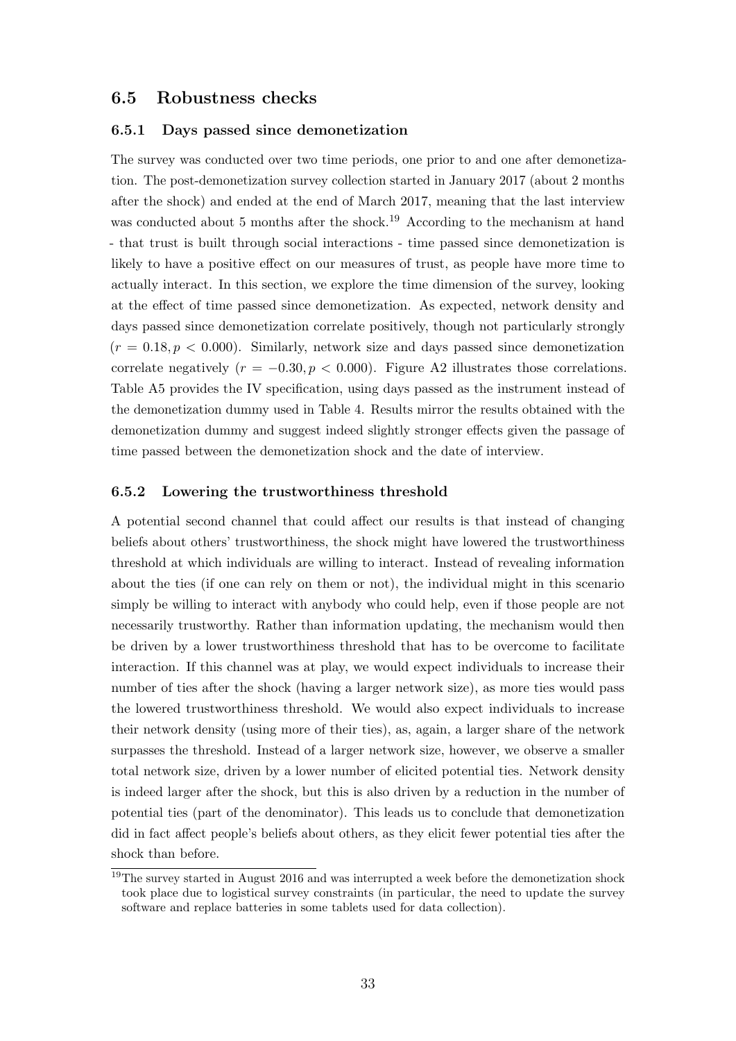## 6.5 Robustness checks

### 6.5.1 Days passed since demonetization

The survey was conducted over two time periods, one prior to and one after demonetization. The post-demonetization survey collection started in January 2017 (about 2 months after the shock) and ended at the end of March 2017, meaning that the last interview was conducted about 5 months after the shock.[19] According to the mechanism at hand - that trust is built through social interactions - time passed since demonetization is likely to have a positive effect on our measures of trust, as people have more time to actually interact. In this section, we explore the time dimension of the survey, looking at the effect of time passed since demonetization. As expected, network density and days passed since demonetization correlate positively, though not particularly strongly ($r = 0.18, p < 0.000$). Similarly, network size and days passed since demonetization correlate negatively ($r = -0.30, p < 0.000$). Figure A2 illustrates those correlations. Table A5 provides the IV specification, using days passed as the instrument instead of the demonetization dummy used in Table 4. Results mirror the results obtained with the demonetization dummy and suggest indeed slightly stronger effects given the passage of time passed between the demonetization shock and the date of interview.

### 6.5.2 Lowering the trustworthiness threshold

A potential second channel that could affect our results is that instead of changing beliefs about others' trustworthiness, the shock might have lowered the trustworthiness threshold at which individuals are willing to interact. Instead of revealing information about the ties (if one can rely on them or not), the individual might in this scenario simply be willing to interact with anybody who could help, even if those people are not necessarily trustworthy. Rather than information updating, the mechanism would then be driven by a lower trustworthiness threshold that has to be overcome to facilitate interaction. If this channel was at play, we would expect individuals to increase their number of ties after the shock (having a larger network size), as more ties would pass the lowered trustworthiness threshold. We would also expect individuals to increase their network density (using more of their ties), as, again, a larger share of the network surpasses the threshold. Instead of a larger network size, however, we observe a smaller total network size, driven by a lower number of elicited potential ties. Network density is indeed larger after the shock, but this is also driven by a reduction in the number of potential ties (part of the denominator). This leads us to conclude that demonetization did in fact affect people's beliefs about others, as they elicit fewer potential ties after the shock than before.

[19] The survey started in August 2016 and was interrupted a week before the demonetization shock took place due to logistical survey constraints (in particular, the need to update the survey software and replace batteries in some tablets used for data collection).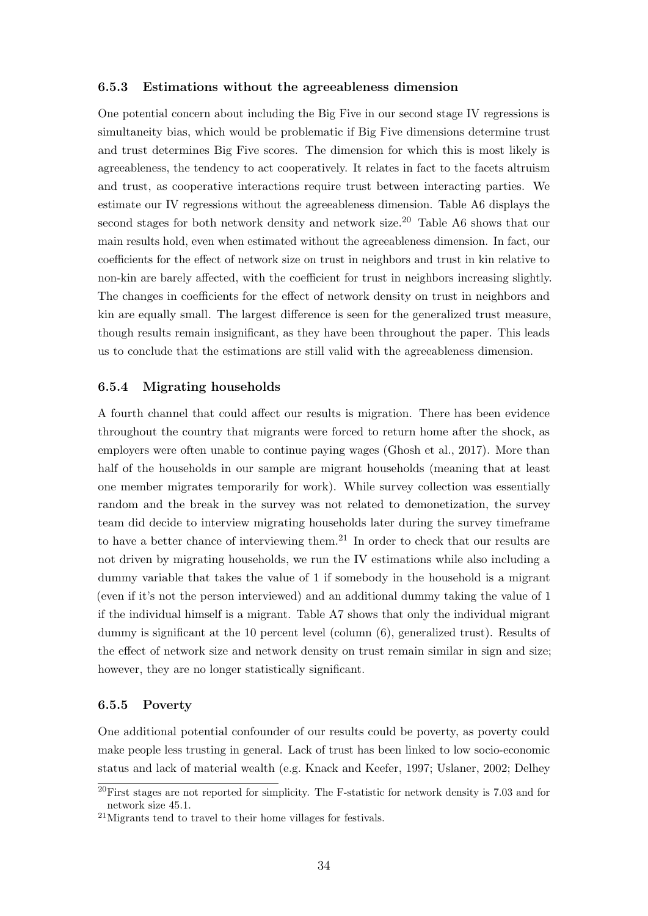### 6.5.3 Estimations without the agreeableness dimension

One potential concern about including the Big Five in our second stage IV regressions is simultaneity bias, which would be problematic if Big Five dimensions determine trust and trust determines Big Five scores. The dimension for which this is most likely is agreeableness, the tendency to act cooperatively. It relates in fact to the facets altruism and trust, as cooperative interactions require trust between interacting parties. We estimate our IV regressions without the agreeableness dimension. Table A6 displays the second stages for both network density and network size.[20] Table A6 shows that our main results hold, even when estimated without the agreeableness dimension. In fact, our coefficients for the effect of network size on trust in neighbors and trust in kin relative to non-kin are barely affected, with the coefficient for trust in neighbors increasing slightly. The changes in coefficients for the effect of network density on trust in neighbors and kin are equally small. The largest difference is seen for the generalized trust measure, though results remain insignificant, as they have been throughout the paper. This leads us to conclude that the estimations are still valid with the agreeableness dimension.

### 6.5.4 Migrating households

A fourth channel that could affect our results is migration. There has been evidence throughout the country that migrants were forced to return home after the shock, as employers were often unable to continue paying wages (Ghosh et al., 2017). More than half of the households in our sample are migrant households (meaning that at least one member migrates temporarily for work). While survey collection was essentially random and the break in the survey was not related to demonetization, the survey team did decide to interview migrating households later during the survey timeframe to have a better chance of interviewing them.[21] In order to check that our results are not driven by migrating households, we run the IV estimations while also including a dummy variable that takes the value of 1 if somebody in the household is a migrant (even if it's not the person interviewed) and an additional dummy taking the value of 1 if the individual himself is a migrant. Table A7 shows that only the individual migrant dummy is significant at the 10 percent level (column (6), generalized trust). Results of the effect of network size and network density on trust remain similar in sign and size; however, they are no longer statistically significant.

### 6.5.5 Poverty

One additional potential confounder of our results could be poverty, as poverty could make people less trusting in general. Lack of trust has been linked to low socio-economic status and lack of material wealth (e.g. Knack and Keefer, 1997; Uslaner, 2002; Delhey

---

[20] First stages are not reported for simplicity. The F-statistic for network density is 7.03 and for network size 45.1.

[21] Migrants tend to travel to their home villages for festivals.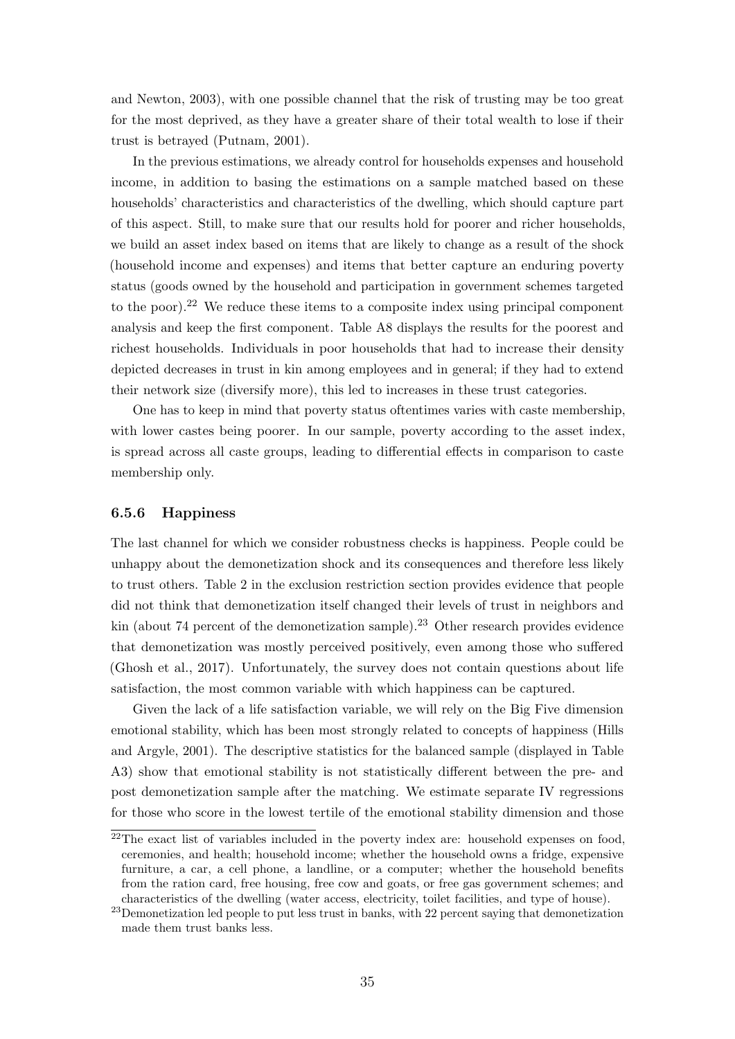and Newton, 2003), with one possible channel that the risk of trusting may be too great for the most deprived, as they have a greater share of their total wealth to lose if their trust is betrayed (Putnam, 2001).

In the previous estimations, we already control for households expenses and household income, in addition to basing the estimations on a sample matched based on these households' characteristics and characteristics of the dwelling, which should capture part of this aspect. Still, to make sure that our results hold for poorer and richer households, we build an asset index based on items that are likely to change as a result of the shock (household income and expenses) and items that better capture an enduring poverty status (goods owned by the household and participation in government schemes targeted to the poor).[22] We reduce these items to a composite index using principal component analysis and keep the first component. Table A8 displays the results for the poorest and richest households. Individuals in poor households that had to increase their density depicted decreases in trust in kin among employees and in general; if they had to extend their network size (diversify more), this led to increases in these trust categories.

One has to keep in mind that poverty status oftentimes varies with caste membership, with lower castes being poorer. In our sample, poverty according to the asset index, is spread across all caste groups, leading to differential effects in comparison to caste membership only.

### 6.5.6 Happiness

The last channel for which we consider robustness checks is happiness. People could be unhappy about the demonetization shock and its consequences and therefore less likely to trust others. Table 2 in the exclusion restriction section provides evidence that people did not think that demonetization itself changed their levels of trust in neighbors and kin (about 74 percent of the demonetization sample).[23] Other research provides evidence that demonetization was mostly perceived positively, even among those who suffered (Ghosh et al., 2017). Unfortunately, the survey does not contain questions about life satisfaction, the most common variable with which happiness can be captured.

Given the lack of a life satisfaction variable, we will rely on the Big Five dimension emotional stability, which has been most strongly related to concepts of happiness (Hills and Argyle, 2001). The descriptive statistics for the balanced sample (displayed in Table A3) show that emotional stability is not statistically different between the pre- and post demonetization sample after the matching. We estimate separate IV regressions for those who score in the lowest tertile of the emotional stability dimension and those

[22] The exact list of variables included in the poverty index are: household expenses on food, ceremonies, and health; household income; whether the household owns a fridge, expensive furniture, a car, a cell phone, a landline, or a computer; whether the household benefits from the ration card, free housing, free cow and goats, or free gas government schemes; and characteristics of the dwelling (water access, electricity, toilet facilities, and type of house).

[23] Demonetization led people to put less trust in banks, with 22 percent saying that demonetization made them trust banks less.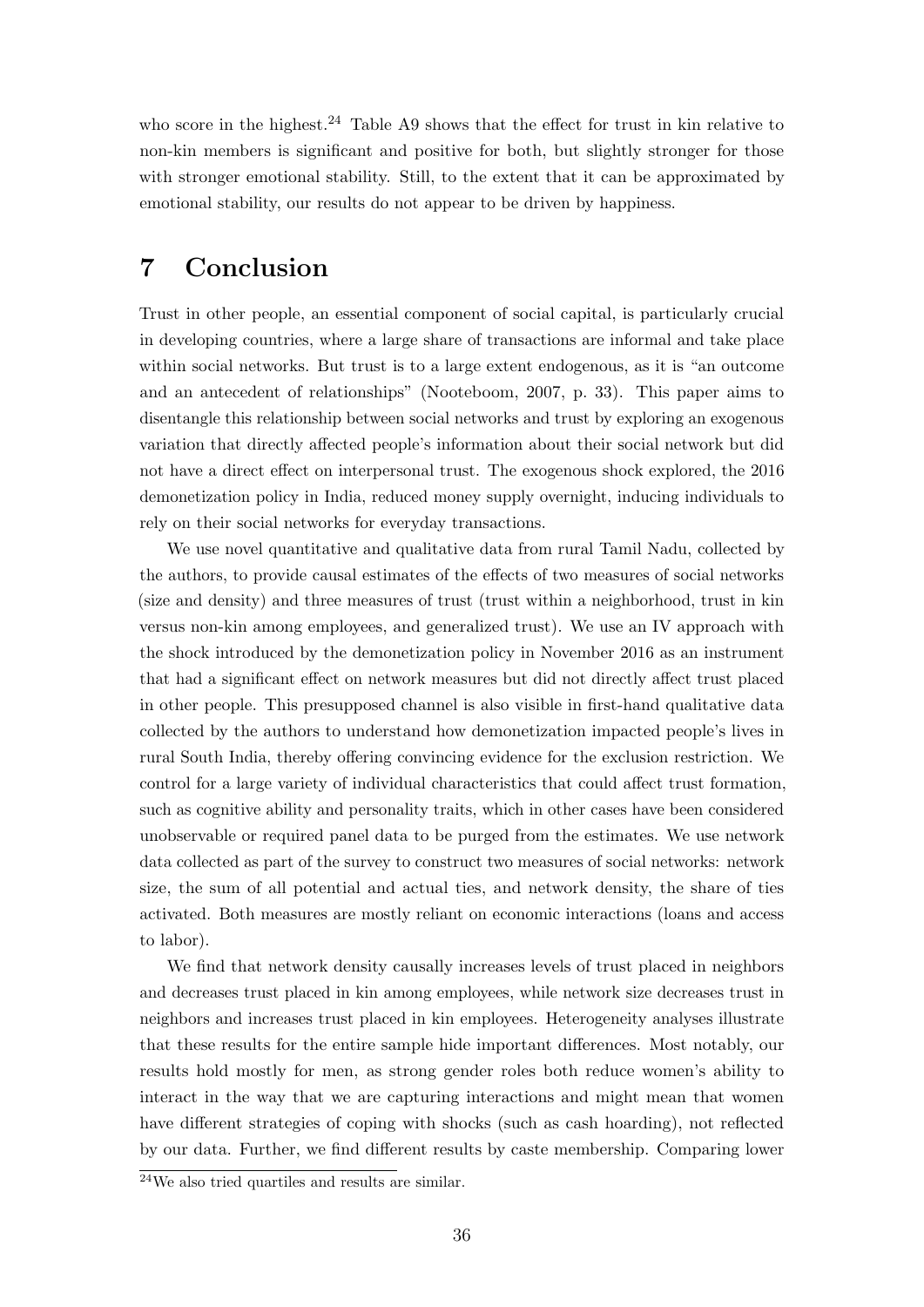who score in the highest.[24] Table A9 shows that the effect for trust in kin relative to non-kin members is significant and positive for both, but slightly stronger for those with stronger emotional stability. Still, to the extent that it can be approximated by emotional stability, our results do not appear to be driven by happiness.

# 7 Conclusion

Trust in other people, an essential component of social capital, is particularly crucial in developing countries, where a large share of transactions are informal and take place within social networks. But trust is to a large extent endogenous, as it is "an outcome and an antecedent of relationships" (Nooteboom, 2007, p. 33). This paper aims to disentangle this relationship between social networks and trust by exploring an exogenous variation that directly affected people's information about their social network but did not have a direct effect on interpersonal trust. The exogenous shock explored, the 2016 demonetization policy in India, reduced money supply overnight, inducing individuals to rely on their social networks for everyday transactions.

We use novel quantitative and qualitative data from rural Tamil Nadu, collected by the authors, to provide causal estimates of the effects of two measures of social networks (size and density) and three measures of trust (trust within a neighborhood, trust in kin versus non-kin among employees, and generalized trust). We use an IV approach with the shock introduced by the demonetization policy in November 2016 as an instrument that had a significant effect on network measures but did not directly affect trust placed in other people. This presupposed channel is also visible in first-hand qualitative data collected by the authors to understand how demonetization impacted people's lives in rural South India, thereby offering convincing evidence for the exclusion restriction. We control for a large variety of individual characteristics that could affect trust formation, such as cognitive ability and personality traits, which in other cases have been considered unobservable or required panel data to be purged from the estimates. We use network data collected as part of the survey to construct two measures of social networks: network size, the sum of all potential and actual ties, and network density, the share of ties activated. Both measures are mostly reliant on economic interactions (loans and access to labor).

We find that network density causally increases levels of trust placed in neighbors and decreases trust placed in kin among employees, while network size decreases trust in neighbors and increases trust placed in kin employees. Heterogeneity analyses illustrate that these results for the entire sample hide important differences. Most notably, our results hold mostly for men, as strong gender roles both reduce women's ability to interact in the way that we are capturing interactions and might mean that women have different strategies of coping with shocks (such as cash hoarding), not reflected by our data. Further, we find different results by caste membership. Comparing lower

[24] We also tried quartiles and results are similar.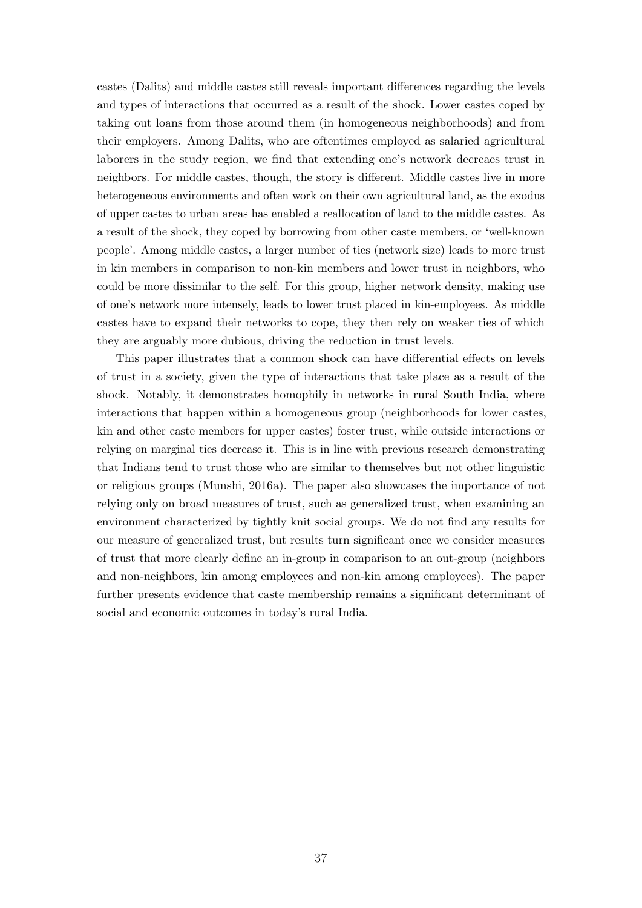castes (Dalits) and middle castes still reveals important differences regarding the levels and types of interactions that occurred as a result of the shock. Lower castes coped by taking out loans from those around them (in homogeneous neighborhoods) and from their employers. Among Dalits, who are oftentimes employed as salaried agricultural laborers in the study region, we find that extending one's network decreaes trust in neighbors. For middle castes, though, the story is different. Middle castes live in more heterogeneous environments and often work on their own agricultural land, as the exodus of upper castes to urban areas has enabled a reallocation of land to the middle castes. As a result of the shock, they coped by borrowing from other caste members, or 'well-known people'. Among middle castes, a larger number of ties (network size) leads to more trust in kin members in comparison to non-kin members and lower trust in neighbors, who could be more dissimilar to the self. For this group, higher network density, making use of one's network more intensely, leads to lower trust placed in kin-employees. As middle castes have to expand their networks to cope, they then rely on weaker ties of which they are arguably more dubious, driving the reduction in trust levels.

This paper illustrates that a common shock can have differential effects on levels of trust in a society, given the type of interactions that take place as a result of the shock. Notably, it demonstrates homophily in networks in rural South India, where interactions that happen within a homogeneous group (neighborhoods for lower castes, kin and other caste members for upper castes) foster trust, while outside interactions or relying on marginal ties decrease it. This is in line with previous research demonstrating that Indians tend to trust those who are similar to themselves but not other linguistic or religious groups (Munshi, 2016a). The paper also showcases the importance of not relying only on broad measures of trust, such as generalized trust, when examining an environment characterized by tightly knit social groups. We do not find any results for our measure of generalized trust, but results turn significant once we consider measures of trust that more clearly define an in-group in comparison to an out-group (neighbors and non-neighbors, kin among employees and non-kin among employees). The paper further presents evidence that caste membership remains a significant determinant of social and economic outcomes in today's rural India.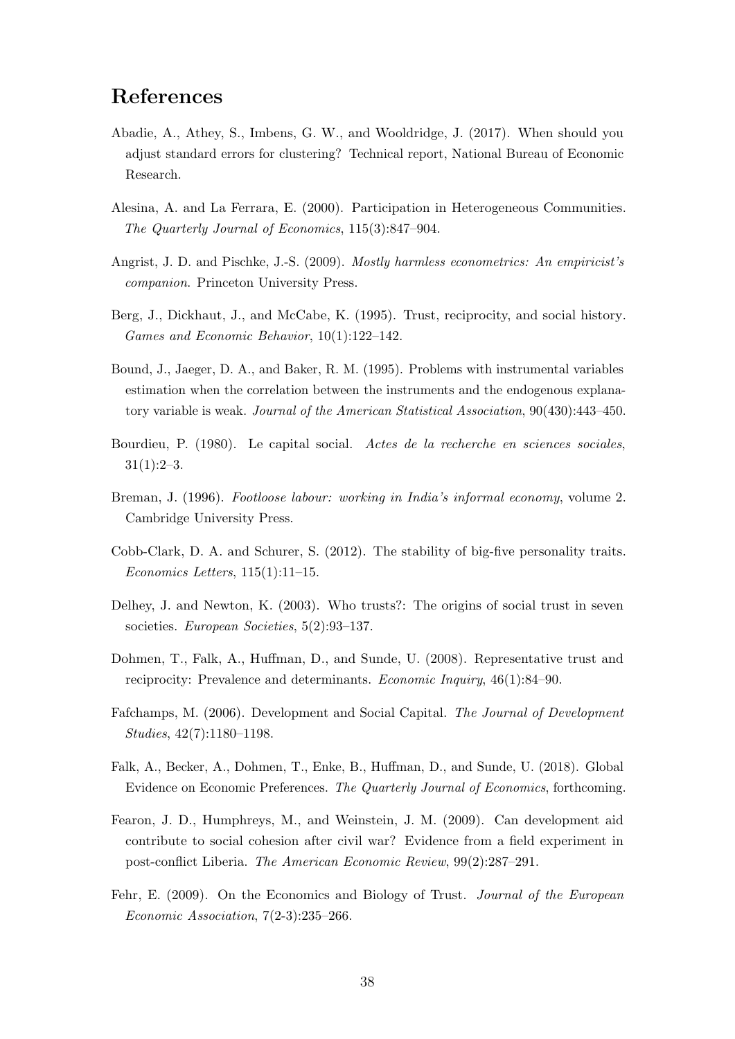# References

Abadie, A., Athey, S., Imbens, G. W., and Wooldridge, J. (2017). When should you adjust standard errors for clustering? Technical report, National Bureau of Economic Research.

Alesina, A. and La Ferrara, E. (2000). Participation in Heterogeneous Communities. *The Quarterly Journal of Economics*, 115(3):847–904.

Angrist, J. D. and Pischke, J.-S. (2009). *Mostly harmless econometrics: An empiricist's companion*. Princeton University Press.

Berg, J., Dickhaut, J., and McCabe, K. (1995). Trust, reciprocity, and social history. *Games and Economic Behavior*, 10(1):122–142.

Bound, J., Jaeger, D. A., and Baker, R. M. (1995). Problems with instrumental variables estimation when the correlation between the instruments and the endogenous explanatory variable is weak. *Journal of the American Statistical Association*, 90(430):443–450.

Bourdieu, P. (1980). Le capital social. *Actes de la recherche en sciences sociales*, 31(1):2–3.

Breman, J. (1996). *Footloose labour: working in India's informal economy*, volume 2. Cambridge University Press.

Cobb-Clark, D. A. and Schurer, S. (2012). The stability of big-five personality traits. *Economics Letters*, 115(1):11–15.

Delhey, J. and Newton, K. (2003). Who trusts?: The origins of social trust in seven societies. *European Societies*, 5(2):93–137.

Dohmen, T., Falk, A., Huffman, D., and Sunde, U. (2008). Representative trust and reciprocity: Prevalence and determinants. *Economic Inquiry*, 46(1):84–90.

Fafchamps, M. (2006). Development and Social Capital. *The Journal of Development Studies*, 42(7):1180–1198.

Falk, A., Becker, A., Dohmen, T., Enke, B., Huffman, D., and Sunde, U. (2018). Global Evidence on Economic Preferences. *The Quarterly Journal of Economics*, forthcoming.

Fearon, J. D., Humphreys, M., and Weinstein, J. M. (2009). Can development aid contribute to social cohesion after civil war? Evidence from a field experiment in post-conflict Liberia. *The American Economic Review*, 99(2):287–291.

Fehr, E. (2009). On the Economics and Biology of Trust. *Journal of the European Economic Association*, 7(2-3):235–266.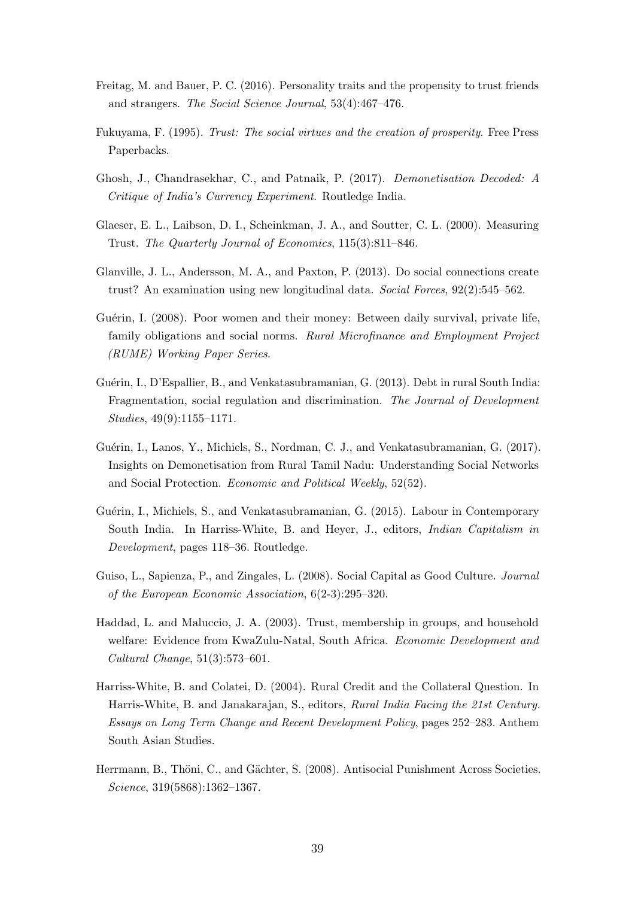Freitag, M. and Bauer, P. C. (2016). Personality traits and the propensity to trust friends and strangers. *The Social Science Journal*, 53(4):467–476.

Fukuyama, F. (1995). *Trust: The social virtues and the creation of prosperity*. Free Press Paperbacks.

Ghosh, J., Chandrasekhar, C., and Patnaik, P. (2017). *Demonetisation Decoded: A Critique of India's Currency Experiment*. Routledge India.

Glaeser, E. L., Laibson, D. I., Scheinkman, J. A., and Soutter, C. L. (2000). Measuring Trust. *The Quarterly Journal of Economics*, 115(3):811–846.

Glanville, J. L., Andersson, M. A., and Paxton, P. (2013). Do social connections create trust? An examination using new longitudinal data. *Social Forces*, 92(2):545–562.

Guérin, I. (2008). Poor women and their money: Between daily survival, private life, family obligations and social norms. *Rural Microfinance and Employment Project (RUME) Working Paper Series*.

Guérin, I., D'Espallier, B., and Venkatasubramanian, G. (2013). Debt in rural South India: Fragmentation, social regulation and discrimination. *The Journal of Development Studies*, 49(9):1155–1171.

Guérin, I., Lanos, Y., Michiels, S., Nordman, C. J., and Venkatasubramanian, G. (2017). Insights on Demonetisation from Rural Tamil Nadu: Understanding Social Networks and Social Protection. *Economic and Political Weekly*, 52(52).

Guérin, I., Michiels, S., and Venkatasubramanian, G. (2015). Labour in Contemporary South India. In Harriss-White, B. and Heyer, J., editors, *Indian Capitalism in Development*, pages 118–36. Routledge.

Guiso, L., Sapienza, P., and Zingales, L. (2008). Social Capital as Good Culture. *Journal of the European Economic Association*, 6(2-3):295–320.

Haddad, L. and Maluccio, J. A. (2003). Trust, membership in groups, and household welfare: Evidence from KwaZulu-Natal, South Africa. *Economic Development and Cultural Change*, 51(3):573–601.

Harriss-White, B. and Colatei, D. (2004). Rural Credit and the Collateral Question. In Harris-White, B. and Janakarajan, S., editors, *Rural India Facing the 21st Century. Essays on Long Term Change and Recent Development Policy*, pages 252–283. Anthem South Asian Studies.

Herrmann, B., Thöni, C., and Gächter, S. (2008). Antisocial Punishment Across Societies. *Science*, 319(5868):1362–1367.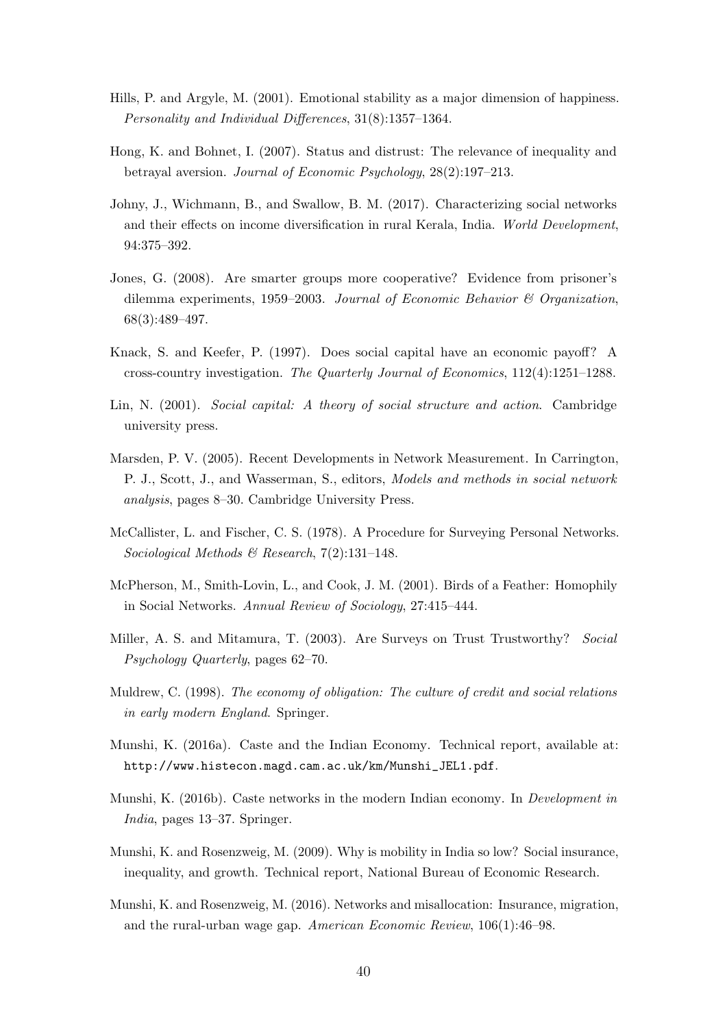Hills, P. and Argyle, M. (2001). Emotional stability as a major dimension of happiness. *Personality and Individual Differences*, 31(8):1357–1364.

Hong, K. and Bohnet, I. (2007). Status and distrust: The relevance of inequality and betrayal aversion. *Journal of Economic Psychology*, 28(2):197–213.

Johny, J., Wichmann, B., and Swallow, B. M. (2017). Characterizing social networks and their effects on income diversification in rural Kerala, India. *World Development*, 94:375–392.

Jones, G. (2008). Are smarter groups more cooperative? Evidence from prisoner's dilemma experiments, 1959–2003. *Journal of Economic Behavior & Organization*, 68(3):489–497.

Knack, S. and Keefer, P. (1997). Does social capital have an economic payoff? A cross-country investigation. *The Quarterly Journal of Economics*, 112(4):1251–1288.

Lin, N. (2001). *Social capital: A theory of social structure and action*. Cambridge university press.

Marsden, P. V. (2005). Recent Developments in Network Measurement. In Carrington, P. J., Scott, J., and Wasserman, S., editors, *Models and methods in social network analysis*, pages 8–30. Cambridge University Press.

McCallister, L. and Fischer, C. S. (1978). A Procedure for Surveying Personal Networks. *Sociological Methods & Research*, 7(2):131–148.

McPherson, M., Smith-Lovin, L., and Cook, J. M. (2001). Birds of a Feather: Homophily in Social Networks. *Annual Review of Sociology*, 27:415–444.

Miller, A. S. and Mitamura, T. (2003). Are Surveys on Trust Trustworthy? *Social Psychology Quarterly*, pages 62–70.

Muldrew, C. (1998). *The economy of obligation: The culture of credit and social relations in early modern England*. Springer.

Munshi, K. (2016a). Caste and the Indian Economy. Technical report, available at: http://www.histecon.magd.cam.ac.uk/km/Munshi_JEL1.pdf.

Munshi, K. (2016b). Caste networks in the modern Indian economy. In *Development in India*, pages 13–37. Springer.

Munshi, K. and Rosenzweig, M. (2009). Why is mobility in India so low? Social insurance, inequality, and growth. Technical report, National Bureau of Economic Research.

Munshi, K. and Rosenzweig, M. (2016). Networks and misallocation: Insurance, migration, and the rural-urban wage gap. *American Economic Review*, 106(1):46–98.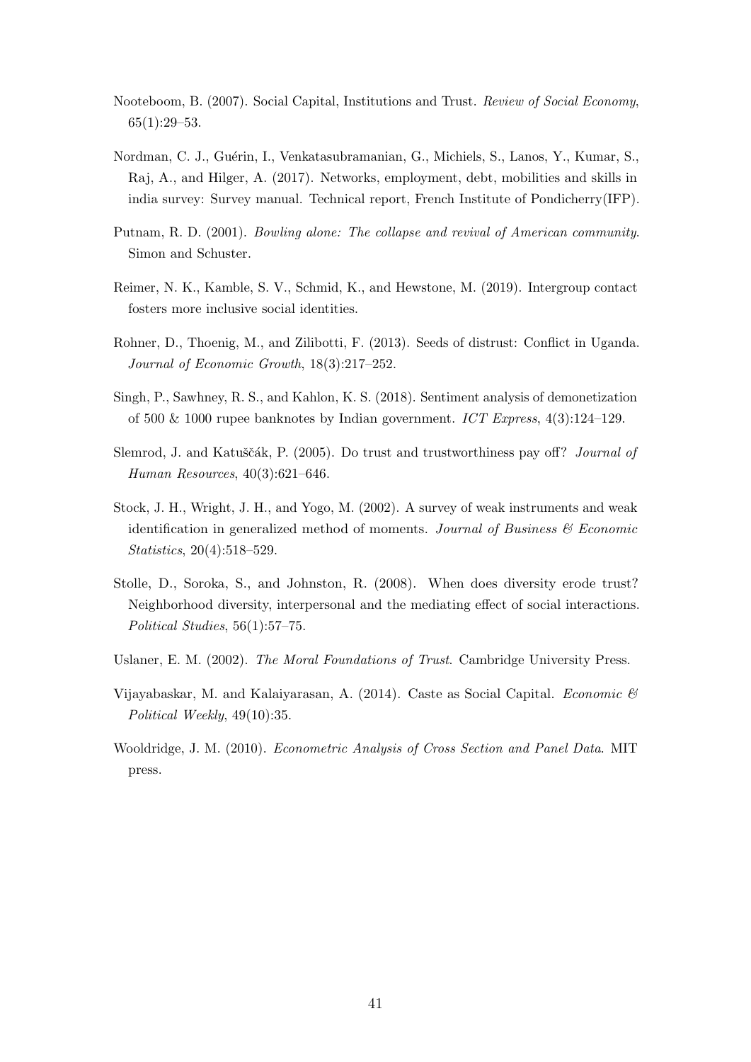Nooteboom, B. (2007). Social Capital, Institutions and Trust. *Review of Social Economy*, 65(1):29–53.

Nordman, C. J., Guérin, I., Venkatasubramanian, G., Michiels, S., Lanos, Y., Kumar, S., Raj, A., and Hilger, A. (2017). Networks, employment, debt, mobilities and skills in india survey: Survey manual. Technical report, French Institute of Pondicherry(IFP).

Putnam, R. D. (2001). *Bowling alone: The collapse and revival of American community*. Simon and Schuster.

Reimer, N. K., Kamble, S. V., Schmid, K., and Hewstone, M. (2019). Intergroup contact fosters more inclusive social identities.

Rohner, D., Thoenig, M., and Zilibotti, F. (2013). Seeds of distrust: Conflict in Uganda. *Journal of Economic Growth*, 18(3):217–252.

Singh, P., Sawhney, R. S., and Kahlon, K. S. (2018). Sentiment analysis of demonetization of 500 & 1000 rupee banknotes by Indian government. *ICT Express*, 4(3):124–129.

Slemrod, J. and Katuščák, P. (2005). Do trust and trustworthiness pay off? *Journal of Human Resources*, 40(3):621–646.

Stock, J. H., Wright, J. H., and Yogo, M. (2002). A survey of weak instruments and weak identification in generalized method of moments. *Journal of Business & Economic Statistics*, 20(4):518–529.

Stolle, D., Soroka, S., and Johnston, R. (2008). When does diversity erode trust? Neighborhood diversity, interpersonal and the mediating effect of social interactions. *Political Studies*, 56(1):57–75.

Uslaner, E. M. (2002). *The Moral Foundations of Trust*. Cambridge University Press.

Vijayabaskar, M. and Kalaiyarasan, A. (2014). Caste as Social Capital. *Economic & Political Weekly*, 49(10):35.

Wooldridge, J. M. (2010). *Econometric Analysis of Cross Section and Panel Data*. MIT press.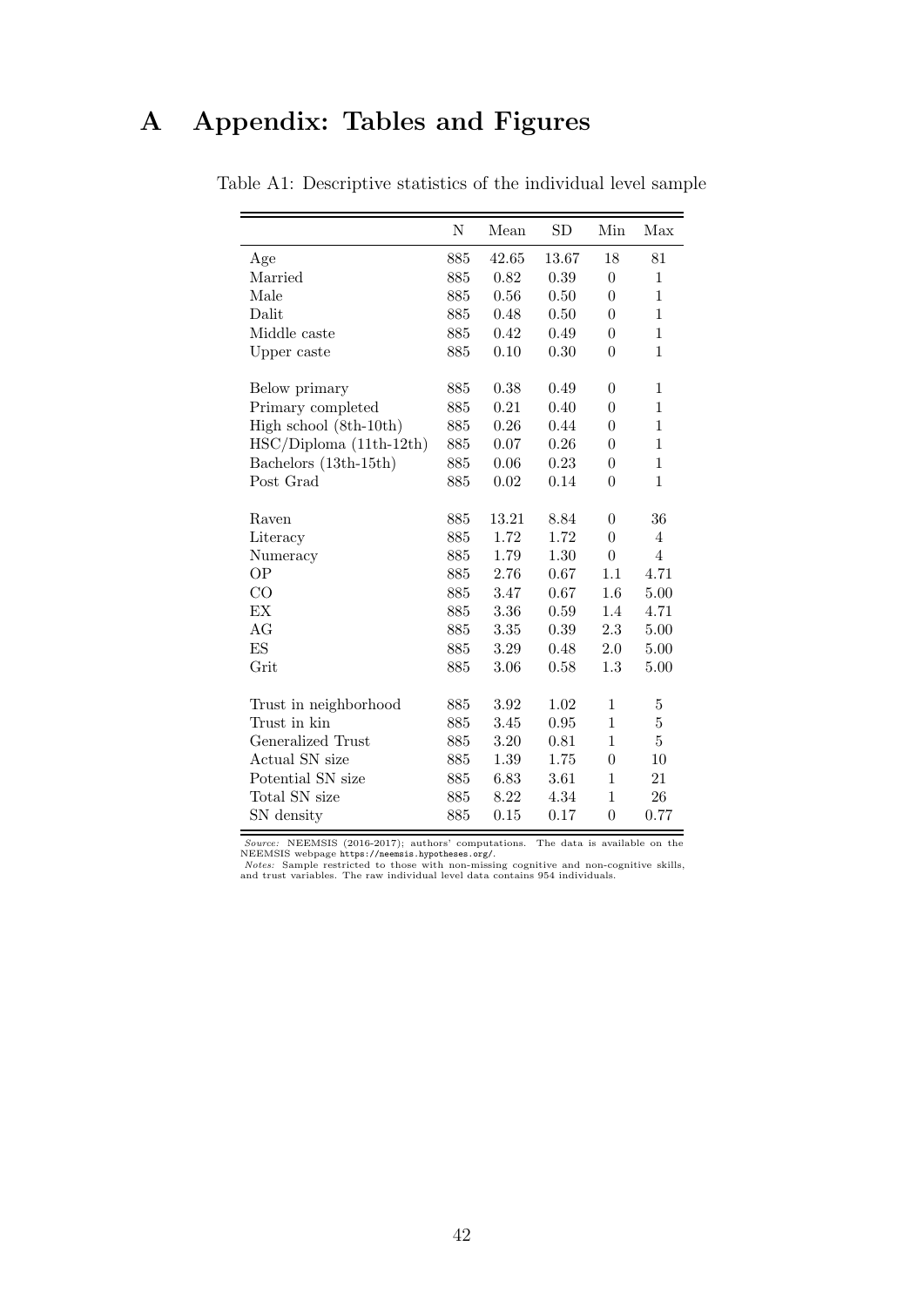# A Appendix: Tables and Figures

Table A1: Descriptive statistics of the individual level sample

| | N | Mean | SD | Min | Max |
|---|---|---|---|---|---|
| Age | 885 | 42.65 | 13.67 | 18 | 81 |
| Married | 885 | 0.82 | 0.39 | 0 | 1 |
| Male | 885 | 0.56 | 0.50 | 0 | 1 |
| Dalit | 885 | 0.48 | 0.50 | 0 | 1 |
| Middle caste | 885 | 0.42 | 0.49 | 0 | 1 |
| Upper caste | 885 | 0.10 | 0.30 | 0 | 1 |
| Below primary | 885 | 0.38 | 0.49 | 0 | 1 |
| Primary completed | 885 | 0.21 | 0.40 | 0 | 1 |
| High school (8th-10th) | 885 | 0.26 | 0.44 | 0 | 1 |
| HSC/Diploma (11th-12th) | 885 | 0.07 | 0.26 | 0 | 1 |
| Bachelors (13th-15th) | 885 | 0.06 | 0.23 | 0 | 1 |
| Post Grad | 885 | 0.02 | 0.14 | 0 | 1 |
| Raven | 885 | 13.21 | 8.84 | 0 | 36 |
| Literacy | 885 | 1.72 | 1.72 | 0 | 4 |
| Numeracy | 885 | 1.79 | 1.30 | 0 | 4 |
| OP | 885 | 2.76 | 0.67 | 1.1 | 4.71 |
| CO | 885 | 3.47 | 0.67 | 1.6 | 5.00 |
| EX | 885 | 3.36 | 0.59 | 1.4 | 4.71 |
| AG | 885 | 3.35 | 0.39 | 2.3 | 5.00 |
| ES | 885 | 3.29 | 0.48 | 2.0 | 5.00 |
| Grit | 885 | 3.06 | 0.58 | 1.3 | 5.00 |
| Trust in neighborhood | 885 | 3.92 | 1.02 | 1 | 5 |
| Trust in kin | 885 | 3.45 | 0.95 | 1 | 5 |
| Generalized Trust | 885 | 3.20 | 0.81 | 1 | 5 |
| Actual SN size | 885 | 1.39 | 1.75 | 0 | 10 |
| Potential SN size | 885 | 6.83 | 3.61 | 1 | 21 |
| Total SN size | 885 | 8.22 | 4.34 | 1 | 26 |
| SN density | 885 | 0.15 | 0.17 | 0 | 0.77 |

*Source:* NEEMSIS (2016-2017); authors' computations. The data is available on the NEEMSIS webpage https://neemsis.hypotheses.org/.
*Notes:* Sample restricted to those with non-missing cognitive and non-cognitive skills, and trust variables. The raw individual level data contains 954 individuals.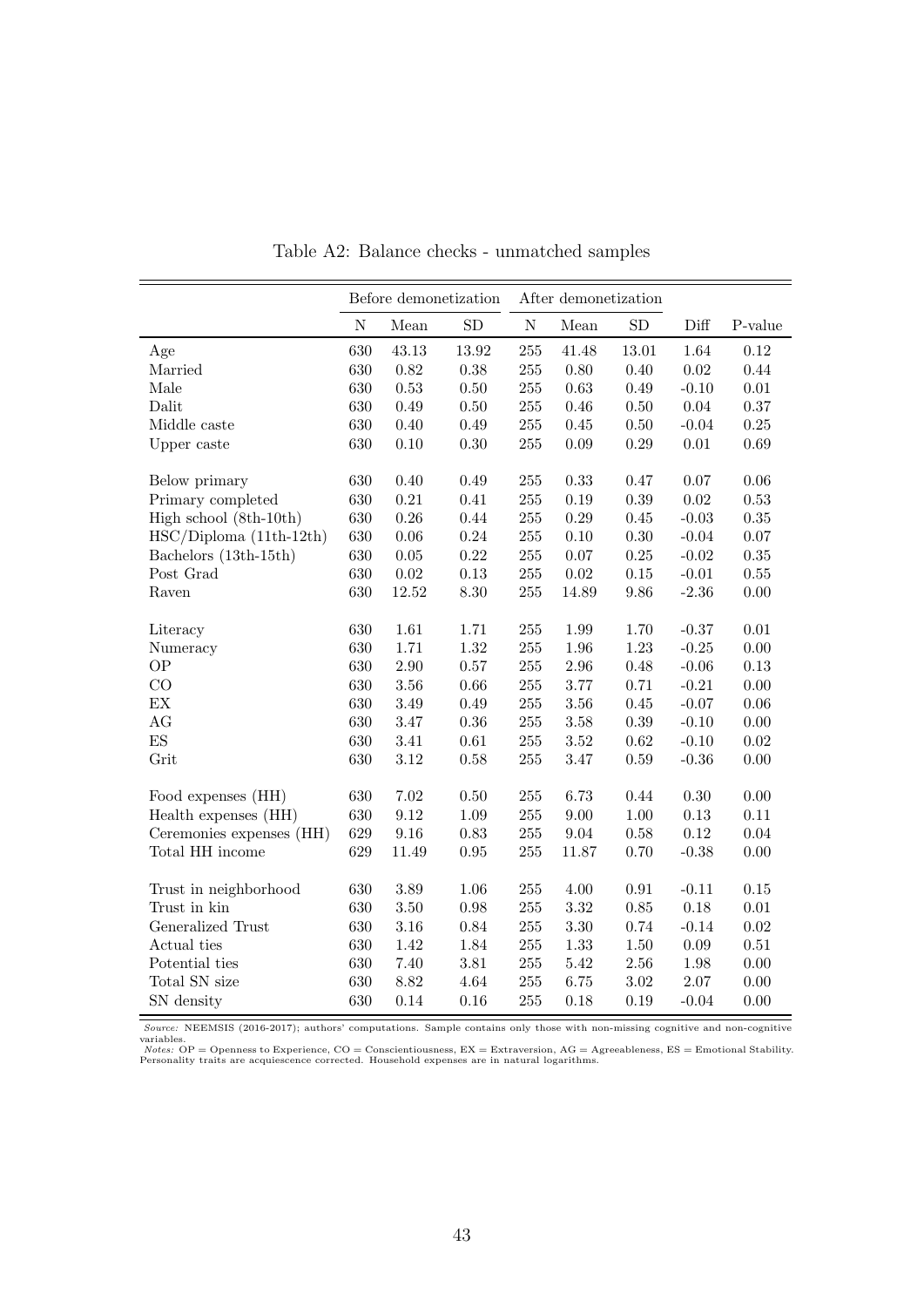Table A2: Balance checks - unmatched samples

| | Before demonetization | | | After demonetization | | | | |
|---|---|---|---|---|---|---|---|---|
| | N | Mean | SD | N | Mean | SD | Diff | P-value |
| Age | 630 | 43.13 | 13.92 | 255 | 41.48 | 13.01 | 1.64 | 0.12 |
| Married | 630 | 0.82 | 0.38 | 255 | 0.80 | 0.40 | 0.02 | 0.44 |
| Male | 630 | 0.53 | 0.50 | 255 | 0.63 | 0.49 | -0.10 | 0.01 |
| Dalit | 630 | 0.49 | 0.50 | 255 | 0.46 | 0.50 | 0.04 | 0.37 |
| Middle caste | 630 | 0.40 | 0.49 | 255 | 0.45 | 0.50 | -0.04 | 0.25 |
| Upper caste | 630 | 0.10 | 0.30 | 255 | 0.09 | 0.29 | 0.01 | 0.69 |
| Below primary | 630 | 0.40 | 0.49 | 255 | 0.33 | 0.47 | 0.07 | 0.06 |
| Primary completed | 630 | 0.21 | 0.41 | 255 | 0.19 | 0.39 | 0.02 | 0.53 |
| High school (8th-10th) | 630 | 0.26 | 0.44 | 255 | 0.29 | 0.45 | -0.03 | 0.35 |
| HSC/Diploma (11th-12th) | 630 | 0.06 | 0.24 | 255 | 0.10 | 0.30 | -0.04 | 0.07 |
| Bachelors (13th-15th) | 630 | 0.05 | 0.22 | 255 | 0.07 | 0.25 | -0.02 | 0.35 |
| Post Grad | 630 | 0.02 | 0.13 | 255 | 0.02 | 0.15 | -0.01 | 0.55 |
| Raven | 630 | 12.52 | 8.30 | 255 | 14.89 | 9.86 | -2.36 | 0.00 |
| Literacy | 630 | 1.61 | 1.71 | 255 | 1.99 | 1.70 | -0.37 | 0.01 |
| Numeracy | 630 | 1.71 | 1.32 | 255 | 1.96 | 1.23 | -0.25 | 0.00 |
| OP | 630 | 2.90 | 0.57 | 255 | 2.96 | 0.48 | -0.06 | 0.13 |
| CO | 630 | 3.56 | 0.66 | 255 | 3.77 | 0.71 | -0.21 | 0.00 |
| EX | 630 | 3.49 | 0.49 | 255 | 3.56 | 0.45 | -0.07 | 0.06 |
| AG | 630 | 3.47 | 0.36 | 255 | 3.58 | 0.39 | -0.10 | 0.00 |
| ES | 630 | 3.41 | 0.61 | 255 | 3.52 | 0.62 | -0.10 | 0.02 |
| Grit | 630 | 3.12 | 0.58 | 255 | 3.47 | 0.59 | -0.36 | 0.00 |
| Food expenses (HH) | 630 | 7.02 | 0.50 | 255 | 6.73 | 0.44 | 0.30 | 0.00 |
| Health expenses (HH) | 630 | 9.12 | 1.09 | 255 | 9.00 | 1.00 | 0.13 | 0.11 |
| Ceremonies expenses (HH) | 629 | 9.16 | 0.83 | 255 | 9.04 | 0.58 | 0.12 | 0.04 |
| Total HH income | 629 | 11.49 | 0.95 | 255 | 11.87 | 0.70 | -0.38 | 0.00 |
| Trust in neighborhood | 630 | 3.89 | 1.06 | 255 | 4.00 | 0.91 | -0.11 | 0.15 |
| Trust in kin | 630 | 3.50 | 0.98 | 255 | 3.32 | 0.85 | 0.18 | 0.01 |
| Generalized Trust | 630 | 3.16 | 0.84 | 255 | 3.30 | 0.74 | -0.14 | 0.02 |
| Actual ties | 630 | 1.42 | 1.84 | 255 | 1.33 | 1.50 | 0.09 | 0.51 |
| Potential ties | 630 | 7.40 | 3.81 | 255 | 5.42 | 2.56 | 1.98 | 0.00 |
| Total SN size | 630 | 8.82 | 4.64 | 255 | 6.75 | 3.02 | 2.07 | 0.00 |
| SN density | 630 | 0.14 | 0.16 | 255 | 0.18 | 0.19 | -0.04 | 0.00 |

*Source:* NEEMSIS (2016-2017); authors' computations. Sample contains only those with non-missing cognitive and non-cognitive variables.
*Notes:* OP = Openness to Experience, CO = Conscientiousness, EX = Extraversion, AG = Agreeableness, ES = Emotional Stability. Personality traits are acquiescence corrected. Household expenses are in natural logarithms.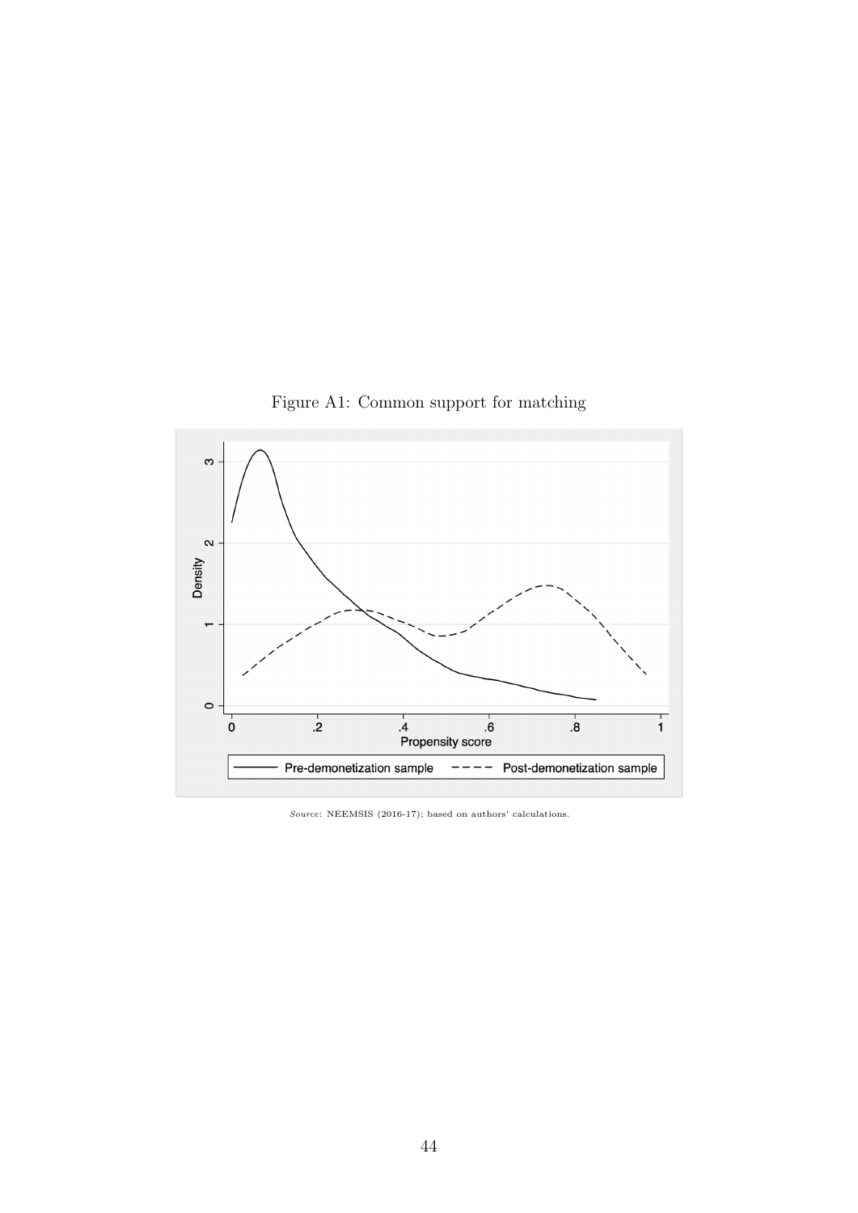Figure A1: Common support for matching

*Source*: NEEMSIS (2016-17); based on authors' calculations.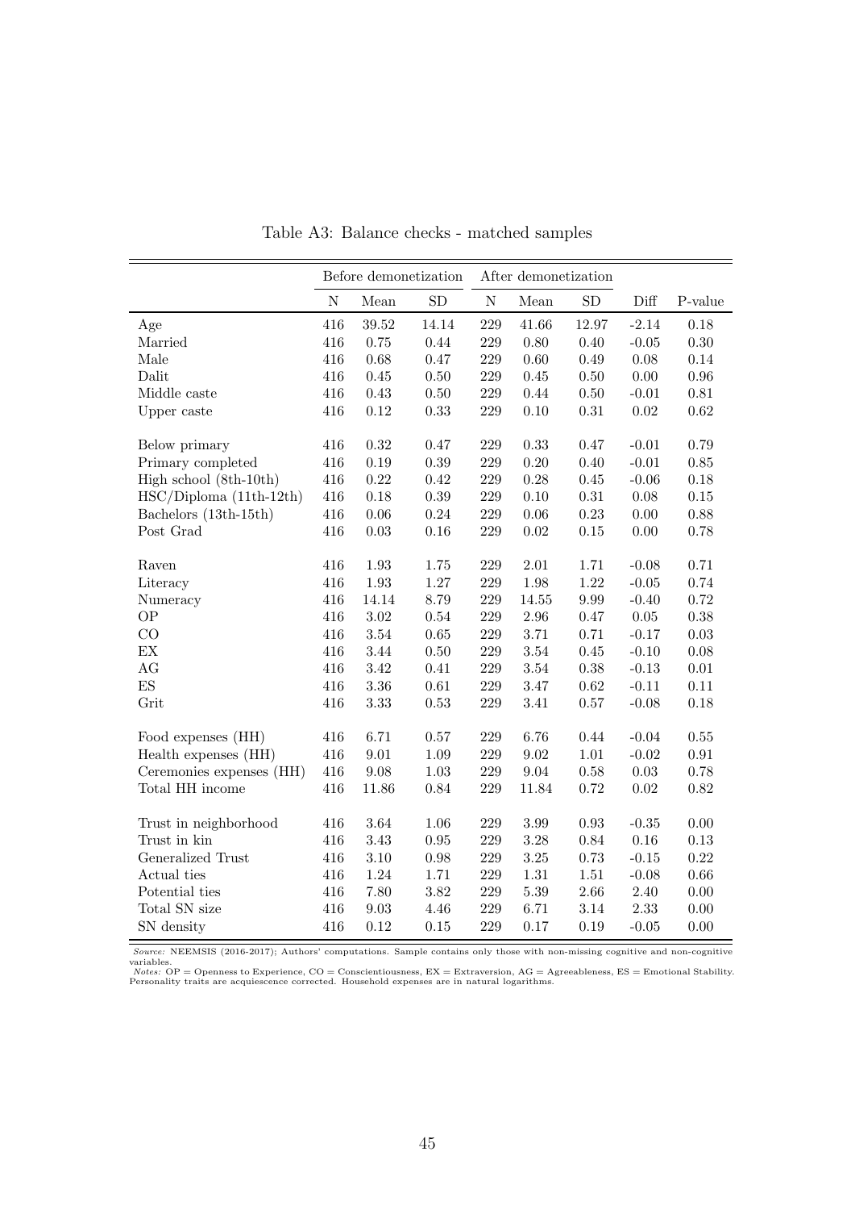Table A3: Balance checks - matched samples

| | Before demonetization | | | After demonetization | | | | |
|---|---|---|---|---|---|---|---|---|
| | N | Mean | SD | N | Mean | SD | Diff | P-value |
| Age | 416 | 39.52 | 14.14 | 229 | 41.66 | 12.97 | -2.14 | 0.18 |
| Married | 416 | 0.75 | 0.44 | 229 | 0.80 | 0.40 | -0.05 | 0.30 |
| Male | 416 | 0.68 | 0.47 | 229 | 0.60 | 0.49 | 0.08 | 0.14 |
| Dalit | 416 | 0.45 | 0.50 | 229 | 0.45 | 0.50 | 0.00 | 0.96 |
| Middle caste | 416 | 0.43 | 0.50 | 229 | 0.44 | 0.50 | -0.01 | 0.81 |
| Upper caste | 416 | 0.12 | 0.33 | 229 | 0.10 | 0.31 | 0.02 | 0.62 |
| Below primary | 416 | 0.32 | 0.47 | 229 | 0.33 | 0.47 | -0.01 | 0.79 |
| Primary completed | 416 | 0.19 | 0.39 | 229 | 0.20 | 0.40 | -0.01 | 0.85 |
| High school (8th-10th) | 416 | 0.22 | 0.42 | 229 | 0.28 | 0.45 | -0.06 | 0.18 |
| HSC/Diploma (11th-12th) | 416 | 0.18 | 0.39 | 229 | 0.10 | 0.31 | 0.08 | 0.15 |
| Bachelors (13th-15th) | 416 | 0.06 | 0.24 | 229 | 0.06 | 0.23 | 0.00 | 0.88 |
| Post Grad | 416 | 0.03 | 0.16 | 229 | 0.02 | 0.15 | 0.00 | 0.78 |
| Raven | 416 | 1.93 | 1.75 | 229 | 2.01 | 1.71 | -0.08 | 0.71 |
| Literacy | 416 | 1.93 | 1.27 | 229 | 1.98 | 1.22 | -0.05 | 0.74 |
| Numeracy | 416 | 14.14 | 8.79 | 229 | 14.55 | 9.99 | -0.40 | 0.72 |
| OP | 416 | 3.02 | 0.54 | 229 | 2.96 | 0.47 | 0.05 | 0.38 |
| CO | 416 | 3.54 | 0.65 | 229 | 3.71 | 0.71 | -0.17 | 0.03 |
| EX | 416 | 3.44 | 0.50 | 229 | 3.54 | 0.45 | -0.10 | 0.08 |
| AG | 416 | 3.42 | 0.41 | 229 | 3.54 | 0.38 | -0.13 | 0.01 |
| ES | 416 | 3.36 | 0.61 | 229 | 3.47 | 0.62 | -0.11 | 0.11 |
| Grit | 416 | 3.33 | 0.53 | 229 | 3.41 | 0.57 | -0.08 | 0.18 |
| Food expenses (HH) | 416 | 6.71 | 0.57 | 229 | 6.76 | 0.44 | -0.04 | 0.55 |
| Health expenses (HH) | 416 | 9.01 | 1.09 | 229 | 9.02 | 1.01 | -0.02 | 0.91 |
| Ceremonies expenses (HH) | 416 | 9.08 | 1.03 | 229 | 9.04 | 0.58 | 0.03 | 0.78 |
| Total HH income | 416 | 11.86 | 0.84 | 229 | 11.84 | 0.72 | 0.02 | 0.82 |
| Trust in neighborhood | 416 | 3.64 | 1.06 | 229 | 3.99 | 0.93 | -0.35 | 0.00 |
| Trust in kin | 416 | 3.43 | 0.95 | 229 | 3.28 | 0.84 | 0.16 | 0.13 |
| Generalized Trust | 416 | 3.10 | 0.98 | 229 | 3.25 | 0.73 | -0.15 | 0.22 |
| Actual ties | 416 | 1.24 | 1.71 | 229 | 1.31 | 1.51 | -0.08 | 0.66 |
| Potential ties | 416 | 7.80 | 3.82 | 229 | 5.39 | 2.66 | 2.40 | 0.00 |
| Total SN size | 416 | 9.03 | 4.46 | 229 | 6.71 | 3.14 | 2.33 | 0.00 |
| SN density | 416 | 0.12 | 0.15 | 229 | 0.17 | 0.19 | -0.05 | 0.00 |

*Source:* NEEMSIS (2016-2017); Authors' computations. Sample contains only those with non-missing cognitive and non-cognitive variables.
*Notes:* OP = Openness to Experience, CO = Conscientiousness, EX = Extraversion, AG = Agreeableness, ES = Emotional Stability. Personality traits are acquiescence corrected. Household expenses are in natural logarithms.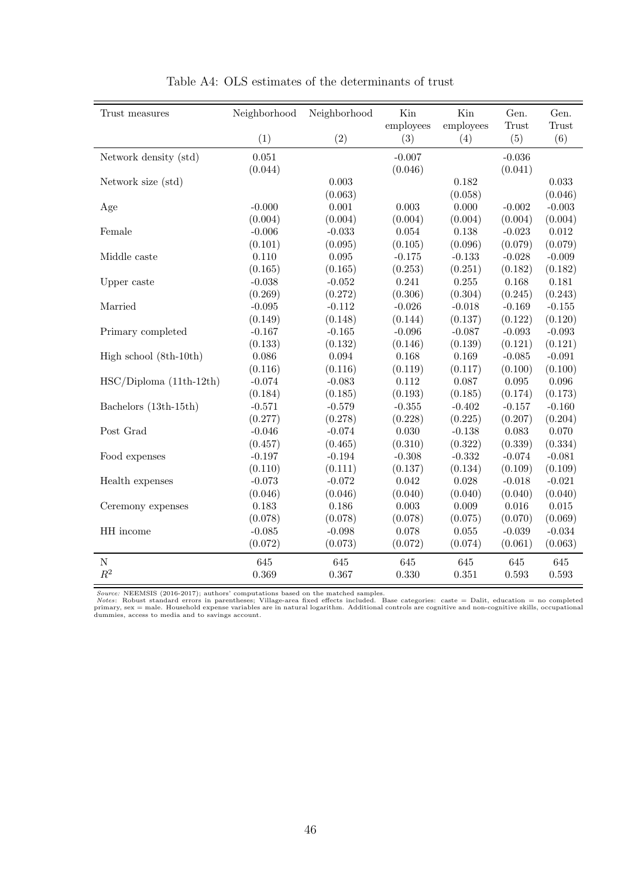Table A4: OLS estimates of the determinants of trust

| Trust measures | Neighborhood | Neighborhood | Kin employees | Kin employees | Gen. Trust | Gen. Trust |
|---|---|---|---|---|---|---|
| | (1) | (2) | (3) | (4) | (5) | (6) |
| Network density (std) | 0.051 | | -0.007 | | -0.036 | |
| | (0.044) | | (0.046) | | (0.041) | |
| Network size (std) | | 0.003 | | 0.182 | | 0.033 |
| | | (0.063) | | (0.058) | | (0.046) |
| Age | -0.000 | 0.001 | 0.003 | 0.000 | -0.002 | -0.003 |
| | (0.004) | (0.004) | (0.004) | (0.004) | (0.004) | (0.004) |
| Female | -0.006 | -0.033 | 0.054 | 0.138 | -0.023 | 0.012 |
| | (0.101) | (0.095) | (0.105) | (0.096) | (0.079) | (0.079) |
| Middle caste | 0.110 | 0.095 | -0.175 | -0.133 | -0.028 | -0.009 |
| | (0.165) | (0.165) | (0.253) | (0.251) | (0.182) | (0.182) |
| Upper caste | -0.038 | -0.052 | 0.241 | 0.255 | 0.168 | 0.181 |
| | (0.269) | (0.272) | (0.306) | (0.304) | (0.245) | (0.243) |
| Married | -0.095 | -0.112 | -0.026 | -0.018 | -0.169 | -0.155 |
| | (0.149) | (0.148) | (0.144) | (0.137) | (0.122) | (0.120) |
| Primary completed | -0.167 | -0.165 | -0.096 | -0.087 | -0.093 | -0.093 |
| | (0.133) | (0.132) | (0.146) | (0.139) | (0.121) | (0.121) |
| High school (8th-10th) | 0.086 | 0.094 | 0.168 | 0.169 | -0.085 | -0.091 |
| | (0.116) | (0.116) | (0.119) | (0.117) | (0.100) | (0.100) |
| HSC/Diploma (11th-12th) | -0.074 | -0.083 | 0.112 | 0.087 | 0.095 | 0.096 |
| | (0.184) | (0.185) | (0.193) | (0.185) | (0.174) | (0.173) |
| Bachelors (13th-15th) | -0.571 | -0.579 | -0.355 | -0.402 | -0.157 | -0.160 |
| | (0.277) | (0.278) | (0.228) | (0.225) | (0.207) | (0.204) |
| Post Grad | -0.046 | -0.074 | 0.030 | -0.138 | 0.083 | 0.070 |
| | (0.457) | (0.465) | (0.310) | (0.322) | (0.339) | (0.334) |
| Food expenses | -0.197 | -0.194 | -0.308 | -0.332 | -0.074 | -0.081 |
| | (0.110) | (0.111) | (0.137) | (0.134) | (0.109) | (0.109) |
| Health expenses | -0.073 | -0.072 | 0.042 | 0.028 | -0.018 | -0.021 |
| | (0.046) | (0.046) | (0.040) | (0.040) | (0.040) | (0.040) |
| Ceremony expenses | 0.183 | 0.186 | 0.003 | 0.009 | 0.016 | 0.015 |
| | (0.078) | (0.078) | (0.078) | (0.075) | (0.070) | (0.069) |
| HH income | -0.085 | -0.098 | 0.078 | 0.055 | -0.039 | -0.034 |
| | (0.072) | (0.073) | (0.072) | (0.074) | (0.061) | (0.063) |
| N | 645 | 645 | 645 | 645 | 645 | 645 |
| $R^2$ | 0.369 | 0.367 | 0.330 | 0.351 | 0.593 | 0.593 |

*Source:* NEEMSIS (2016-2017); authors' computations based on the matched samples.
*Notes*: Robust standard errors in parentheses; Village-area fixed effects included. Base categories: caste = Dalit, education = no completed primary, sex = male. Household expense variables are in natural logarithm. Additional controls are cognitive and non-cognitive skills, occupational dummies, access to media and to savings account.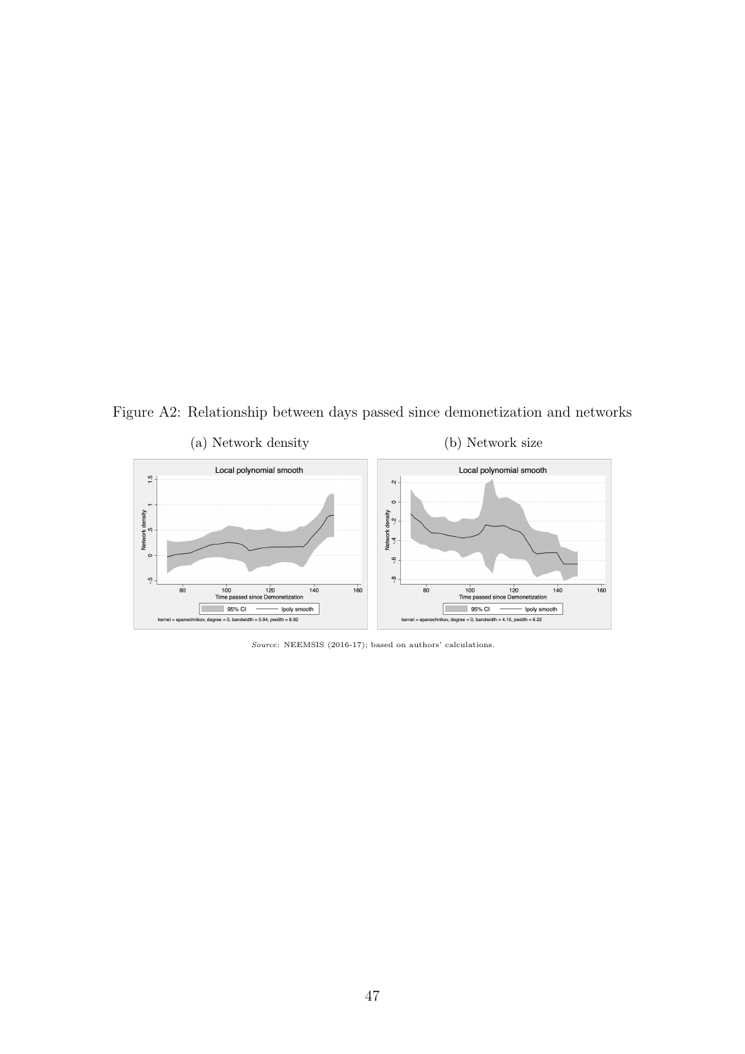Figure A2: Relationship between days passed since demonetization and networks

(a) Network density

(b) Network size

*Source*: NEEMSIS (2016-17); based on authors' calculations.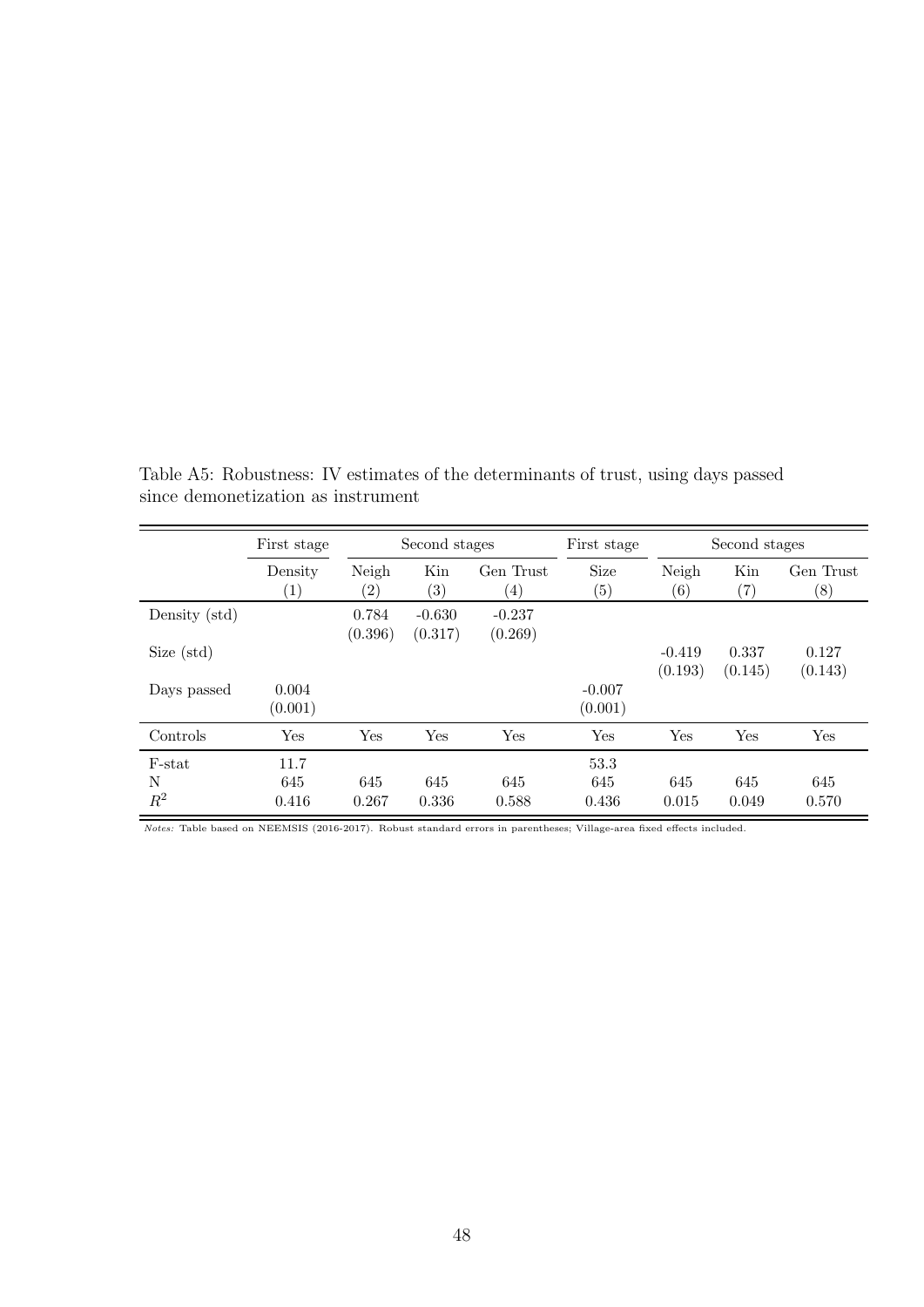Table A5: Robustness: IV estimates of the determinants of trust, using days passed since demonetization as instrument

| | First stage | Second stages | | | First stage | Second stages | | |
|---|---|---|---|---|---|---|---|---|
| | Density | Neigh | Kin | Gen Trust | Size | Neigh | Kin | Gen Trust |
| | (1) | (2) | (3) | (4) | (5) | (6) | (7) | (8) |
| Density (std) | | 0.784 | -0.630 | -0.237 | | | | |
| | | (0.396) | (0.317) | (0.269) | | | | |
| Size (std) | | | | | | -0.419 | 0.337 | 0.127 |
| | | | | | | (0.193) | (0.145) | (0.143) |
| Days passed | 0.004 | | | | -0.007 | | | |
| | (0.001) | | | | (0.001) | | | |
| Controls | Yes | Yes | Yes | Yes | Yes | Yes | Yes | Yes |
| F-stat | 11.7 | | | | 53.3 | | | |
| N | 645 | 645 | 645 | 645 | 645 | 645 | 645 | 645 |
| $R^2$ | 0.416 | 0.267 | 0.336 | 0.588 | 0.436 | 0.015 | 0.049 | 0.570 |

*Notes:* Table based on NEEMSIS (2016-2017). Robust standard errors in parentheses; Village-area fixed effects included.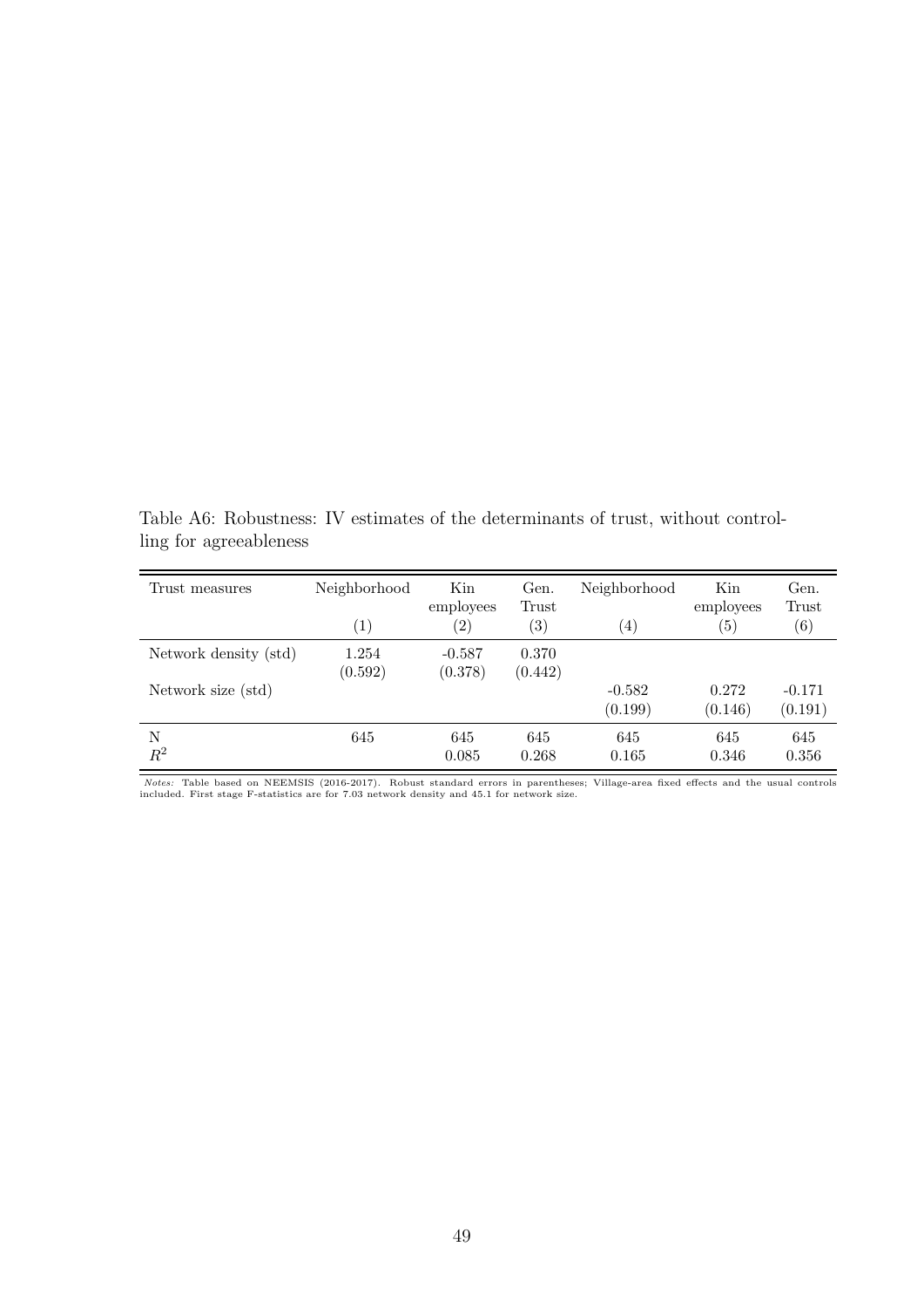Table A6: Robustness: IV estimates of the determinants of trust, without controlling for agreeableness

| Trust measures | Neighborhood | Kin employees | Gen. Trust | Neighborhood | Kin employees | Gen. Trust |
|---|---|---|---|---|---|---|
| | (1) | (2) | (3) | (4) | (5) | (6) |
| Network density (std) | 1.254 | -0.587 | 0.370 | | | |
| | (0.592) | (0.378) | (0.442) | | | |
| Network size (std) | | | | -0.582 | 0.272 | -0.171 |
| | | | | (0.199) | (0.146) | (0.191) |
| N | 645 | 645 | 645 | 645 | 645 | 645 |
| $R^2$ | | 0.085 | 0.268 | 0.165 | 0.346 | 0.356 |

*Notes:* Table based on NEEMSIS (2016-2017). Robust standard errors in parentheses; Village-area fixed effects and the usual controls included. First stage F-statistics are for 7.03 network density and 45.1 for network size.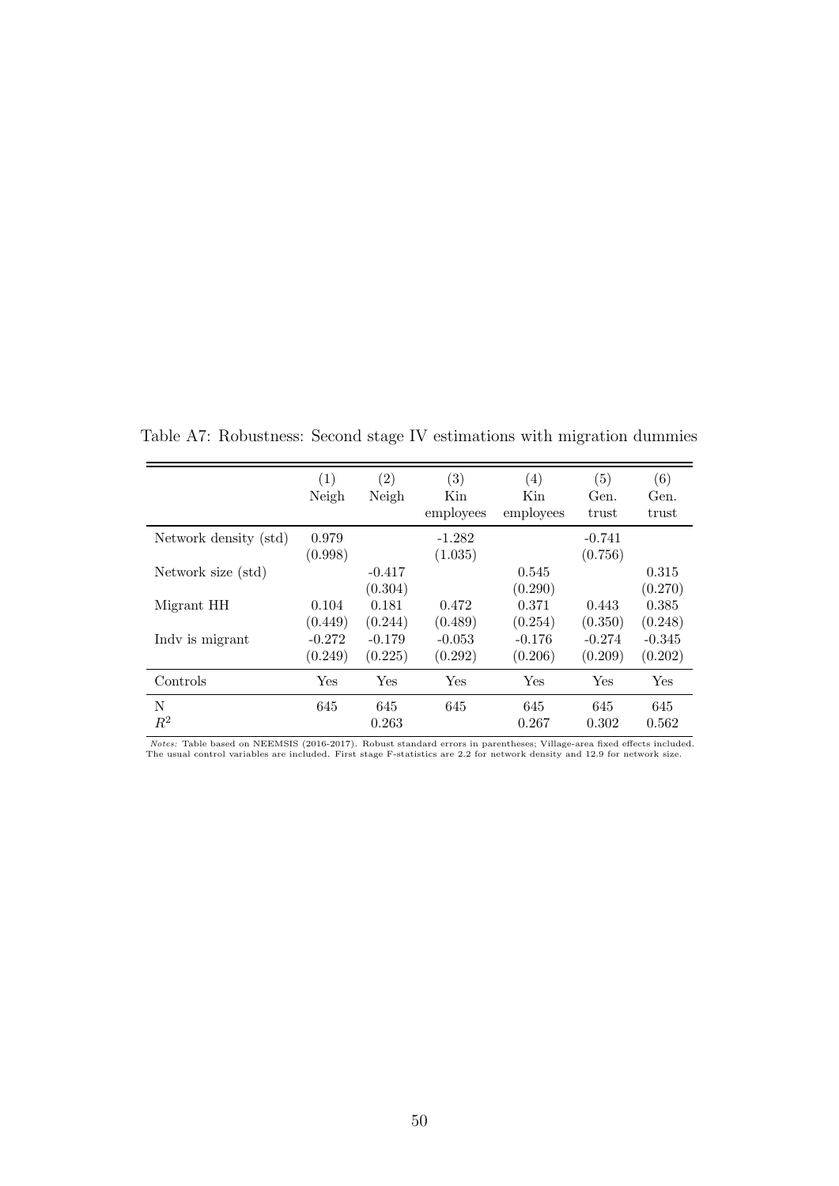Table A7: Robustness: Second stage IV estimations with migration dummies

| | (1)<br>Neigh | (2)<br>Neigh | (3)<br>Kin employees | (4)<br>Kin employees | (5)<br>Gen. trust | (6)<br>Gen. trust |
|---|---|---|---|---|---|---|
| Network density (std) | 0.979<br>(0.998) | | -1.282<br>(1.035) | | -0.741<br>(0.756) | |
| Network size (std) | | -0.417<br>(0.304) | | 0.545<br>(0.290) | | 0.315<br>(0.270) |
| Migrant HH | 0.104<br>(0.449) | 0.181<br>(0.244) | 0.472<br>(0.489) | 0.371<br>(0.254) | 0.443<br>(0.350) | 0.385<br>(0.248) |
| Indv is migrant | -0.272<br>(0.249) | -0.179<br>(0.225) | -0.053<br>(0.292) | -0.176<br>(0.206) | -0.274<br>(0.209) | -0.345<br>(0.202) |
| Controls | Yes | Yes | Yes | Yes | Yes | Yes |
| N | 645 | 645 | 645 | 645 | 645 | 645 |
| $R^2$ | | 0.263 | | 0.267 | 0.302 | 0.562 |

*Notes:* Table based on NEEMSIS (2016-2017). Robust standard errors in parentheses; Village-area fixed effects included. The usual control variables are included. First stage F-statistics are 2.2 for network density and 12.9 for network size.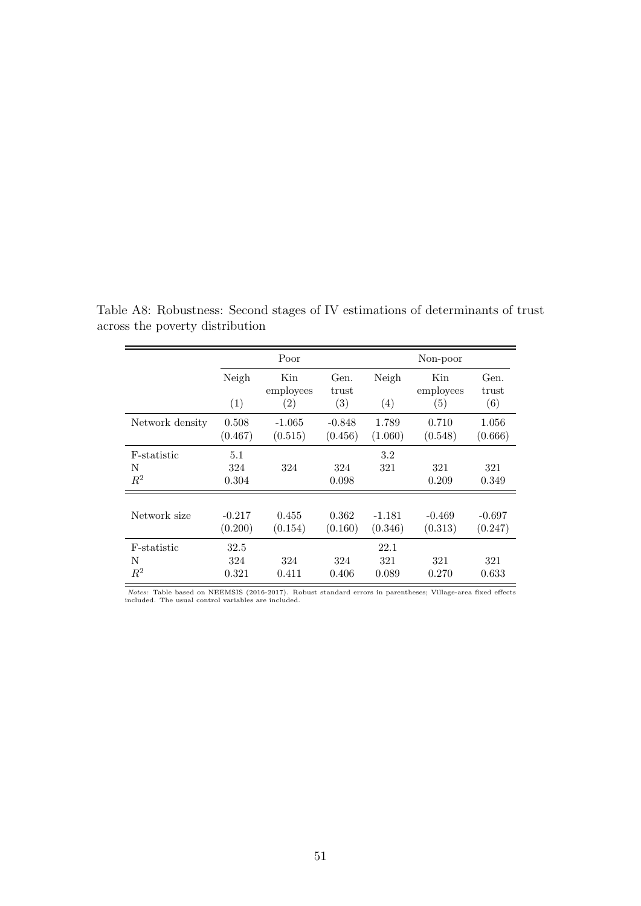Table A8: Robustness: Second stages of IV estimations of determinants of trust across the poverty distribution

| | Poor | | | Non-poor | | |
|---|---|---|---|---|---|---|
| | Neigh | Kin employees | Gen. trust | Neigh | Kin employees | Gen. trust |
| | (1) | (2) | (3) | (4) | (5) | (6) |
| Network density | 0.508 | -1.065 | -0.848 | 1.789 | 0.710 | 1.056 |
| | (0.467) | (0.515) | (0.456) | (1.060) | (0.548) | (0.666) |
| F-statistic | 5.1 | | | 3.2 | | |
| N | 324 | 324 | 324 | 321 | 321 | 321 |
| $R^2$ | 0.304 | | 0.098 | | 0.209 | 0.349 |
| Network size | -0.217 | 0.455 | 0.362 | -1.181 | -0.469 | -0.697 |
| | (0.200) | (0.154) | (0.160) | (0.346) | (0.313) | (0.247) |
| F-statistic | 32.5 | | | 22.1 | | |
| N | 324 | 324 | 324 | 321 | 321 | 321 |
| $R^2$ | 0.321 | 0.411 | 0.406 | 0.089 | 0.270 | 0.633 |

*Notes:* Table based on NEEMSIS (2016-2017). Robust standard errors in parentheses; Village-area fixed effects included. The usual control variables are included.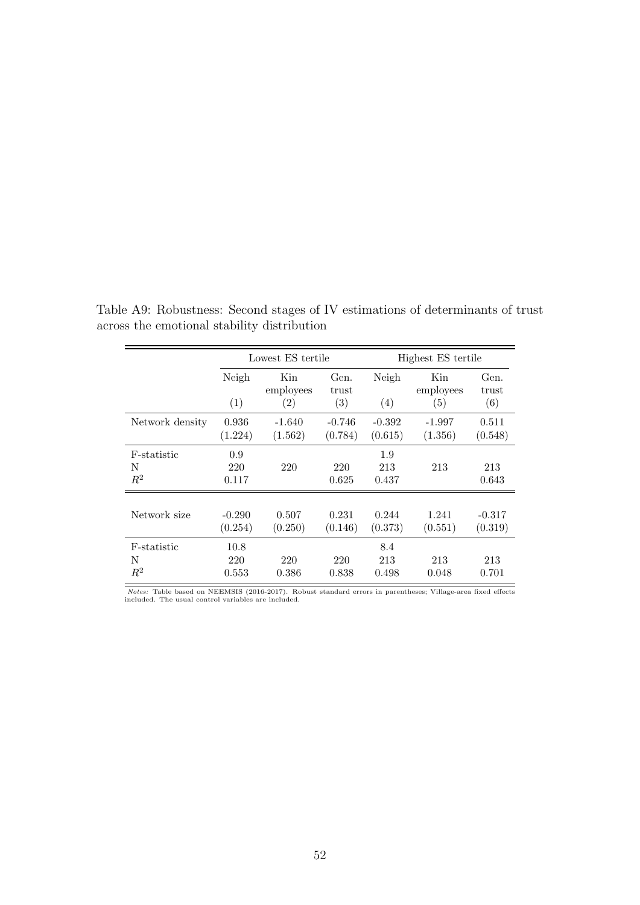Table A9: Robustness: Second stages of IV estimations of determinants of trust across the emotional stability distribution

| | Lowest ES tertile | | | Highest ES tertile | | |
|---|---|---|---|---|---|---|
| | Neigh | Kin employees | Gen. trust | Neigh | Kin employees | Gen. trust |
| | (1) | (2) | (3) | (4) | (5) | (6) |
| Network density | 0.936 | -1.640 | -0.746 | -0.392 | -1.997 | 0.511 |
| | (1.224) | (1.562) | (0.784) | (0.615) | (1.356) | (0.548) |
| F-statistic | 0.9 | | | 1.9 | | |
| N | 220 | 220 | 220 | 213 | 213 | 213 |
| $R^2$ | 0.117 | | 0.625 | 0.437 | | 0.643 |
| Network size | -0.290 | 0.507 | 0.231 | 0.244 | 1.241 | -0.317 |
| | (0.254) | (0.250) | (0.146) | (0.373) | (0.551) | (0.319) |
| F-statistic | 10.8 | | | 8.4 | | |
| N | 220 | 220 | 220 | 213 | 213 | 213 |
| $R^2$ | 0.553 | 0.386 | 0.838 | 0.498 | 0.048 | 0.701 |

*Notes:* Table based on NEEMSIS (2016-2017). Robust standard errors in parentheses; Village-area fixed effects included. The usual control variables are included.